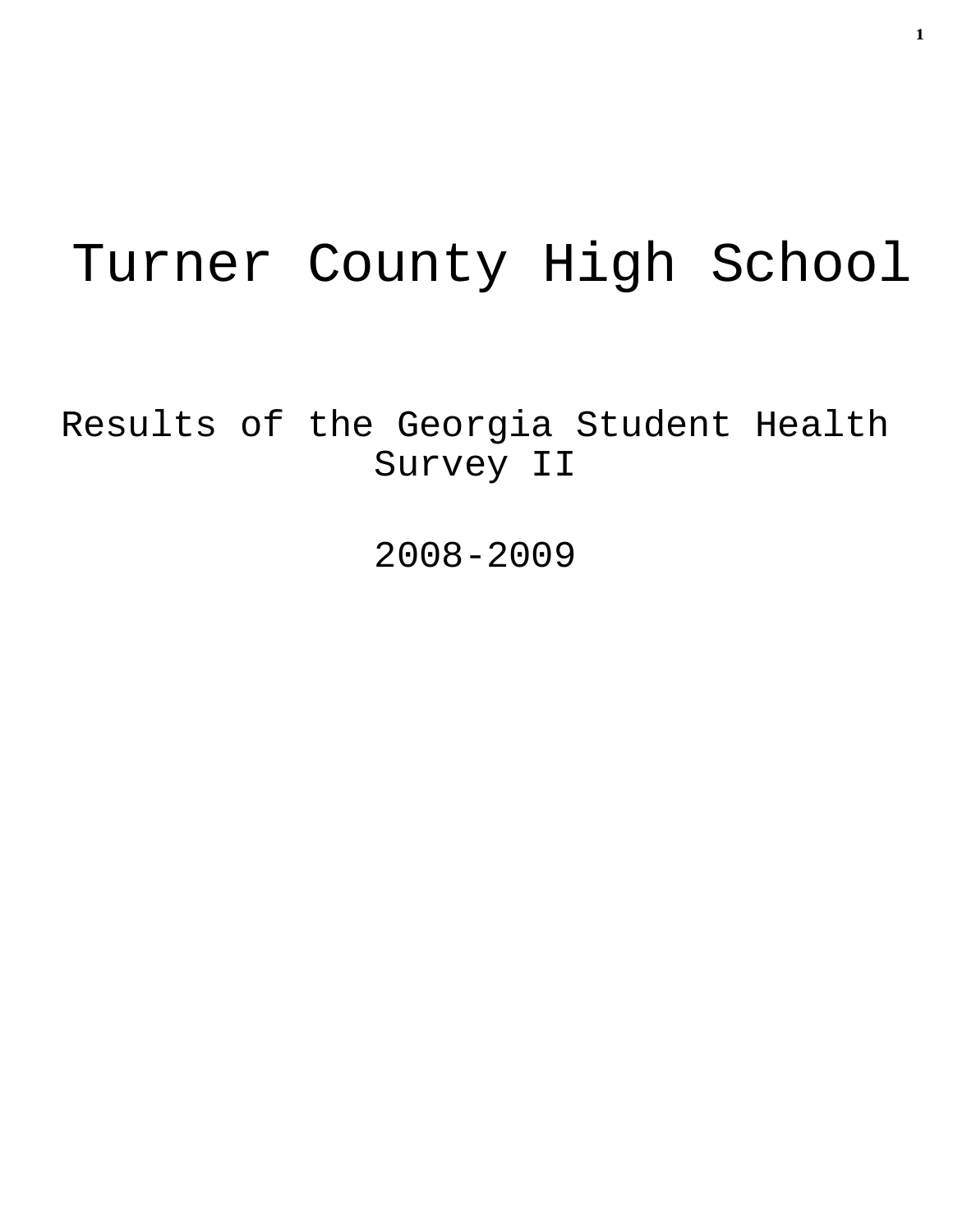# Turner County High School

## Results of the Georgia Student Health Survey II

## 2008-2009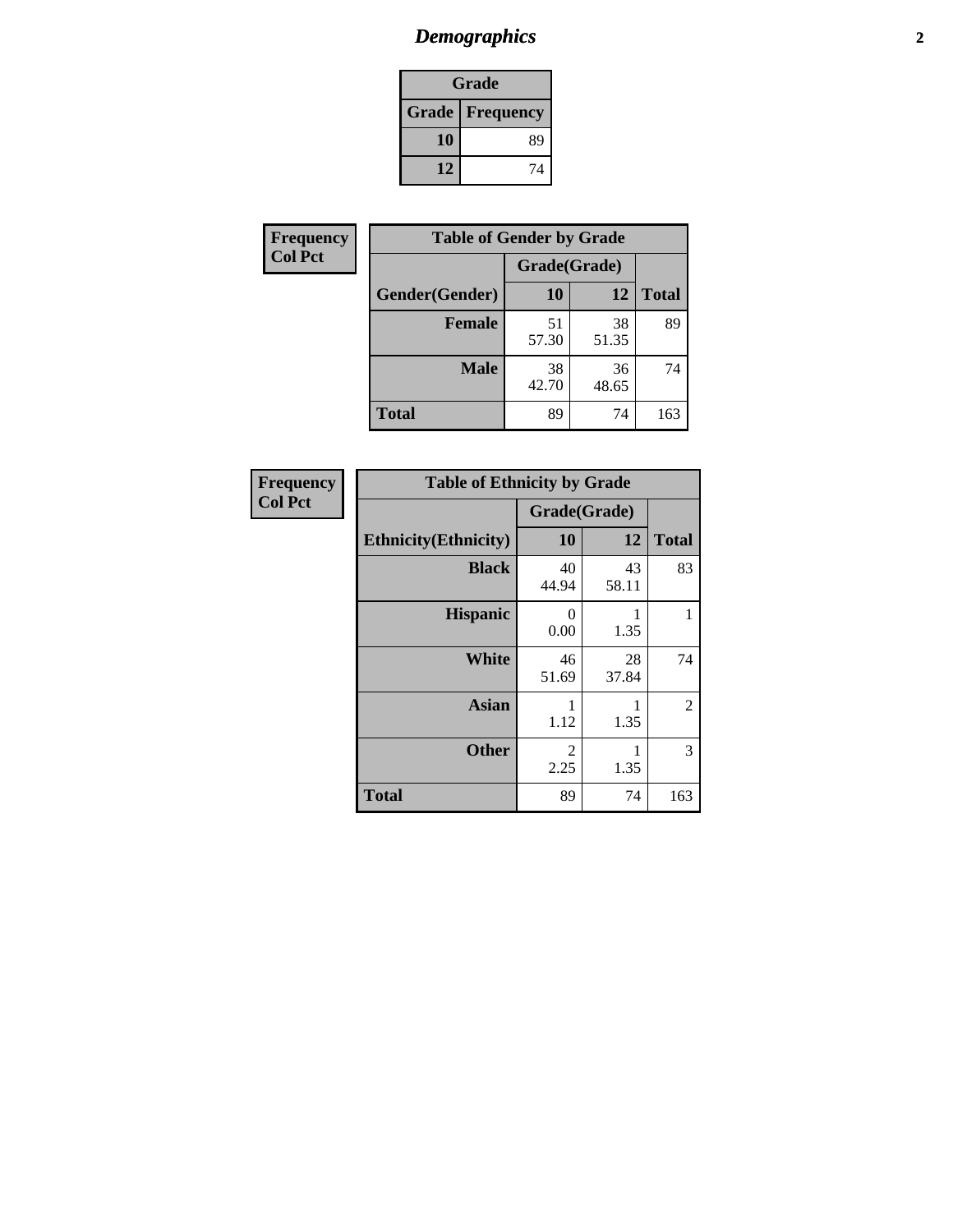# *Demographics*

| Grade | |
|---|---|
| **Grade** | **Frequency** |
| **10** | 89 |
| **12** | 74 |

**Frequency**
**Col Pct**

| Table of Gender by Grade | | | |
|---|---|---|---|
| | Grade(Grade) | | |
| **Gender(Gender)** | **10** | **12** | **Total** |
| **Female** | 51<br>57.30 | 38<br>51.35 | 89 |
| **Male** | 38<br>42.70 | 36<br>48.65 | 74 |
| **Total** | 89 | 74 | 163 |

**Frequency**
**Col Pct**

| Table of Ethnicity by Grade | | | |
|---|---|---|---|
| | Grade(Grade) | | |
| **Ethnicity(Ethnicity)** | **10** | **12** | **Total** |
| **Black** | 40<br>44.94 | 43<br>58.11 | 83 |
| **Hispanic** | 0<br>0.00 | 1<br>1.35 | 1 |
| **White** | 46<br>51.69 | 28<br>37.84 | 74 |
| **Asian** | 1<br>1.12 | 1<br>1.35 | 2 |
| **Other** | 2<br>2.25 | 1<br>1.35 | 3 |
| **Total** | 89 | 74 | 163 |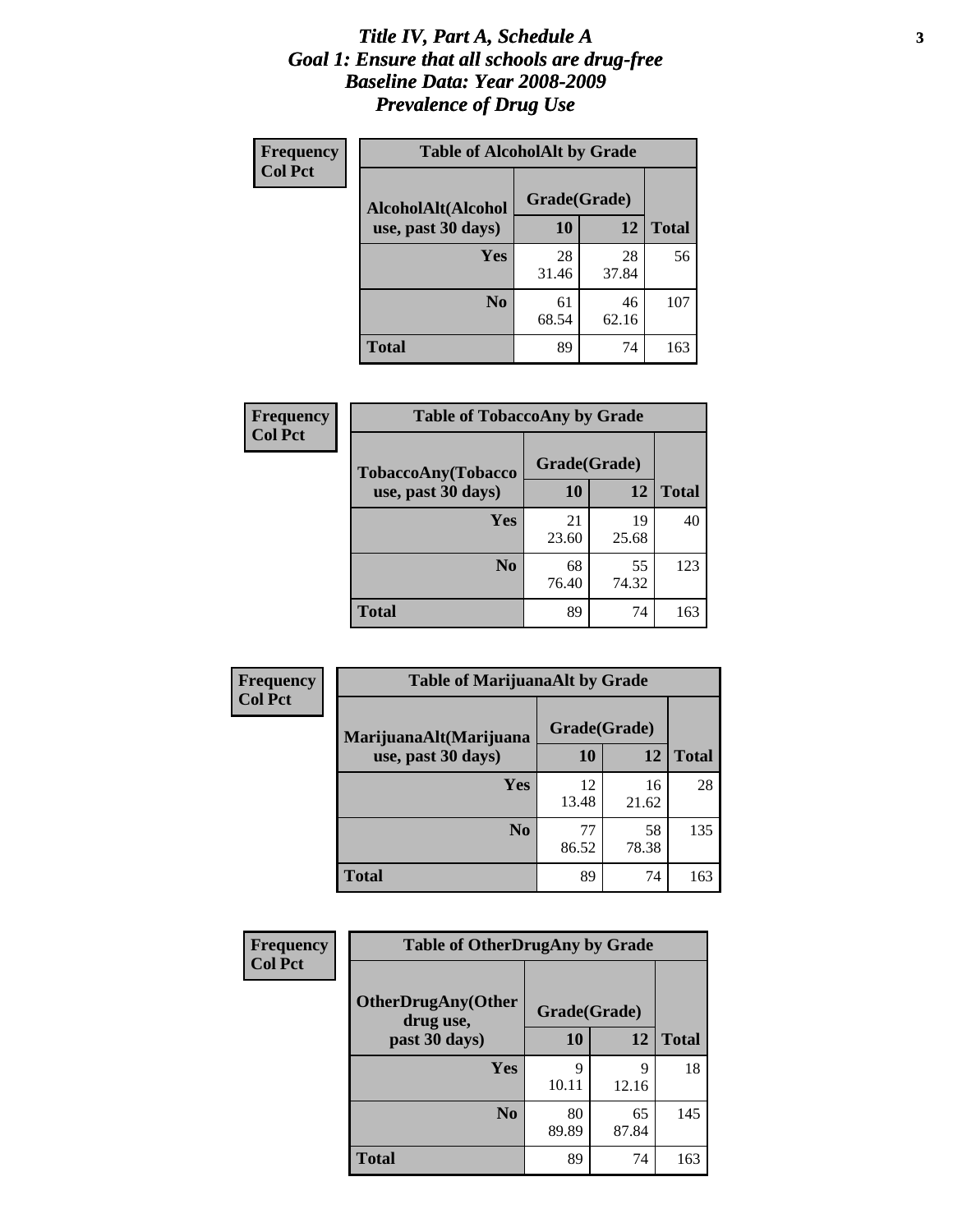# *Title IV, Part A, Schedule A*
# *Goal 1: Ensure that all schools are drug-free*
# *Baseline Data: Year 2008-2009*
# *Prevalence of Drug Use*

**Frequency**
**Col Pct**

| Table of AlcoholAlt by Grade | | | |
|---|---|---|---|
| AlcoholAlt(Alcohol use, past 30 days) | Grade(Grade) | | |
| | 10 | 12 | Total |
| Yes | 28<br>31.46 | 28<br>37.84 | 56 |
| No | 61<br>68.54 | 46<br>62.16 | 107 |
| Total | 89 | 74 | 163 |

**Frequency**
**Col Pct**

| Table of TobaccoAny by Grade | | | |
|---|---|---|---|
| TobaccoAny(Tobacco use, past 30 days) | Grade(Grade) | | |
| | 10 | 12 | Total |
| Yes | 21<br>23.60 | 19<br>25.68 | 40 |
| No | 68<br>76.40 | 55<br>74.32 | 123 |
| Total | 89 | 74 | 163 |

**Frequency**
**Col Pct**

| Table of MarijuanaAlt by Grade | | | |
|---|---|---|---|
| MarijuanaAlt(Marijuana use, past 30 days) | Grade(Grade) | | |
| | 10 | 12 | Total |
| Yes | 12<br>13.48 | 16<br>21.62 | 28 |
| No | 77<br>86.52 | 58<br>78.38 | 135 |
| Total | 89 | 74 | 163 |

**Frequency**
**Col Pct**

| Table of OtherDrugAny by Grade | | | |
|---|---|---|---|
| OtherDrugAny(Other drug use, past 30 days) | Grade(Grade) | | |
| | 10 | 12 | Total |
| Yes | 9<br>10.11 | 9<br>12.16 | 18 |
| No | 80<br>89.89 | 65<br>87.84 | 145 |
| Total | 89 | 74 | 163 |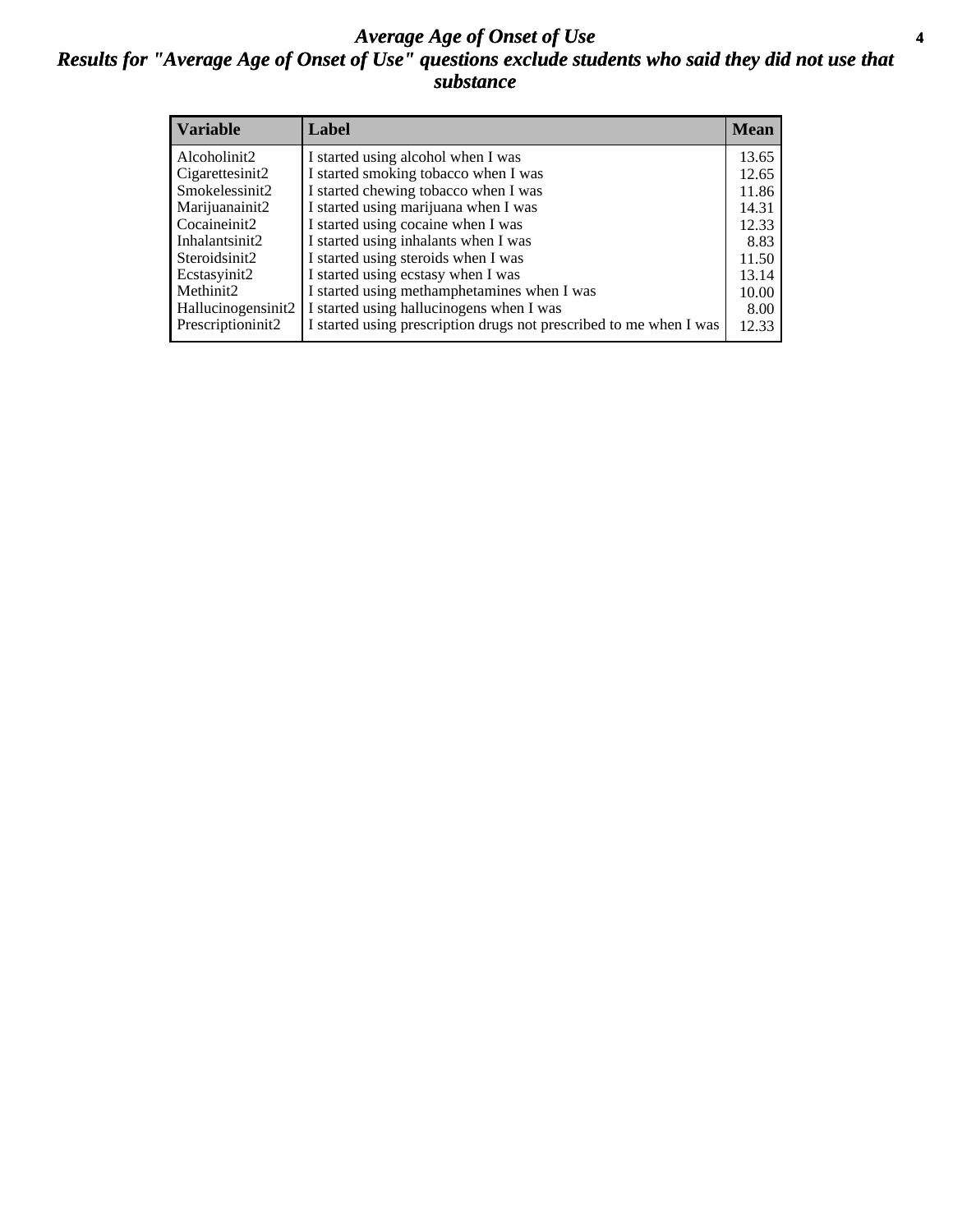# *Average Age of Onset of Use*

## *Results for "Average Age of Onset of Use" questions exclude students who said they did not use that substance*

| Variable | Label | Mean |
|---|---|---|
| Alcoholinit2 | I started using alcohol when I was | 13.65 |
| Cigarettesinit2 | I started smoking tobacco when I was | 12.65 |
| Smokelessinit2 | I started chewing tobacco when I was | 11.86 |
| Marijuanainit2 | I started using marijuana when I was | 14.31 |
| Cocaineinit2 | I started using cocaine when I was | 12.33 |
| Inhalantsinit2 | I started using inhalants when I was | 8.83 |
| Steroidsinit2 | I started using steroids when I was | 11.50 |
| Ecstasyinit2 | I started using ecstasy when I was | 13.14 |
| Methinit2 | I started using methamphetamines when I was | 10.00 |
| Hallucinogensinit2 | I started using hallucinogens when I was | 8.00 |
| Prescriptioninit2 | I started using prescription drugs not prescribed to me when I was | 12.33 |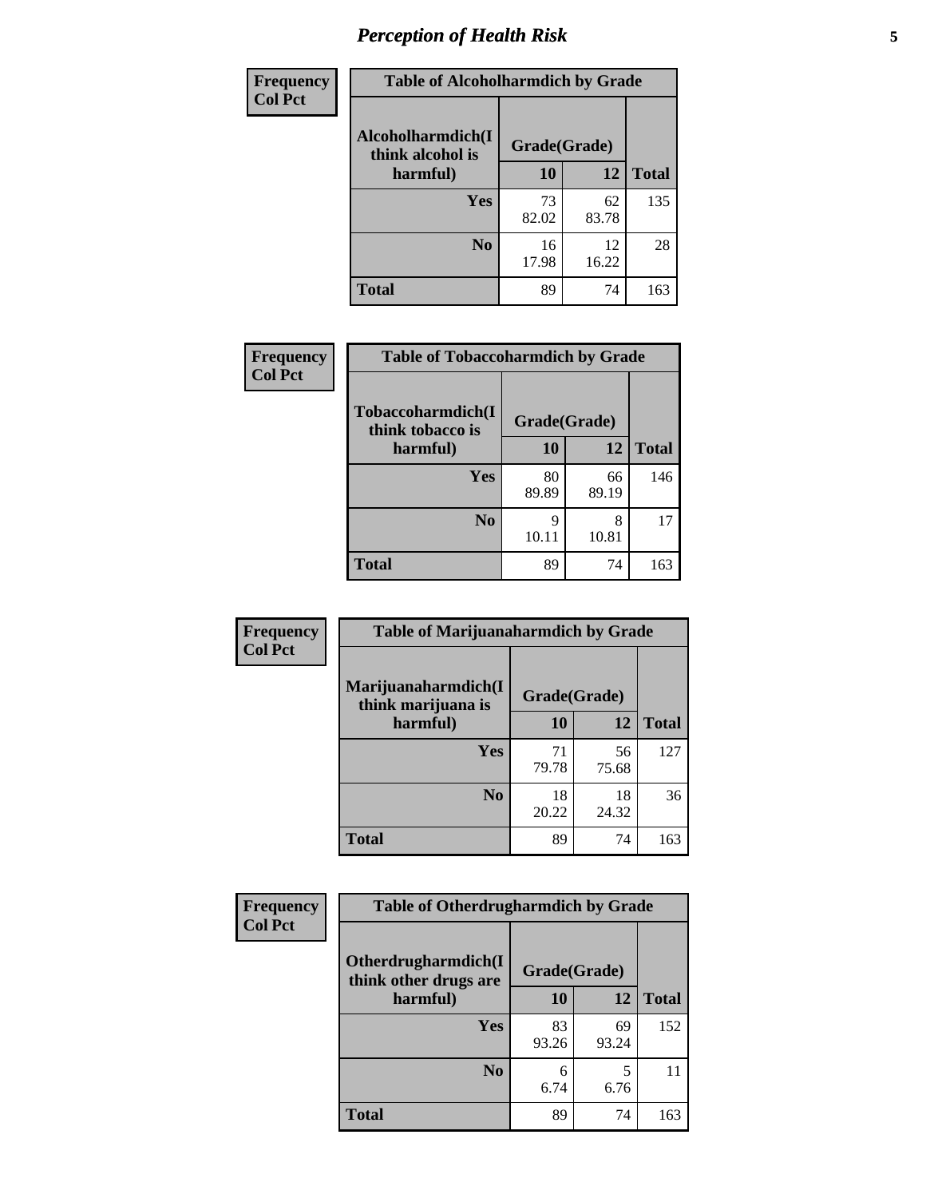# Perception of Health Risk

**Frequency**
**Col Pct**

| Table of Alcoholharmdich by Grade | | | |
|---|---|---|---|
| **Alcoholharmdich(I think alcohol is harmful)** | **Grade(Grade)** | | **Total** |
| | **10** | **12** | |
| **Yes** | 73<br>82.02 | 62<br>83.78 | 135 |
| **No** | 16<br>17.98 | 12<br>16.22 | 28 |
| **Total** | 89 | 74 | 163 |

**Frequency**
**Col Pct**

| Table of Tobaccoharmdich by Grade | | | |
|---|---|---|---|
| **Tobaccoharmdich(I think tobacco is harmful)** | **Grade(Grade)** | | **Total** |
| | **10** | **12** | |
| **Yes** | 80<br>89.89 | 66<br>89.19 | 146 |
| **No** | 9<br>10.11 | 8<br>10.81 | 17 |
| **Total** | 89 | 74 | 163 |

**Frequency**
**Col Pct**

| Table of Marijuanaharmdich by Grade | | | |
|---|---|---|---|
| **Marijuanaharmdich(I think marijuana is harmful)** | **Grade(Grade)** | | **Total** |
| | **10** | **12** | |
| **Yes** | 71<br>79.78 | 56<br>75.68 | 127 |
| **No** | 18<br>20.22 | 18<br>24.32 | 36 |
| **Total** | 89 | 74 | 163 |

**Frequency**
**Col Pct**

| Table of Otherdrugharmdich by Grade | | | |
|---|---|---|---|
| **Otherdrugharmdich(I think other drugs are harmful)** | **Grade(Grade)** | | **Total** |
| | **10** | **12** | |
| **Yes** | 83<br>93.26 | 69<br>93.24 | 152 |
| **No** | 6<br>6.74 | 5<br>6.76 | 11 |
| **Total** | 89 | 74 | 163 |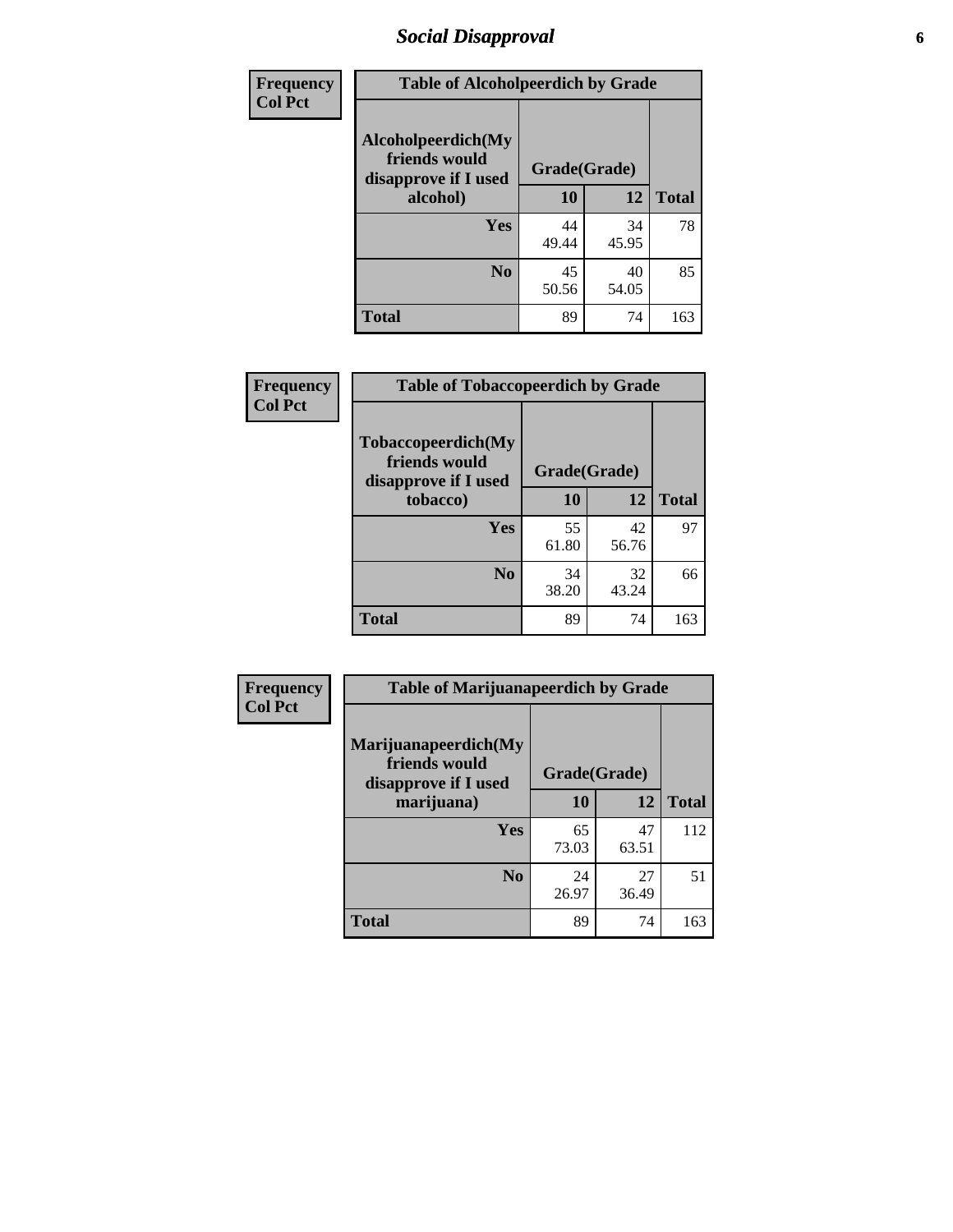## Social Disapproval

**Frequency**
**Col Pct**

**Table of Alcoholpeerdich by Grade**

| Alcoholpeerdich(My friends would disapprove if I used alcohol) | Grade(Grade) | | Total |
|---|---|---|---|
| | 10 | 12 | |
| Yes | 44<br>49.44 | 34<br>45.95 | 78 |
| No | 45<br>50.56 | 40<br>54.05 | 85 |
| Total | 89 | 74 | 163 |

**Frequency**
**Col Pct**

**Table of Tobaccopeerdich by Grade**

| Tobaccopeerdich(My friends would disapprove if I used tobacco) | Grade(Grade) | | Total |
|---|---|---|---|
| | 10 | 12 | |
| Yes | 55<br>61.80 | 42<br>56.76 | 97 |
| No | 34<br>38.20 | 32<br>43.24 | 66 |
| Total | 89 | 74 | 163 |

**Frequency**
**Col Pct**

**Table of Marijuanapeerdich by Grade**

| Marijuanapeerdich(My friends would disapprove if I used marijuana) | Grade(Grade) | | Total |
|---|---|---|---|
| | 10 | 12 | |
| Yes | 65<br>73.03 | 47<br>63.51 | 112 |
| No | 24<br>26.97 | 27<br>36.49 | 51 |
| Total | 89 | 74 | 163 |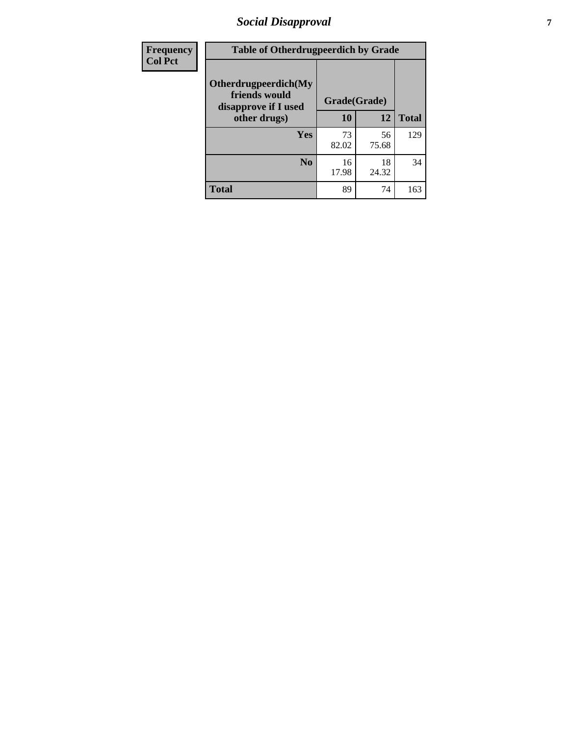| Frequency<br>Col Pct | Table of Otherdrugpeerdich by Grade | | |
|---|---|---|---|
| Otherdrugpeerdich(My friends would disapprove if I used other drugs) | Grade(Grade) | | |
| | 10 | 12 | Total |
| Yes | 73<br>82.02 | 56<br>75.68 | 129 |
| No | 16<br>17.98 | 18<br>24.32 | 34 |
| Total | 89 | 74 | 163 |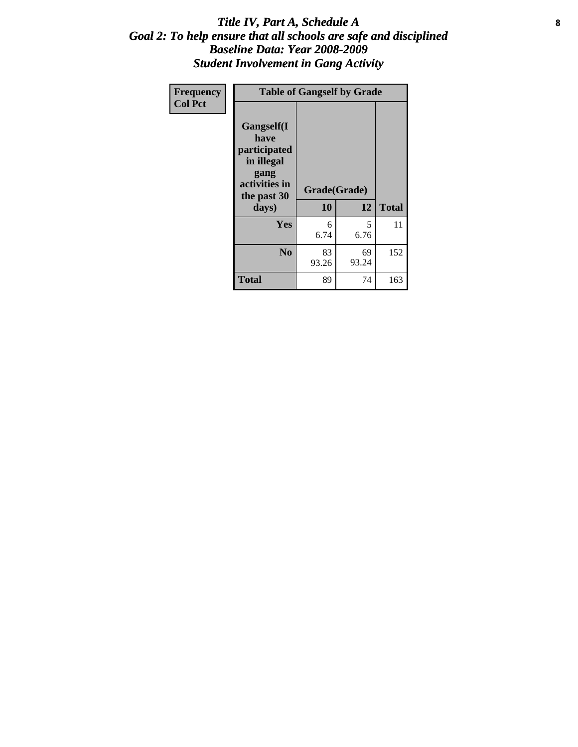# *Title IV, Part A, Schedule A*
## *Goal 2: To help ensure that all schools are safe and disciplined*
## *Baseline Data: Year 2008-2009*
## *Student Involvement in Gang Activity*

| Frequency<br>Col Pct | Table of Gangself by Grade | | | |
|---|---|---|---|---|
| | **Gangself(I have participated in illegal gang activities in the past 30 days)** | **Grade(Grade)** | | |
| | | **10** | **12** | **Total** |
| | **Yes** | 6<br>6.74 | 5<br>6.76 | 11 |
| | **No** | 83<br>93.26 | 69<br>93.24 | 152 |
| | **Total** | 89 | 74 | 163 |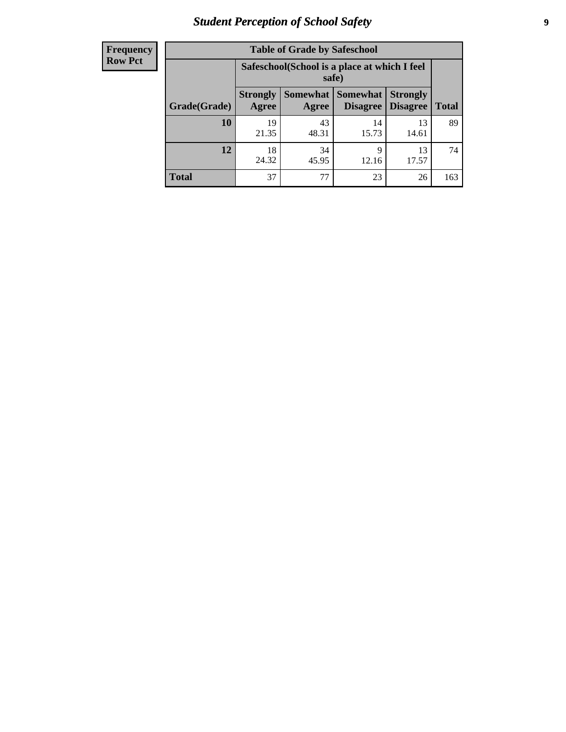| Frequency<br>Row Pct |
|---|

| Table of Grade by Safeschool | | | | | |
|---|---|---|---|---|---|
| | Safeschool(School is a place at which I feel safe) | | | | |
| Grade(Grade) | Strongly Agree | Somewhat Agree | Somewhat Disagree | Strongly Disagree | Total |
| **10** | 19<br>21.35 | 43<br>48.31 | 14<br>15.73 | 13<br>14.61 | 89 |
| **12** | 18<br>24.32 | 34<br>45.95 | 9<br>12.16 | 13<br>17.57 | 74 |
| **Total** | 37 | 77 | 23 | 26 | 163 |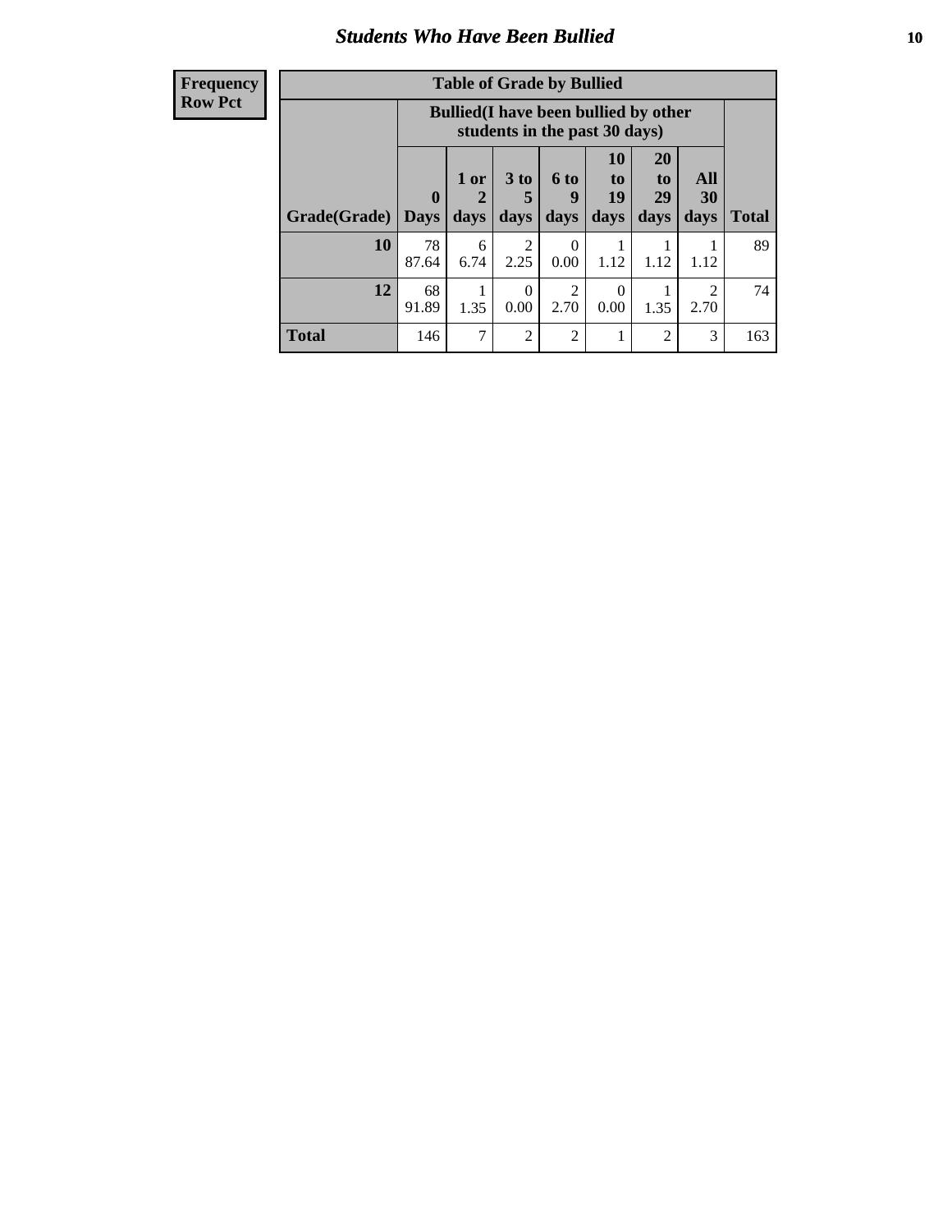# Students Who Have Been Bullied

| Frequency Row Pct |
|---|

**Table of Grade by Bullied**

| Grade(Grade) | Bullied(I have been bullied by other students in the past 30 days) | | | | | | | Total |
|---|---|---|---|---|---|---|---|---|
| | 0 Days | 1 or 2 days | 3 to 5 days | 6 to 9 days | 10 to 19 days | 20 to 29 days | All 30 days | |
| **10** | 78<br>87.64 | 6<br>6.74 | 2<br>2.25 | 0<br>0.00 | 1<br>1.12 | 1<br>1.12 | 1<br>1.12 | 89 |
| **12** | 68<br>91.89 | 1<br>1.35 | 0<br>0.00 | 2<br>2.70 | 0<br>0.00 | 1<br>1.35 | 2<br>2.70 | 74 |
| **Total** | 146 | 7 | 2 | 2 | 1 | 2 | 3 | 163 |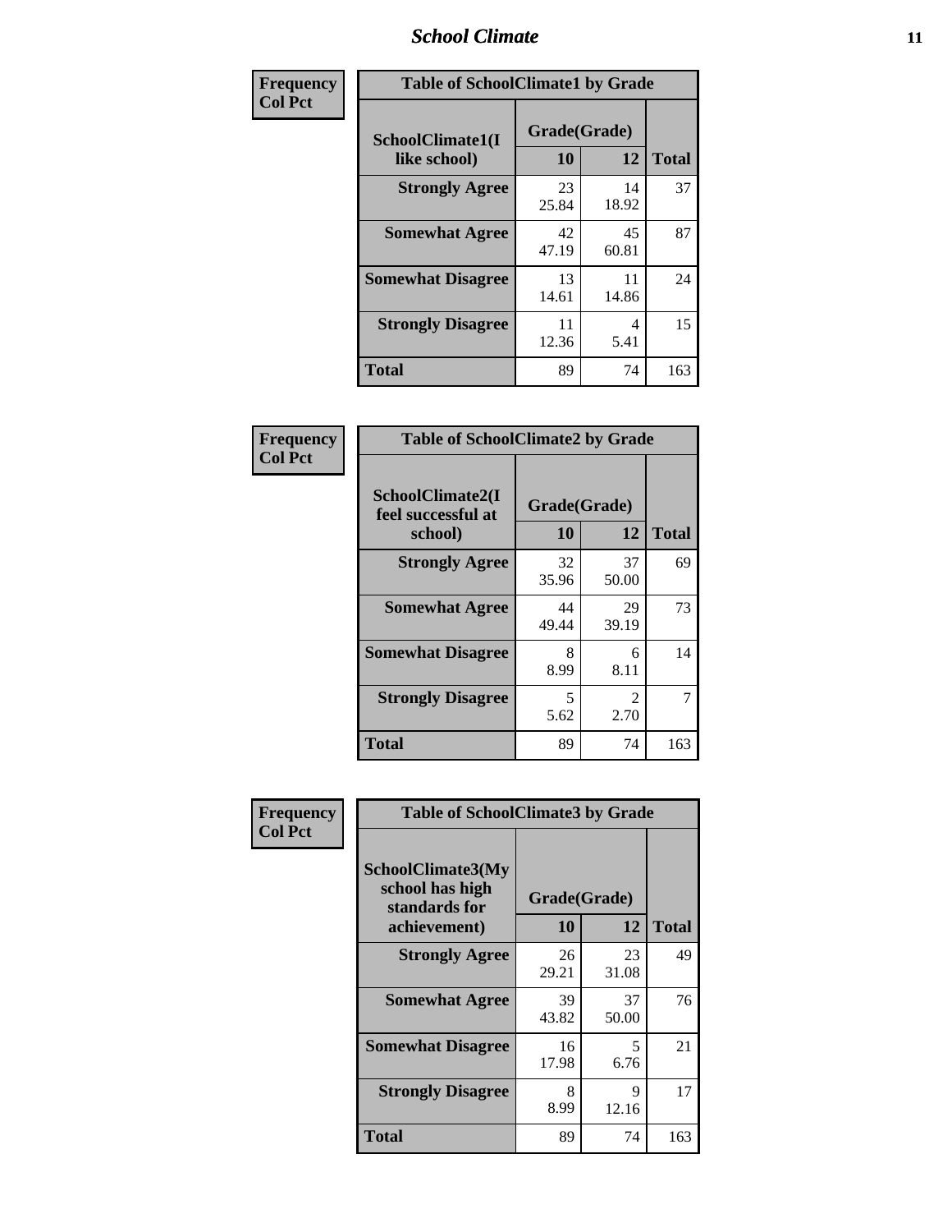## School Climate

| Frequency Col Pct | Table of SchoolClimate1 by Grade | | |
|---|---|---|---|
| SchoolClimate1(I like school) | Grade(Grade) | | |
| | 10 | 12 | Total |
| Strongly Agree | 23<br>25.84 | 14<br>18.92 | 37 |
| Somewhat Agree | 42<br>47.19 | 45<br>60.81 | 87 |
| Somewhat Disagree | 13<br>14.61 | 11<br>14.86 | 24 |
| Strongly Disagree | 11<br>12.36 | 4<br>5.41 | 15 |
| Total | 89 | 74 | 163 |

| Frequency Col Pct | Table of SchoolClimate2 by Grade | | |
|---|---|---|---|
| SchoolClimate2(I feel successful at school) | Grade(Grade) | | |
| | 10 | 12 | Total |
| Strongly Agree | 32<br>35.96 | 37<br>50.00 | 69 |
| Somewhat Agree | 44<br>49.44 | 29<br>39.19 | 73 |
| Somewhat Disagree | 8<br>8.99 | 6<br>8.11 | 14 |
| Strongly Disagree | 5<br>5.62 | 2<br>2.70 | 7 |
| Total | 89 | 74 | 163 |

| Frequency Col Pct | Table of SchoolClimate3 by Grade | | |
|---|---|---|---|
| SchoolClimate3(My school has high standards for achievement) | Grade(Grade) | | |
| | 10 | 12 | Total |
| Strongly Agree | 26<br>29.21 | 23<br>31.08 | 49 |
| Somewhat Agree | 39<br>43.82 | 37<br>50.00 | 76 |
| Somewhat Disagree | 16<br>17.98 | 5<br>6.76 | 21 |
| Strongly Disagree | 8<br>8.99 | 9<br>12.16 | 17 |
| Total | 89 | 74 | 163 |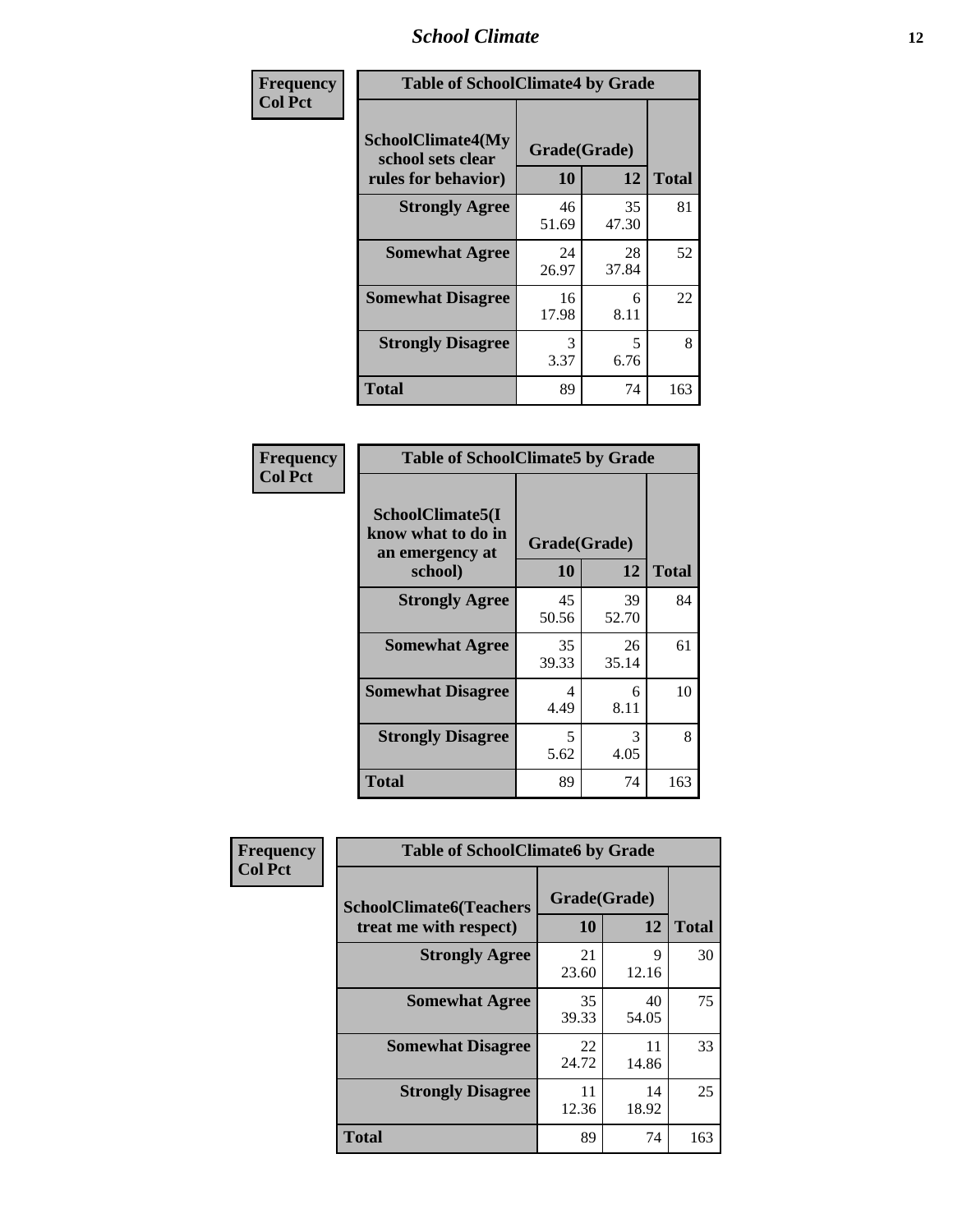## School Climate

**Frequency / Col Pct**

| Table of SchoolClimate4 by Grade | | | |
|---|---|---|---|
| SchoolClimate4(My school sets clear rules for behavior) | Grade(Grade) | | |
| | 10 | 12 | Total |
| Strongly Agree | 46<br>51.69 | 35<br>47.30 | 81 |
| Somewhat Agree | 24<br>26.97 | 28<br>37.84 | 52 |
| Somewhat Disagree | 16<br>17.98 | 6<br>8.11 | 22 |
| Strongly Disagree | 3<br>3.37 | 5<br>6.76 | 8 |
| Total | 89 | 74 | 163 |

**Frequency / Col Pct**

| Table of SchoolClimate5 by Grade | | | |
|---|---|---|---|
| SchoolClimate5(I know what to do in an emergency at school) | Grade(Grade) | | |
| | 10 | 12 | Total |
| Strongly Agree | 45<br>50.56 | 39<br>52.70 | 84 |
| Somewhat Agree | 35<br>39.33 | 26<br>35.14 | 61 |
| Somewhat Disagree | 4<br>4.49 | 6<br>8.11 | 10 |
| Strongly Disagree | 5<br>5.62 | 3<br>4.05 | 8 |
| Total | 89 | 74 | 163 |

**Frequency / Col Pct**

| Table of SchoolClimate6 by Grade | | | |
|---|---|---|---|
| SchoolClimate6(Teachers treat me with respect) | Grade(Grade) | | |
| | 10 | 12 | Total |
| Strongly Agree | 21<br>23.60 | 9<br>12.16 | 30 |
| Somewhat Agree | 35<br>39.33 | 40<br>54.05 | 75 |
| Somewhat Disagree | 22<br>24.72 | 11<br>14.86 | 33 |
| Strongly Disagree | 11<br>12.36 | 14<br>18.92 | 25 |
| Total | 89 | 74 | 163 |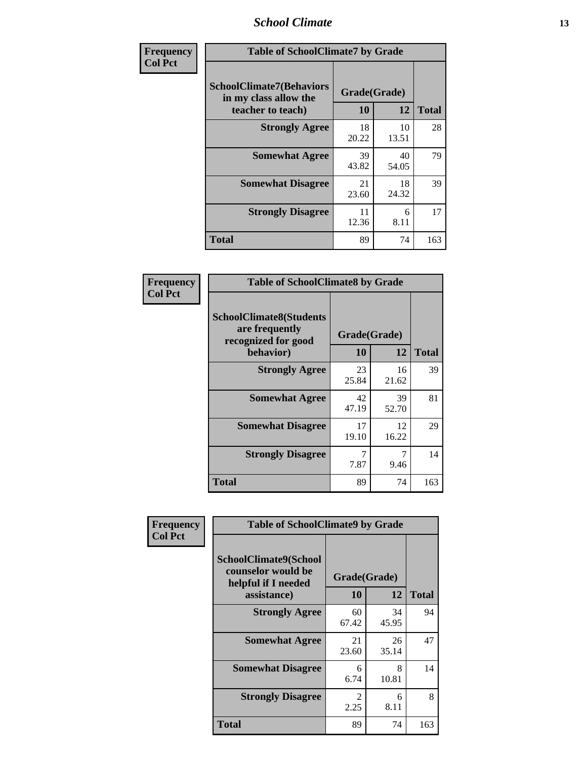| Frequency<br>Col Pct | Table of SchoolClimate7 by Grade | | |
|---|---|---|---|
| SchoolClimate7(Behaviors in my class allow the teacher to teach) | Grade(Grade) | | |
| | 10 | 12 | Total |
| Strongly Agree | 18<br>20.22 | 10<br>13.51 | 28 |
| Somewhat Agree | 39<br>43.82 | 40<br>54.05 | 79 |
| Somewhat Disagree | 21<br>23.60 | 18<br>24.32 | 39 |
| Strongly Disagree | 11<br>12.36 | 6<br>8.11 | 17 |
| Total | 89 | 74 | 163 |

| Frequency<br>Col Pct | Table of SchoolClimate8 by Grade | | |
|---|---|---|---|
| SchoolClimate8(Students are frequently recognized for good behavior) | Grade(Grade) | | |
| | 10 | 12 | Total |
| Strongly Agree | 23<br>25.84 | 16<br>21.62 | 39 |
| Somewhat Agree | 42<br>47.19 | 39<br>52.70 | 81 |
| Somewhat Disagree | 17<br>19.10 | 12<br>16.22 | 29 |
| Strongly Disagree | 7<br>7.87 | 7<br>9.46 | 14 |
| Total | 89 | 74 | 163 |

| Frequency<br>Col Pct | Table of SchoolClimate9 by Grade | | |
|---|---|---|---|
| SchoolClimate9(School counselor would be helpful if I needed assistance) | Grade(Grade) | | |
| | 10 | 12 | Total |
| Strongly Agree | 60<br>67.42 | 34<br>45.95 | 94 |
| Somewhat Agree | 21<br>23.60 | 26<br>35.14 | 47 |
| Somewhat Disagree | 6<br>6.74 | 8<br>10.81 | 14 |
| Strongly Disagree | 2<br>2.25 | 6<br>8.11 | 8 |
| Total | 89 | 74 | 163 |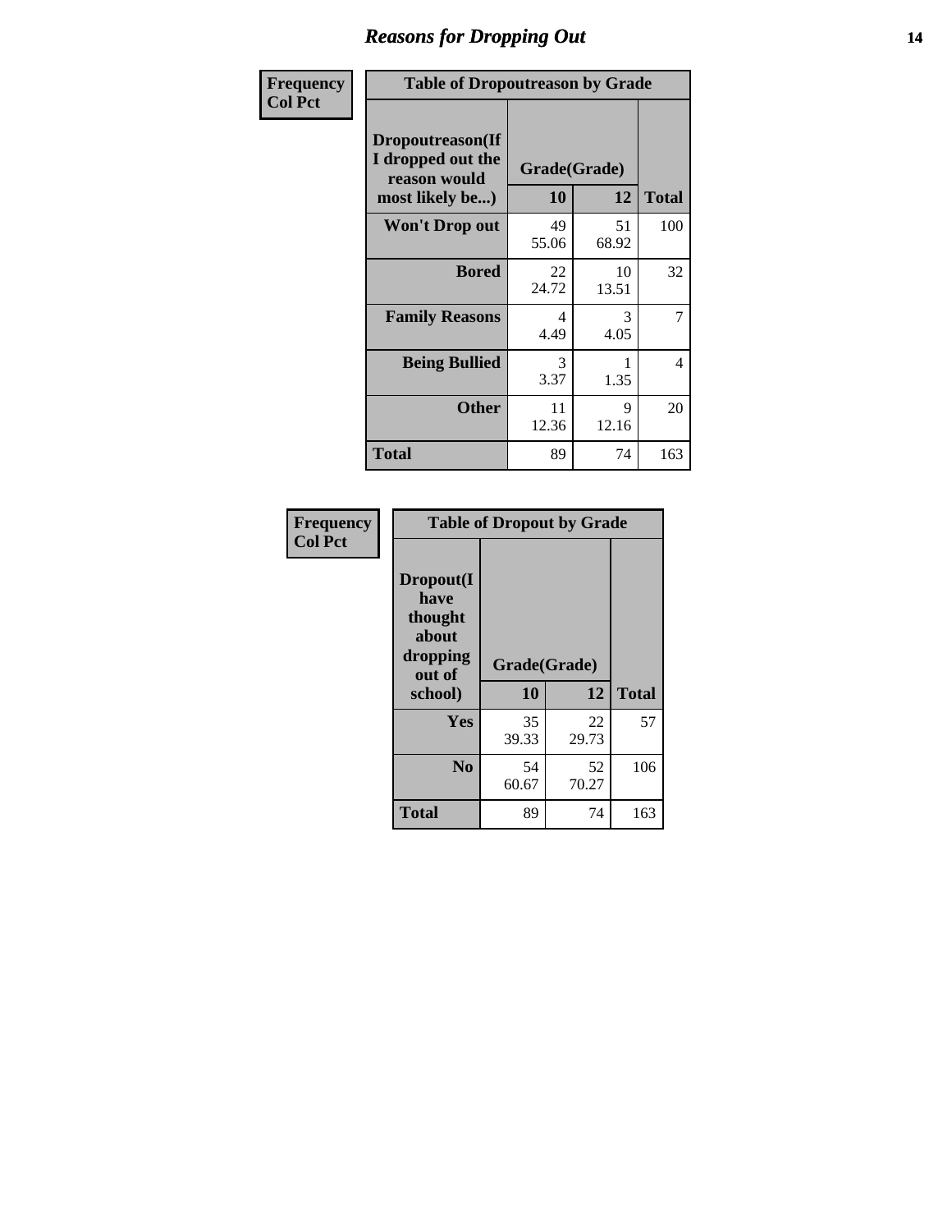# Reasons for Dropping Out

| Frequency<br>Col Pct | Table of Dropoutreason by Grade | | |
|---|---|---|---|
| **Dropoutreason(If I dropped out the reason would most likely be...)** | **Grade(Grade)** | | |
| | **10** | **12** | **Total** |
| **Won't Drop out** | 49<br>55.06 | 51<br>68.92 | 100 |
| **Bored** | 22<br>24.72 | 10<br>13.51 | 32 |
| **Family Reasons** | 4<br>4.49 | 3<br>4.05 | 7 |
| **Being Bullied** | 3<br>3.37 | 1<br>1.35 | 4 |
| **Other** | 11<br>12.36 | 9<br>12.16 | 20 |
| **Total** | 89 | 74 | 163 |

| Frequency<br>Col Pct | Table of Dropout by Grade | | |
|---|---|---|---|
| **Dropout(I have thought about dropping out of school)** | **Grade(Grade)** | | |
| | **10** | **12** | **Total** |
| **Yes** | 35<br>39.33 | 22<br>29.73 | 57 |
| **No** | 54<br>60.67 | 52<br>70.27 | 106 |
| **Total** | 89 | 74 | 163 |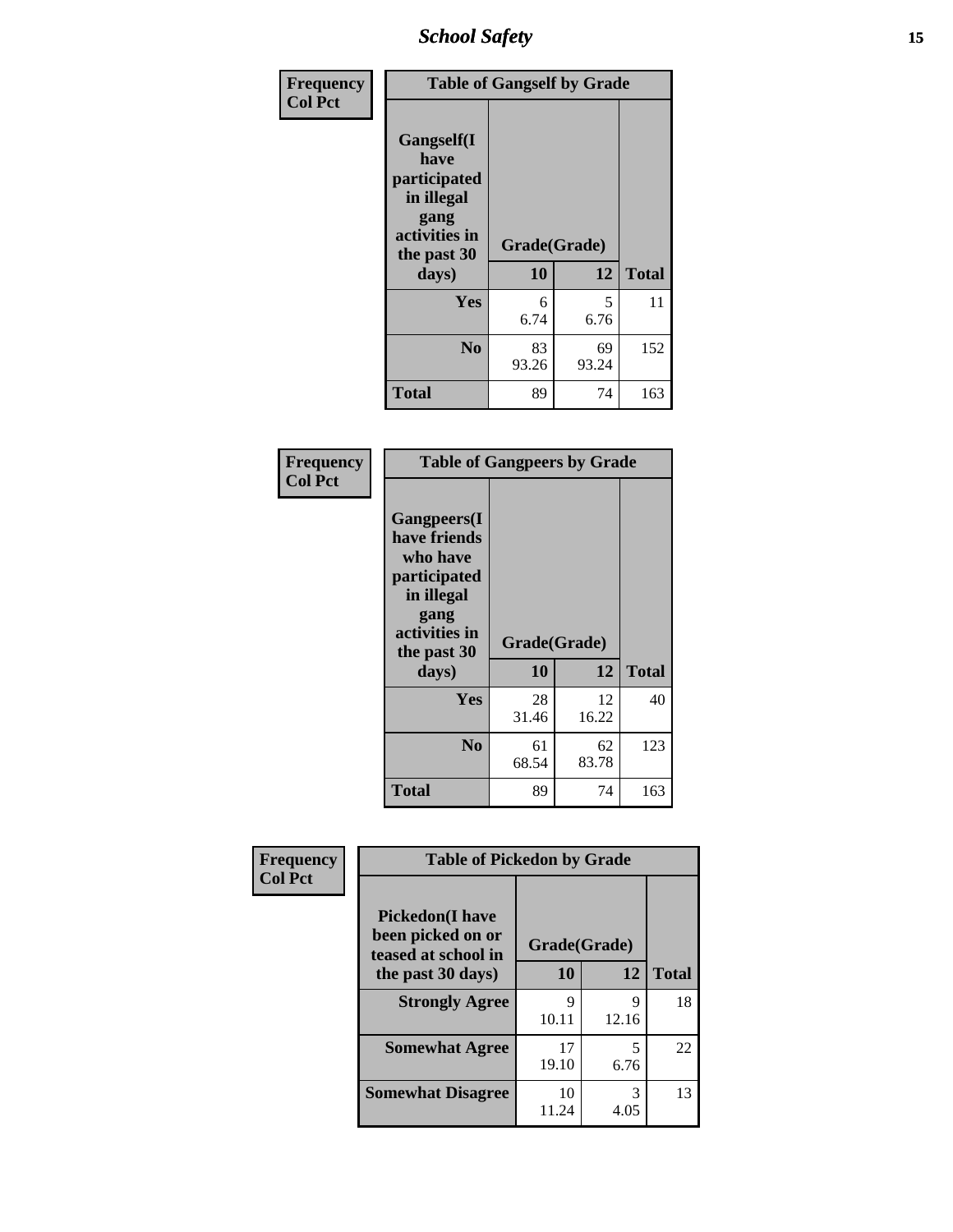| Frequency<br>Col Pct | Table of Gangself by Grade | | |
|---|---|---|---|
| Gangself(I have participated in illegal gang activities in the past 30 days) | Grade(Grade) | | |
| | 10 | 12 | Total |
| Yes | 6<br>6.74 | 5<br>6.76 | 11 |
| No | 83<br>93.26 | 69<br>93.24 | 152 |
| Total | 89 | 74 | 163 |

| Frequency<br>Col Pct | Table of Gangpeers by Grade | | |
|---|---|---|---|
| Gangpeers(I have friends who have participated in illegal gang activities in the past 30 days) | Grade(Grade) | | |
| | 10 | 12 | Total |
| Yes | 28<br>31.46 | 12<br>16.22 | 40 |
| No | 61<br>68.54 | 62<br>83.78 | 123 |
| Total | 89 | 74 | 163 |

| Frequency<br>Col Pct | Table of Pickedon by Grade | | |
|---|---|---|---|
| Pickedon(I have been picked on or teased at school in the past 30 days) | Grade(Grade) | | |
| | 10 | 12 | Total |
| Strongly Agree | 9<br>10.11 | 9<br>12.16 | 18 |
| Somewhat Agree | 17<br>19.10 | 5<br>6.76 | 22 |
| Somewhat Disagree | 10<br>11.24 | 3<br>4.05 | 13 |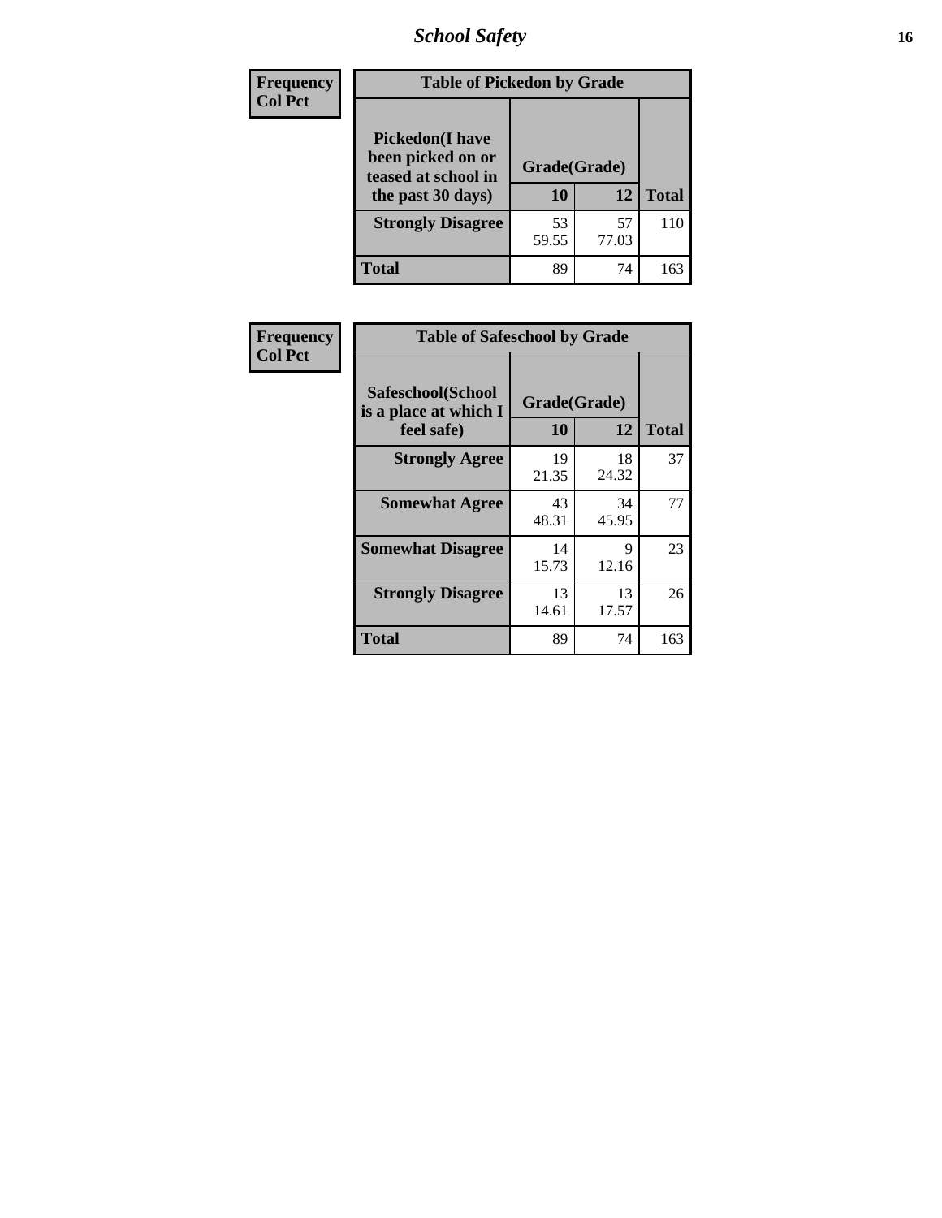| Frequency |
|---|
| Col Pct |

**Table of Pickedon by Grade**

| Pickedon(I have been picked on or teased at school in the past 30 days) | Grade(Grade) | | Total |
|---|---|---|---|
| | 10 | 12 | |
| Strongly Disagree | 53<br>59.55 | 57<br>77.03 | 110 |
| Total | 89 | 74 | 163 |

| Frequency |
|---|
| Col Pct |

**Table of Safeschool by Grade**

| Safeschool(School is a place at which I feel safe) | Grade(Grade) | | Total |
|---|---|---|---|
| | 10 | 12 | |
| Strongly Agree | 19<br>21.35 | 18<br>24.32 | 37 |
| Somewhat Agree | 43<br>48.31 | 34<br>45.95 | 77 |
| Somewhat Disagree | 14<br>15.73 | 9<br>12.16 | 23 |
| Strongly Disagree | 13<br>14.61 | 13<br>17.57 | 26 |
| Total | 89 | 74 | 163 |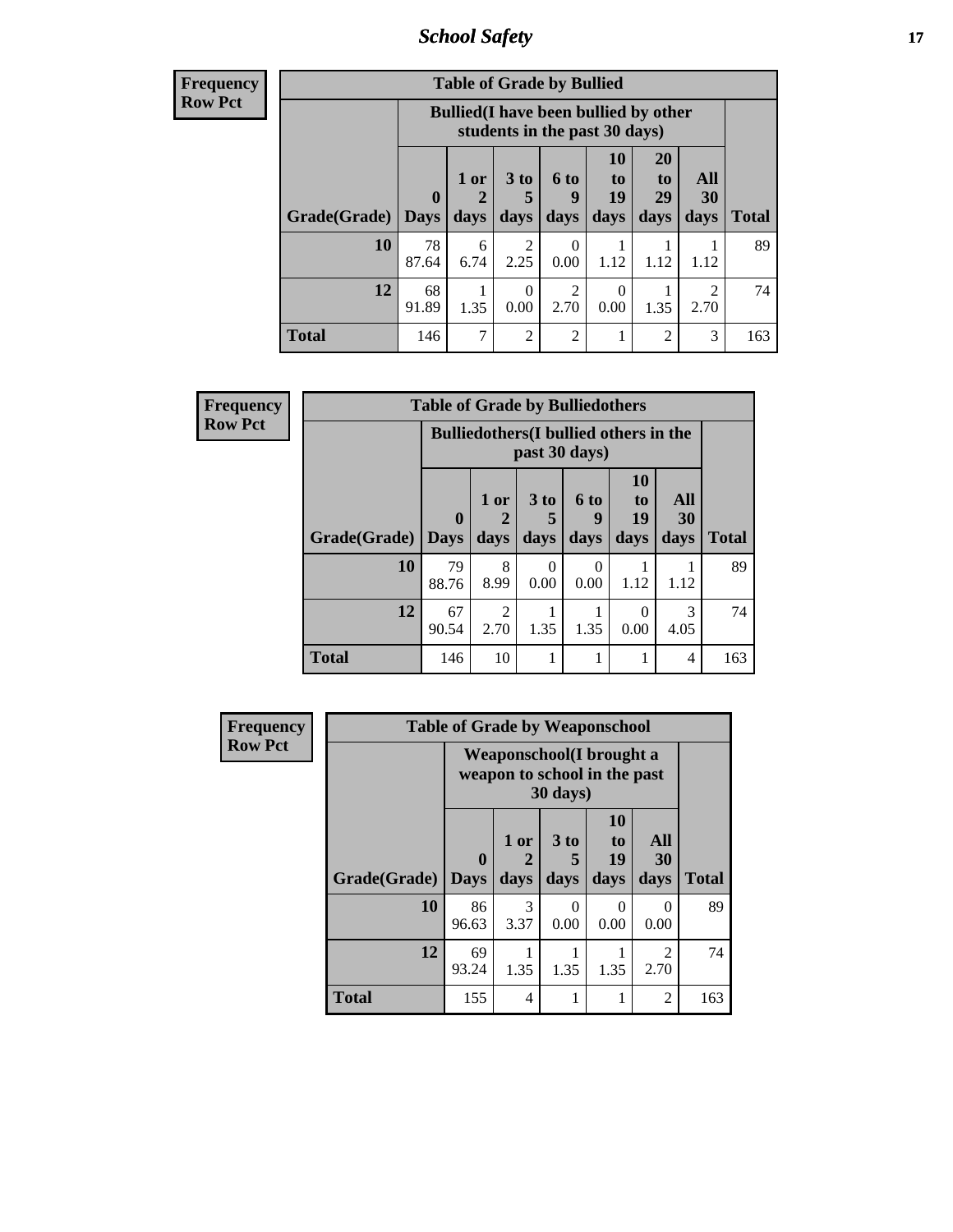**Frequency**
**Row Pct**

| Table of Grade by Bullied | | | | | | | | |
|---|---|---|---|---|---|---|---|---|
| | Bullied(I have been bullied by other students in the past 30 days) | | | | | | | |
| Grade(Grade) | 0 Days | 1 or 2 days | 3 to 5 days | 6 to 9 days | 10 to 19 days | 20 to 29 days | All 30 days | Total |
| 10 | 78<br>87.64 | 6<br>6.74 | 2<br>2.25 | 0<br>0.00 | 1<br>1.12 | 1<br>1.12 | 1<br>1.12 | 89 |
| 12 | 68<br>91.89 | 1<br>1.35 | 0<br>0.00 | 2<br>2.70 | 0<br>0.00 | 1<br>1.35 | 2<br>2.70 | 74 |
| Total | 146 | 7 | 2 | 2 | 1 | 2 | 3 | 163 |

**Frequency**
**Row Pct**

| Table of Grade by Bulliedothers | | | | | | | |
|---|---|---|---|---|---|---|---|
| | Bulliedothers(I bullied others in the past 30 days) | | | | | | |
| Grade(Grade) | 0 Days | 1 or 2 days | 3 to 5 days | 6 to 9 days | 10 to 19 days | All 30 days | Total |
| 10 | 79<br>88.76 | 8<br>8.99 | 0<br>0.00 | 0<br>0.00 | 1<br>1.12 | 1<br>1.12 | 89 |
| 12 | 67<br>90.54 | 2<br>2.70 | 1<br>1.35 | 1<br>1.35 | 0<br>0.00 | 3<br>4.05 | 74 |
| Total | 146 | 10 | 1 | 1 | 1 | 4 | 163 |

**Frequency**
**Row Pct**

| Table of Grade by Weaponschool | | | | | | |
|---|---|---|---|---|---|---|
| | Weaponschool(I brought a weapon to school in the past 30 days) | | | | | |
| Grade(Grade) | 0 Days | 1 or 2 days | 3 to 5 days | 10 to 19 days | All 30 days | Total |
| 10 | 86<br>96.63 | 3<br>3.37 | 0<br>0.00 | 0<br>0.00 | 0<br>0.00 | 89 |
| 12 | 69<br>93.24 | 1<br>1.35 | 1<br>1.35 | 1<br>1.35 | 2<br>2.70 | 74 |
| Total | 155 | 4 | 1 | 1 | 2 | 163 |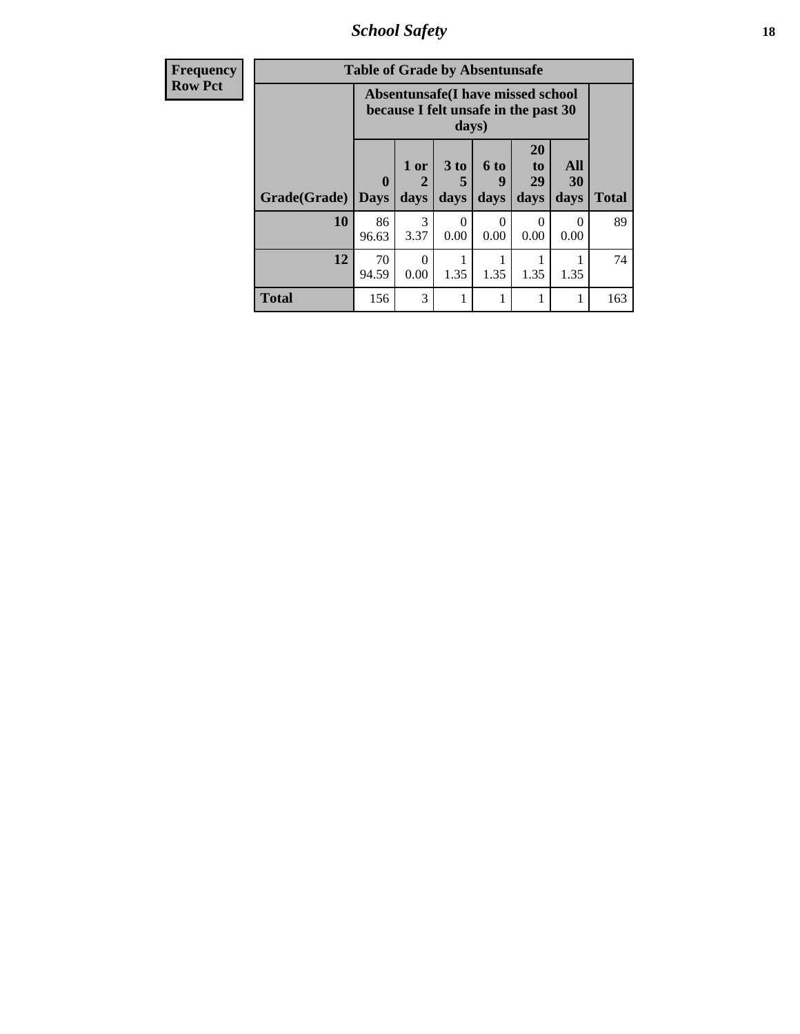| Frequency<br>Row Pct | | | | | | | |
|---|---|---|---|---|---|---|---|
| **Table of Grade by Absentunsafe** | | | | | | | |
| | **Absentunsafe(I have missed school because I felt unsafe in the past 30 days)** | | | | | | |
| **Grade(Grade)** | **0 Days** | **1 or 2 days** | **3 to 5 days** | **6 to 9 days** | **20 to 29 days** | **All 30 days** | **Total** |
| **10** | 86<br>96.63 | 3<br>3.37 | 0<br>0.00 | 0<br>0.00 | 0<br>0.00 | 0<br>0.00 | 89 |
| **12** | 70<br>94.59 | 0<br>0.00 | 1<br>1.35 | 1<br>1.35 | 1<br>1.35 | 1<br>1.35 | 74 |
| **Total** | 156 | 3 | 1 | 1 | 1 | 1 | 163 |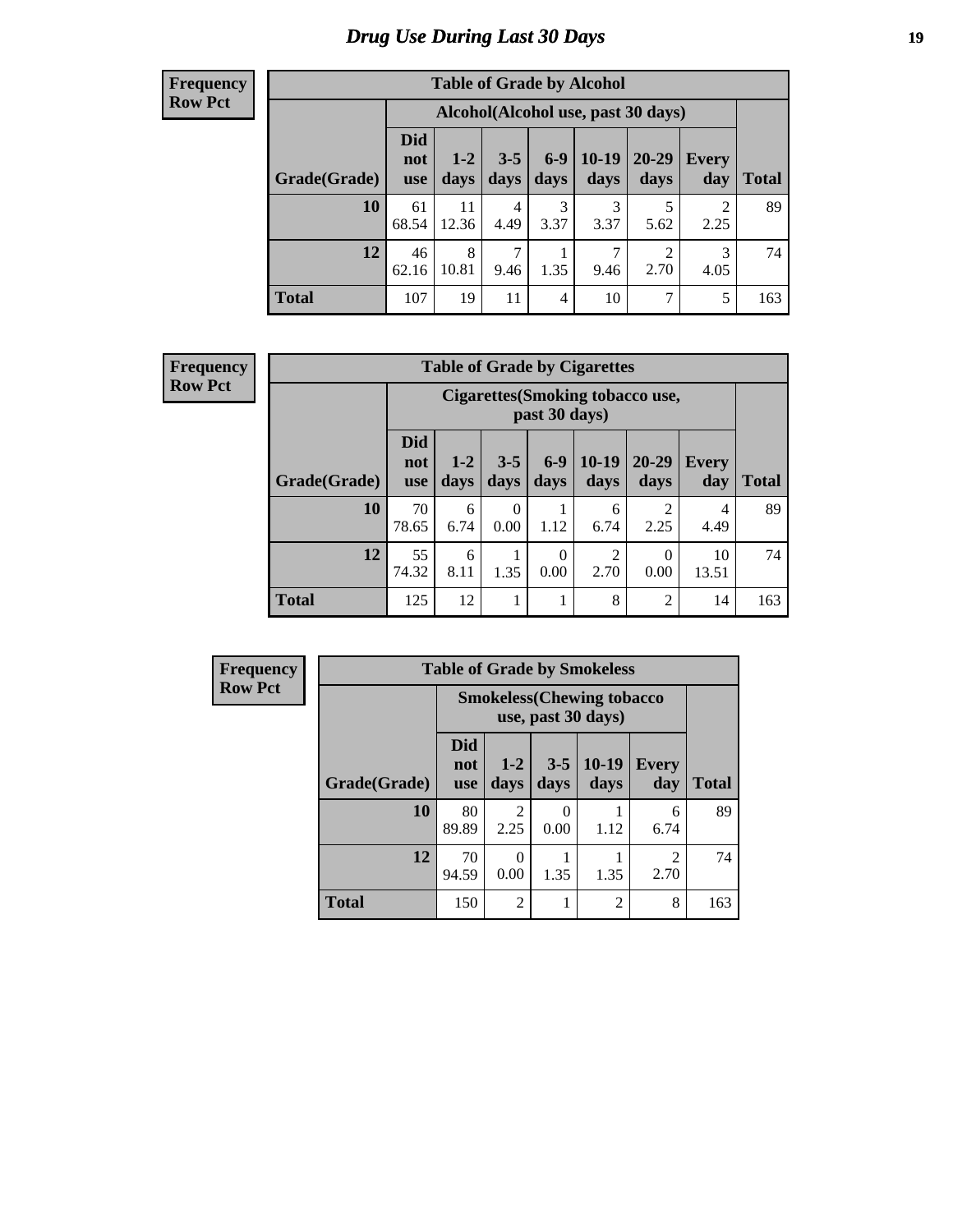# Drug Use During Last 30 Days

**Frequency**
**Row Pct**

| Table of Grade by Alcohol | | | | | | | | |
|---|---|---|---|---|---|---|---|---|
| | Alcohol(Alcohol use, past 30 days) | | | | | | | |
| Grade(Grade) | Did not use | 1-2 days | 3-5 days | 6-9 days | 10-19 days | 20-29 days | Every day | Total |
| 10 | 61<br>68.54 | 11<br>12.36 | 4<br>4.49 | 3<br>3.37 | 3<br>3.37 | 5<br>5.62 | 2<br>2.25 | 89 |
| 12 | 46<br>62.16 | 8<br>10.81 | 7<br>9.46 | 1<br>1.35 | 7<br>9.46 | 2<br>2.70 | 3<br>4.05 | 74 |
| Total | 107 | 19 | 11 | 4 | 10 | 7 | 5 | 163 |

**Frequency**
**Row Pct**

| Table of Grade by Cigarettes | | | | | | | | |
|---|---|---|---|---|---|---|---|---|
| | Cigarettes(Smoking tobacco use, past 30 days) | | | | | | | |
| Grade(Grade) | Did not use | 1-2 days | 3-5 days | 6-9 days | 10-19 days | 20-29 days | Every day | Total |
| 10 | 70<br>78.65 | 6<br>6.74 | 0<br>0.00 | 1<br>1.12 | 6<br>6.74 | 2<br>2.25 | 4<br>4.49 | 89 |
| 12 | 55<br>74.32 | 6<br>8.11 | 1<br>1.35 | 0<br>0.00 | 2<br>2.70 | 0<br>0.00 | 10<br>13.51 | 74 |
| Total | 125 | 12 | 1 | 1 | 8 | 2 | 14 | 163 |

**Frequency**
**Row Pct**

| Table of Grade by Smokeless | | | | | | |
|---|---|---|---|---|---|---|
| | Smokeless(Chewing tobacco use, past 30 days) | | | | | |
| Grade(Grade) | Did not use | 1-2 days | 3-5 days | 10-19 days | Every day | Total |
| 10 | 80<br>89.89 | 2<br>2.25 | 0<br>0.00 | 1<br>1.12 | 6<br>6.74 | 89 |
| 12 | 70<br>94.59 | 0<br>0.00 | 1<br>1.35 | 1<br>1.35 | 2<br>2.70 | 74 |
| Total | 150 | 2 | 1 | 2 | 8 | 163 |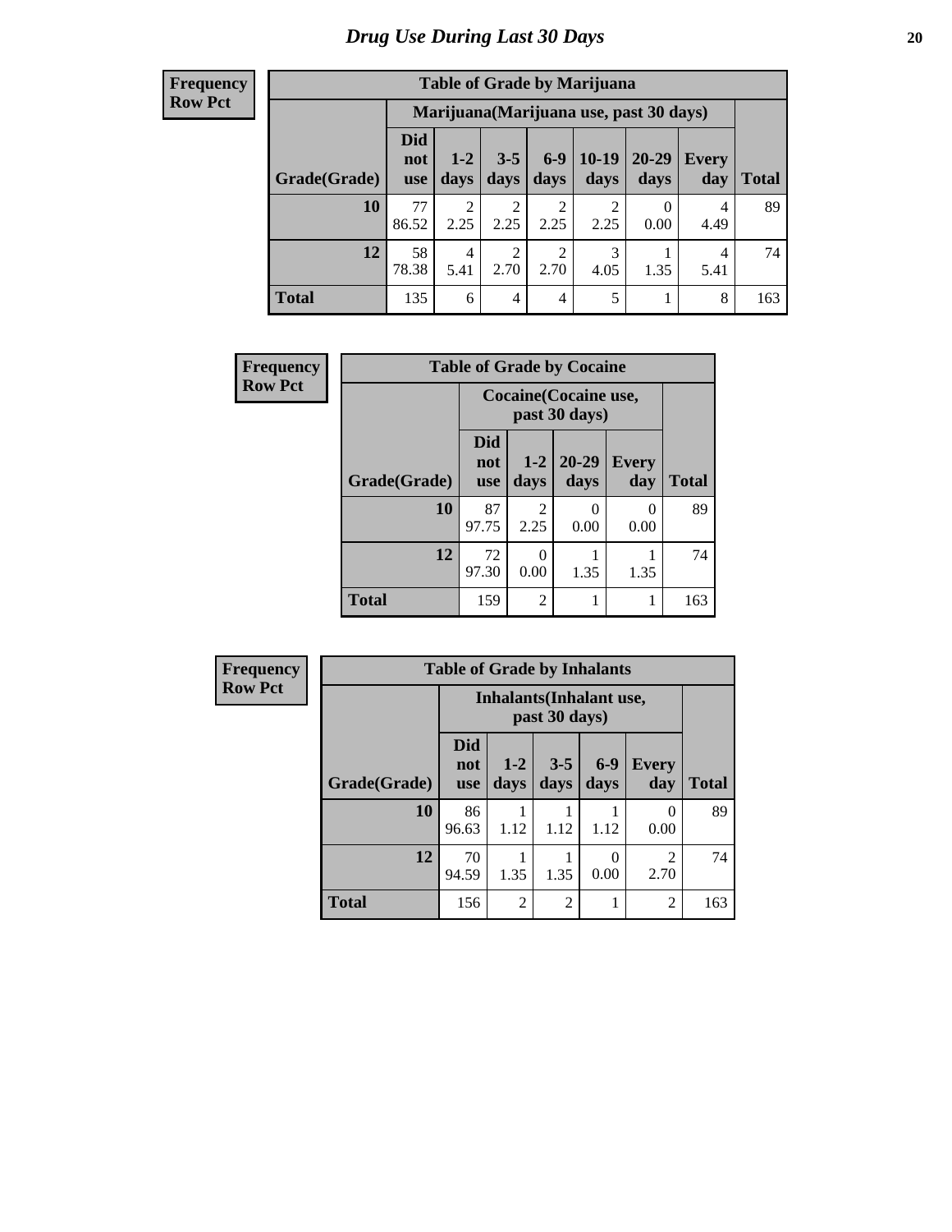# *Drug Use During Last 30 Days*

**Frequency**
**Row Pct**

| Table of Grade by Marijuana | | | | | | | | |
|---|---|---|---|---|---|---|---|---|
| | Marijuana(Marijuana use, past 30 days) | | | | | | | |
| Grade(Grade) | Did not use | 1-2 days | 3-5 days | 6-9 days | 10-19 days | 20-29 days | Every day | Total |
| **10** | 77<br>86.52 | 2<br>2.25 | 2<br>2.25 | 2<br>2.25 | 2<br>2.25 | 0<br>0.00 | 4<br>4.49 | 89 |
| **12** | 58<br>78.38 | 4<br>5.41 | 2<br>2.70 | 2<br>2.70 | 3<br>4.05 | 1<br>1.35 | 4<br>5.41 | 74 |
| **Total** | 135 | 6 | 4 | 4 | 5 | 1 | 8 | 163 |

**Frequency**
**Row Pct**

| Table of Grade by Cocaine | | | | | |
|---|---|---|---|---|---|
| | Cocaine(Cocaine use, past 30 days) | | | | |
| Grade(Grade) | Did not use | 1-2 days | 20-29 days | Every day | Total |
| **10** | 87<br>97.75 | 2<br>2.25 | 0<br>0.00 | 0<br>0.00 | 89 |
| **12** | 72<br>97.30 | 0<br>0.00 | 1<br>1.35 | 1<br>1.35 | 74 |
| **Total** | 159 | 2 | 1 | 1 | 163 |

**Frequency**
**Row Pct**

| Table of Grade by Inhalants | | | | | | |
|---|---|---|---|---|---|---|
| | Inhalants(Inhalant use, past 30 days) | | | | | |
| Grade(Grade) | Did not use | 1-2 days | 3-5 days | 6-9 days | Every day | Total |
| **10** | 86<br>96.63 | 1<br>1.12 | 1<br>1.12 | 1<br>1.12 | 0<br>0.00 | 89 |
| **12** | 70<br>94.59 | 1<br>1.35 | 1<br>1.35 | 0<br>0.00 | 2<br>2.70 | 74 |
| **Total** | 156 | 2 | 2 | 1 | 2 | 163 |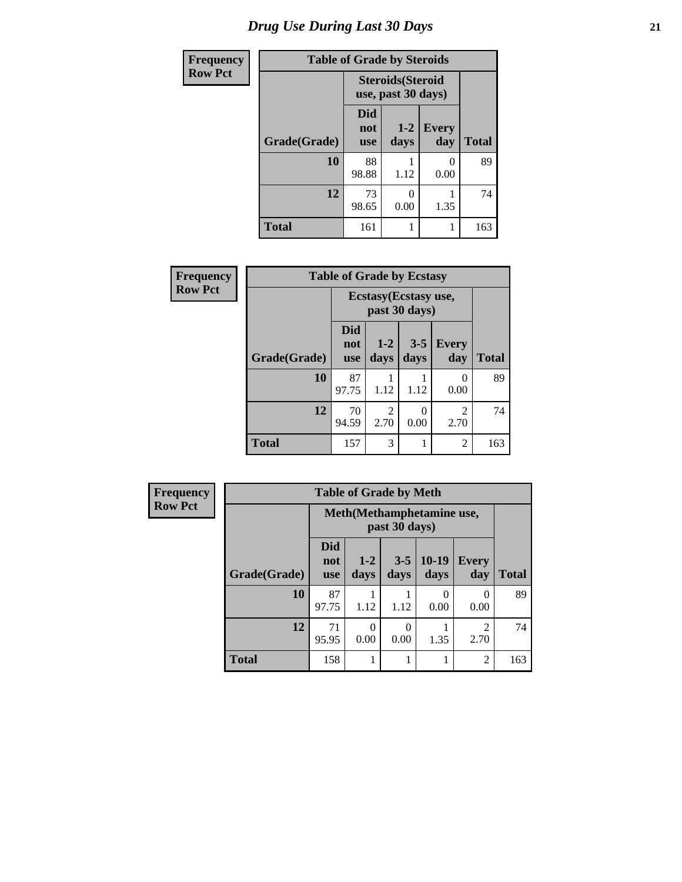# Drug Use During Last 30 Days

**Frequency**
**Row Pct**

| Table of Grade by Steroids | | | | |
|---|---|---|---|---|
| | Steroids(Steroid use, past 30 days) | | | |
| Grade(Grade) | Did not use | 1-2 days | Every day | Total |
| 10 | 88<br>98.88 | 1<br>1.12 | 0<br>0.00 | 89 |
| 12 | 73<br>98.65 | 0<br>0.00 | 1<br>1.35 | 74 |
| Total | 161 | 1 | 1 | 163 |

**Frequency**
**Row Pct**

| Table of Grade by Ecstasy | | | | | |
|---|---|---|---|---|---|
| | Ecstasy(Ecstasy use, past 30 days) | | | | |
| Grade(Grade) | Did not use | 1-2 days | 3-5 days | Every day | Total |
| 10 | 87<br>97.75 | 1<br>1.12 | 1<br>1.12 | 0<br>0.00 | 89 |
| 12 | 70<br>94.59 | 2<br>2.70 | 0<br>0.00 | 2<br>2.70 | 74 |
| Total | 157 | 3 | 1 | 2 | 163 |

**Frequency**
**Row Pct**

| Table of Grade by Meth | | | | | | |
|---|---|---|---|---|---|---|
| | Meth(Methamphetamine use, past 30 days) | | | | | |
| Grade(Grade) | Did not use | 1-2 days | 3-5 days | 10-19 days | Every day | Total |
| 10 | 87<br>97.75 | 1<br>1.12 | 1<br>1.12 | 0<br>0.00 | 0<br>0.00 | 89 |
| 12 | 71<br>95.95 | 0<br>0.00 | 0<br>0.00 | 1<br>1.35 | 2<br>2.70 | 74 |
| Total | 158 | 1 | 1 | 1 | 2 | 163 |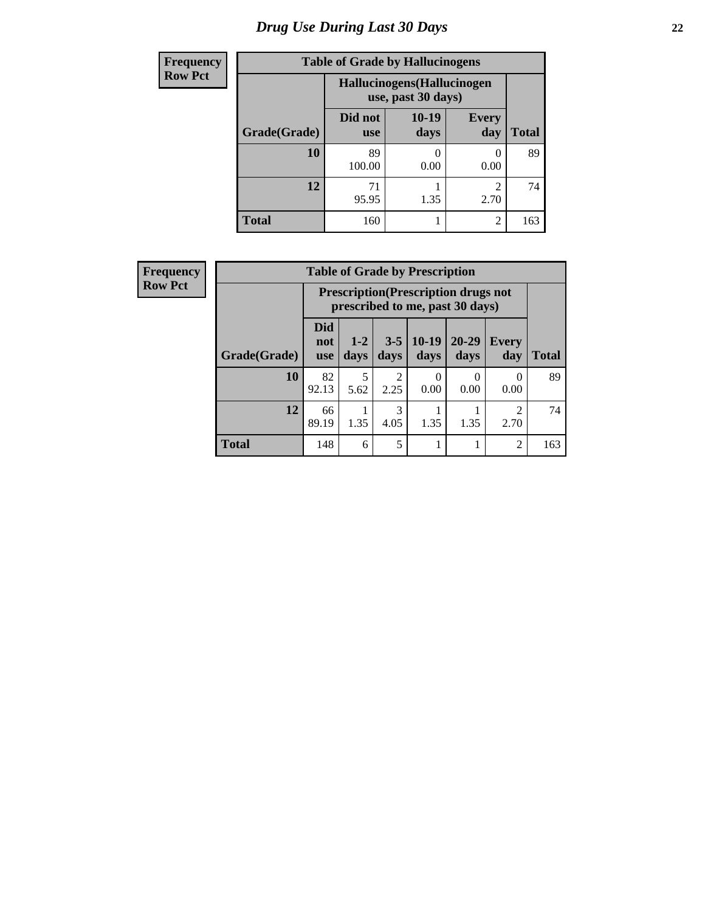# *Drug Use During Last 30 Days*

**Frequency**
**Row Pct**

| Table of Grade by Hallucinogens | | | | |
|---|---|---|---|---|
| | Hallucinogens(Hallucinogen use, past 30 days) | | | |
| Grade(Grade) | Did not use | 10-19 days | Every day | Total |
| **10** | 89<br>100.00 | 0<br>0.00 | 0<br>0.00 | 89 |
| **12** | 71<br>95.95 | 1<br>1.35 | 2<br>2.70 | 74 |
| **Total** | 160 | 1 | 2 | 163 |

**Frequency**
**Row Pct**

| Table of Grade by Prescription | | | | | | | |
|---|---|---|---|---|---|---|---|
| | Prescription(Prescription drugs not prescribed to me, past 30 days) | | | | | | |
| Grade(Grade) | Did not use | 1-2 days | 3-5 days | 10-19 days | 20-29 days | Every day | Total |
| **10** | 82<br>92.13 | 5<br>5.62 | 2<br>2.25 | 0<br>0.00 | 0<br>0.00 | 0<br>0.00 | 89 |
| **12** | 66<br>89.19 | 1<br>1.35 | 3<br>4.05 | 1<br>1.35 | 1<br>1.35 | 2<br>2.70 | 74 |
| **Total** | 148 | 6 | 5 | 1 | 1 | 2 | 163 |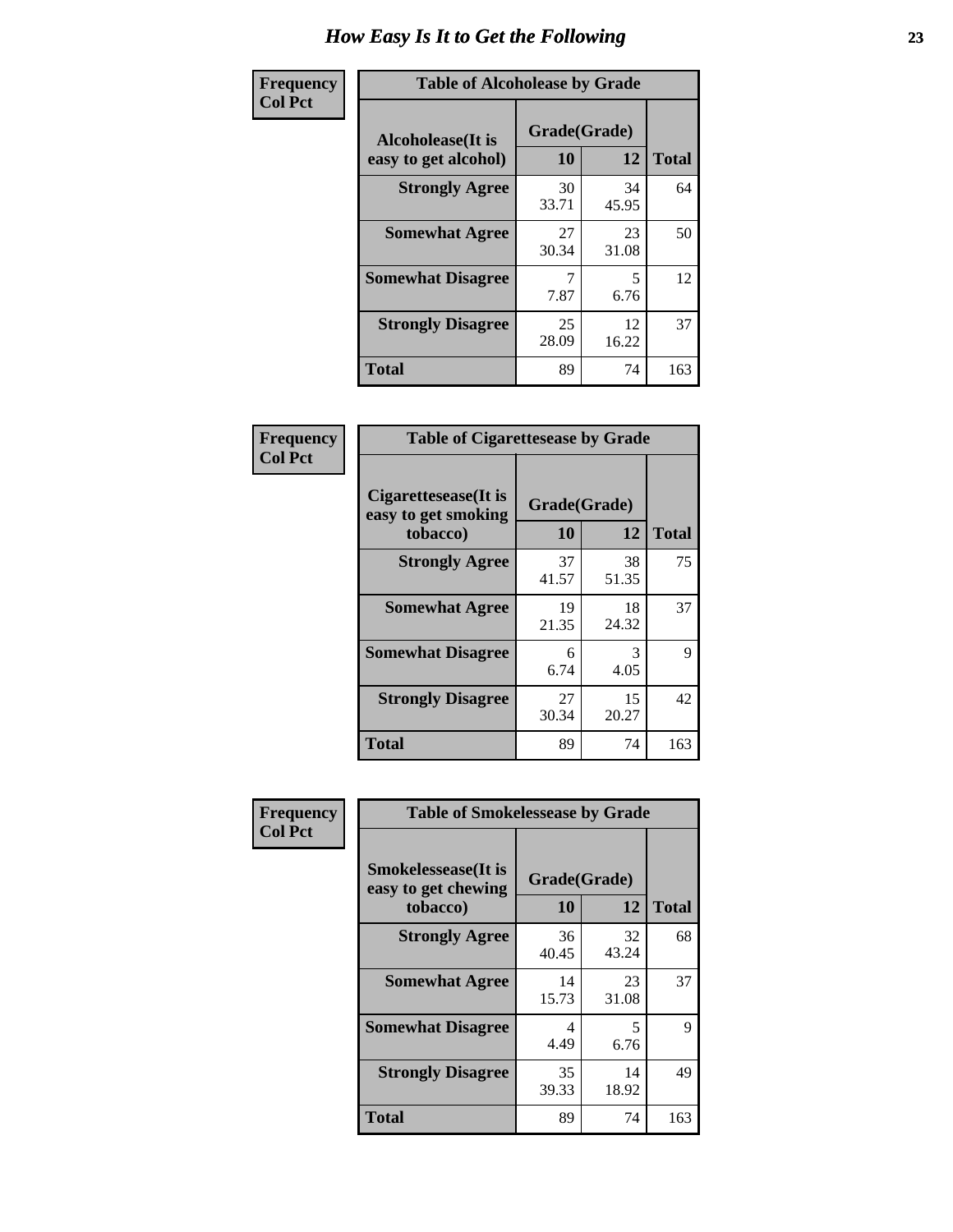# How Easy Is It to Get the Following

**Frequency**
**Col Pct**

| Table of Alcoholease by Grade | | | |
|---|---|---|---|
| Alcoholease(It is easy to get alcohol) | Grade(Grade) | | Total |
| | 10 | 12 | |
| **Strongly Agree** | 30<br>33.71 | 34<br>45.95 | 64 |
| **Somewhat Agree** | 27<br>30.34 | 23<br>31.08 | 50 |
| **Somewhat Disagree** | 7<br>7.87 | 5<br>6.76 | 12 |
| **Strongly Disagree** | 25<br>28.09 | 12<br>16.22 | 37 |
| **Total** | 89 | 74 | 163 |

**Frequency**
**Col Pct**

| Table of Cigarettesease by Grade | | | |
|---|---|---|---|
| Cigarettesease(It is easy to get smoking tobacco) | Grade(Grade) | | Total |
| | 10 | 12 | |
| **Strongly Agree** | 37<br>41.57 | 38<br>51.35 | 75 |
| **Somewhat Agree** | 19<br>21.35 | 18<br>24.32 | 37 |
| **Somewhat Disagree** | 6<br>6.74 | 3<br>4.05 | 9 |
| **Strongly Disagree** | 27<br>30.34 | 15<br>20.27 | 42 |
| **Total** | 89 | 74 | 163 |

**Frequency**
**Col Pct**

| Table of Smokelessease by Grade | | | |
|---|---|---|---|
| Smokelessease(It is easy to get chewing tobacco) | Grade(Grade) | | Total |
| | 10 | 12 | |
| **Strongly Agree** | 36<br>40.45 | 32<br>43.24 | 68 |
| **Somewhat Agree** | 14<br>15.73 | 23<br>31.08 | 37 |
| **Somewhat Disagree** | 4<br>4.49 | 5<br>6.76 | 9 |
| **Strongly Disagree** | 35<br>39.33 | 14<br>18.92 | 49 |
| **Total** | 89 | 74 | 163 |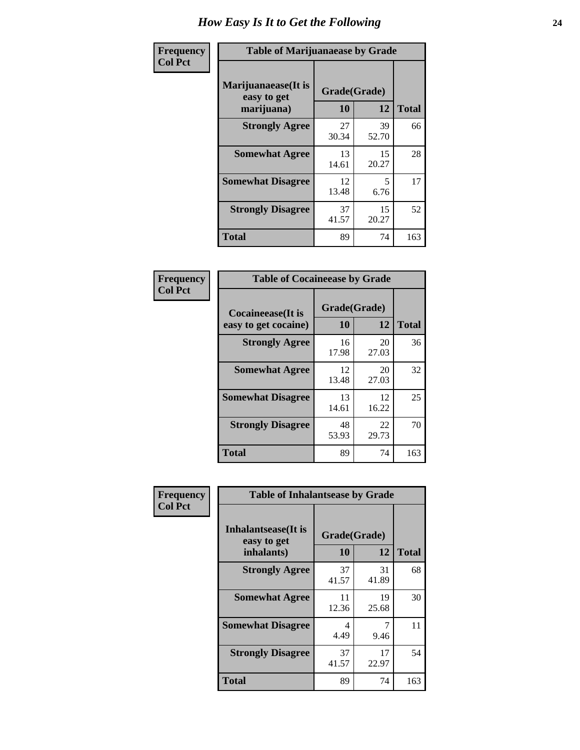# How Easy Is It to Get the Following

**Frequency**
**Col Pct**

| Table of Marijuanaease by Grade | | | |
|---|---|---|---|
| **Marijuanaease(It is easy to get marijuana)** | **Grade(Grade)** | | **Total** |
| | **10** | **12** | |
| **Strongly Agree** | 27<br>30.34 | 39<br>52.70 | 66 |
| **Somewhat Agree** | 13<br>14.61 | 15<br>20.27 | 28 |
| **Somewhat Disagree** | 12<br>13.48 | 5<br>6.76 | 17 |
| **Strongly Disagree** | 37<br>41.57 | 15<br>20.27 | 52 |
| **Total** | 89 | 74 | 163 |

**Frequency**
**Col Pct**

| Table of Cocaineease by Grade | | | |
|---|---|---|---|
| **Cocaineease(It is easy to get cocaine)** | **Grade(Grade)** | | **Total** |
| | **10** | **12** | |
| **Strongly Agree** | 16<br>17.98 | 20<br>27.03 | 36 |
| **Somewhat Agree** | 12<br>13.48 | 20<br>27.03 | 32 |
| **Somewhat Disagree** | 13<br>14.61 | 12<br>16.22 | 25 |
| **Strongly Disagree** | 48<br>53.93 | 22<br>29.73 | 70 |
| **Total** | 89 | 74 | 163 |

**Frequency**
**Col Pct**

| Table of Inhalantsease by Grade | | | |
|---|---|---|---|
| **Inhalantsease(It is easy to get inhalants)** | **Grade(Grade)** | | **Total** |
| | **10** | **12** | |
| **Strongly Agree** | 37<br>41.57 | 31<br>41.89 | 68 |
| **Somewhat Agree** | 11<br>12.36 | 19<br>25.68 | 30 |
| **Somewhat Disagree** | 4<br>4.49 | 7<br>9.46 | 11 |
| **Strongly Disagree** | 37<br>41.57 | 17<br>22.97 | 54 |
| **Total** | 89 | 74 | 163 |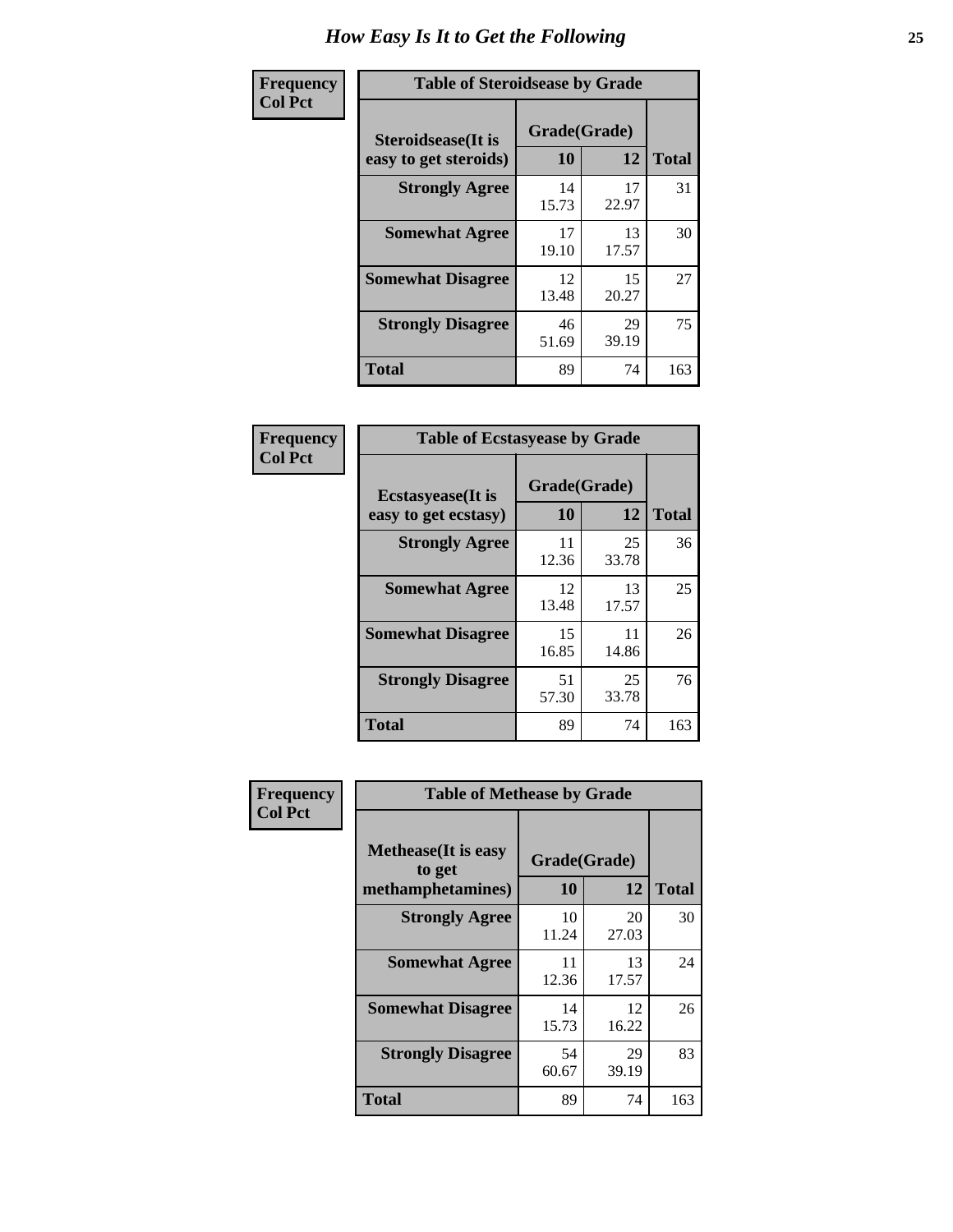# How Easy Is It to Get the Following

**Frequency**
**Col Pct**

| Table of Steroidsease by Grade | | | |
|---|---|---|---|
| **Steroidsease(It is easy to get steroids)** | **Grade(Grade)** | | **Total** |
| | **10** | **12** | |
| **Strongly Agree** | 14<br>15.73 | 17<br>22.97 | 31 |
| **Somewhat Agree** | 17<br>19.10 | 13<br>17.57 | 30 |
| **Somewhat Disagree** | 12<br>13.48 | 15<br>20.27 | 27 |
| **Strongly Disagree** | 46<br>51.69 | 29<br>39.19 | 75 |
| **Total** | 89 | 74 | 163 |

**Frequency**
**Col Pct**

| Table of Ecstasyease by Grade | | | |
|---|---|---|---|
| **Ecstasyease(It is easy to get ecstasy)** | **Grade(Grade)** | | **Total** |
| | **10** | **12** | |
| **Strongly Agree** | 11<br>12.36 | 25<br>33.78 | 36 |
| **Somewhat Agree** | 12<br>13.48 | 13<br>17.57 | 25 |
| **Somewhat Disagree** | 15<br>16.85 | 11<br>14.86 | 26 |
| **Strongly Disagree** | 51<br>57.30 | 25<br>33.78 | 76 |
| **Total** | 89 | 74 | 163 |

**Frequency**
**Col Pct**

| Table of Methease by Grade | | | |
|---|---|---|---|
| **Methease(It is easy to get methamphetamines)** | **Grade(Grade)** | | **Total** |
| | **10** | **12** | |
| **Strongly Agree** | 10<br>11.24 | 20<br>27.03 | 30 |
| **Somewhat Agree** | 11<br>12.36 | 13<br>17.57 | 24 |
| **Somewhat Disagree** | 14<br>15.73 | 12<br>16.22 | 26 |
| **Strongly Disagree** | 54<br>60.67 | 29<br>39.19 | 83 |
| **Total** | 89 | 74 | 163 |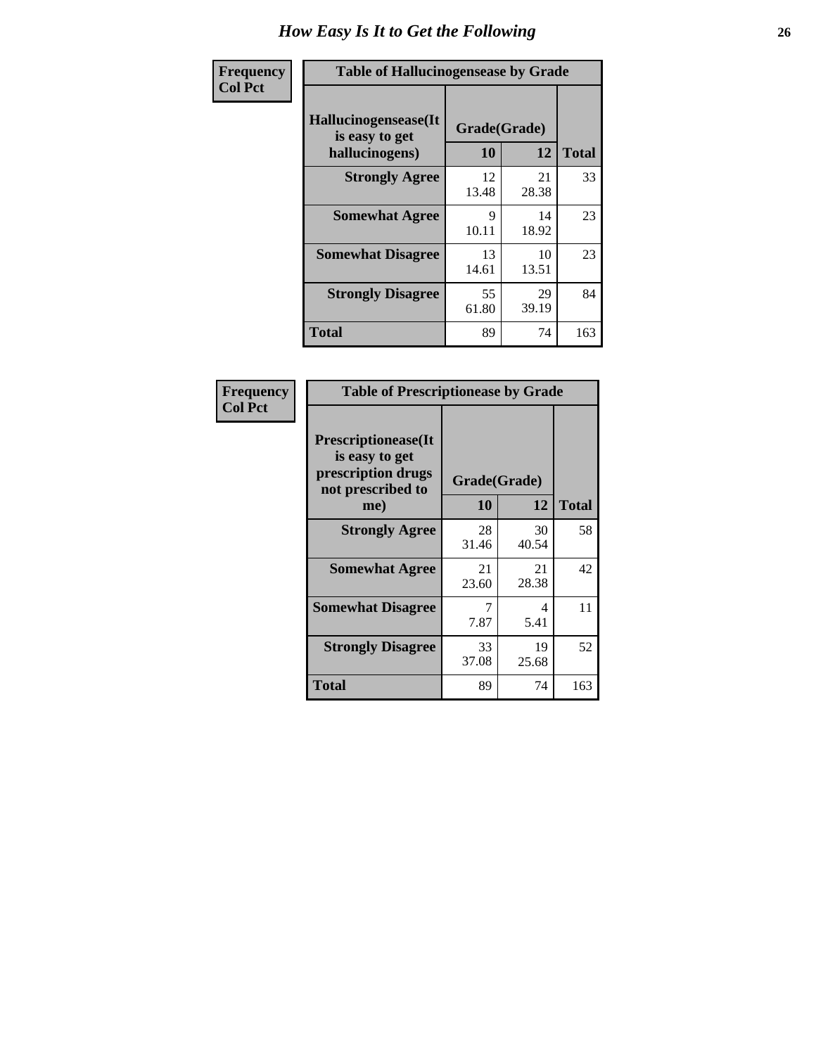# How Easy Is It to Get the Following

**Frequency**
**Col Pct**

**Table of Hallucinogensease by Grade**

| Hallucinogensease(It is easy to get hallucinogens) | Grade(Grade) 10 | 12 | Total |
|---|---|---|---|
| **Strongly Agree** | 12<br>13.48 | 21<br>28.38 | 33 |
| **Somewhat Agree** | 9<br>10.11 | 14<br>18.92 | 23 |
| **Somewhat Disagree** | 13<br>14.61 | 10<br>13.51 | 23 |
| **Strongly Disagree** | 55<br>61.80 | 29<br>39.19 | 84 |
| **Total** | 89 | 74 | 163 |

**Frequency**
**Col Pct**

**Table of Prescriptionease by Grade**

| Prescriptionease(It is easy to get prescription drugs not prescribed to me) | Grade(Grade) 10 | 12 | Total |
|---|---|---|---|
| **Strongly Agree** | 28<br>31.46 | 30<br>40.54 | 58 |
| **Somewhat Agree** | 21<br>23.60 | 21<br>28.38 | 42 |
| **Somewhat Disagree** | 7<br>7.87 | 4<br>5.41 | 11 |
| **Strongly Disagree** | 33<br>37.08 | 19<br>25.68 | 52 |
| **Total** | 89 | 74 | 163 |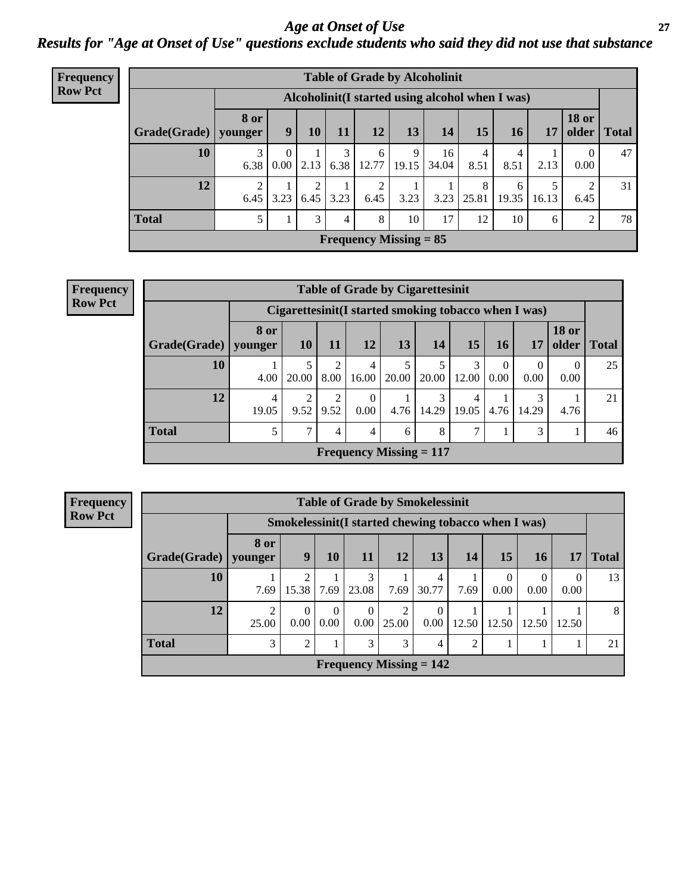# *Age at Onset of Use*

## *Results for "Age at Onset of Use" questions exclude students who said they did not use that substance*

**Frequency**
**Row Pct**

| Table of Grade by Alcoholinit | | | | | | | | | | | | |
|---|---|---|---|---|---|---|---|---|---|---|---|---|
| | Alcoholinit(I started using alcohol when I was) | | | | | | | | | | | |
| Grade(Grade) | 8 or younger | 9 | 10 | 11 | 12 | 13 | 14 | 15 | 16 | 17 | 18 or older | Total |
| 10 | 3<br>6.38 | 0<br>0.00 | 1<br>2.13 | 3<br>6.38 | 6<br>12.77 | 9<br>19.15 | 16<br>34.04 | 4<br>8.51 | 4<br>8.51 | 1<br>2.13 | 0<br>0.00 | 47 |
| 12 | 2<br>6.45 | 1<br>3.23 | 2<br>6.45 | 1<br>3.23 | 2<br>6.45 | 1<br>3.23 | 1<br>3.23 | 8<br>25.81 | 6<br>19.35 | 5<br>16.13 | 2<br>6.45 | 31 |
| Total | 5 | 1 | 3 | 4 | 8 | 10 | 17 | 12 | 10 | 6 | 2 | 78 |
| Frequency Missing = 85 | | | | | | | | | | | | |

**Frequency**
**Row Pct**

| Table of Grade by Cigarettesinit | | | | | | | | | | | |
|---|---|---|---|---|---|---|---|---|---|---|---|
| | Cigarettesinit(I started smoking tobacco when I was) | | | | | | | | | | |
| Grade(Grade) | 8 or younger | 10 | 11 | 12 | 13 | 14 | 15 | 16 | 17 | 18 or older | Total |
| 10 | 1<br>4.00 | 5<br>20.00 | 2<br>8.00 | 4<br>16.00 | 5<br>20.00 | 5<br>20.00 | 3<br>12.00 | 0<br>0.00 | 0<br>0.00 | 0<br>0.00 | 25 |
| 12 | 4<br>19.05 | 2<br>9.52 | 2<br>9.52 | 0<br>0.00 | 1<br>4.76 | 3<br>14.29 | 4<br>19.05 | 1<br>4.76 | 3<br>14.29 | 1<br>4.76 | 21 |
| Total | 5 | 7 | 4 | 4 | 6 | 8 | 7 | 1 | 3 | 1 | 46 |
| Frequency Missing = 117 | | | | | | | | | | | |

**Frequency**
**Row Pct**

| Table of Grade by Smokelessinit | | | | | | | | | | | |
|---|---|---|---|---|---|---|---|---|---|---|---|
| | Smokelessinit(I started chewing tobacco when I was) | | | | | | | | | | |
| Grade(Grade) | 8 or younger | 9 | 10 | 11 | 12 | 13 | 14 | 15 | 16 | 17 | Total |
| 10 | 1<br>7.69 | 2<br>15.38 | 1<br>7.69 | 3<br>23.08 | 1<br>7.69 | 4<br>30.77 | 1<br>7.69 | 0<br>0.00 | 0<br>0.00 | 0<br>0.00 | 13 |
| 12 | 2<br>25.00 | 0<br>0.00 | 0<br>0.00 | 0<br>0.00 | 2<br>25.00 | 0<br>0.00 | 1<br>12.50 | 1<br>12.50 | 1<br>12.50 | 1<br>12.50 | 8 |
| Total | 3 | 2 | 1 | 3 | 3 | 4 | 2 | 1 | 1 | 1 | 21 |
| Frequency Missing = 142 | | | | | | | | | | | |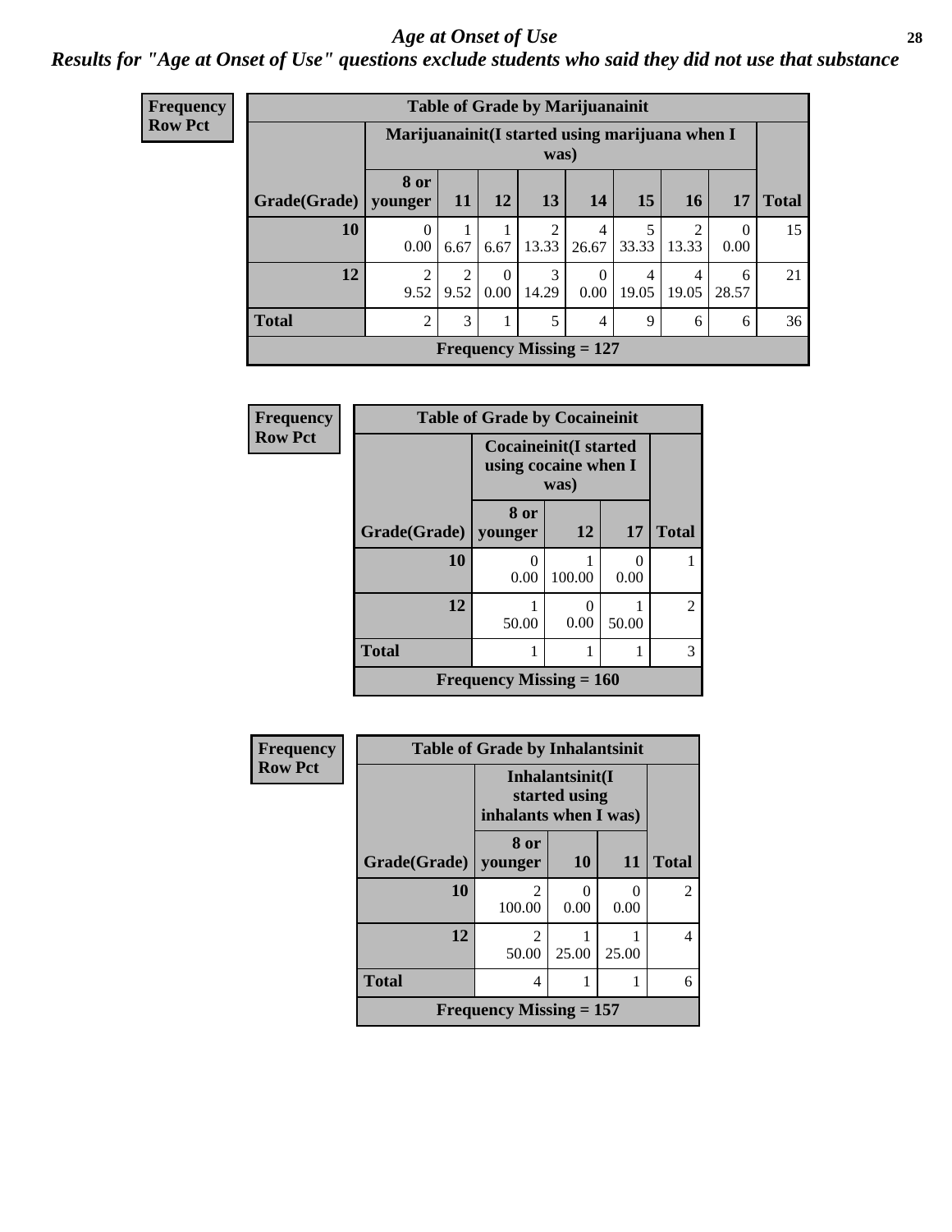# *Age at Onset of Use*

***Results for "Age at Onset of Use" questions exclude students who said they did not use that substance***

**Frequency**
**Row Pct**

**Table of Grade by Marijuanainit**

| Grade(Grade) | Marijuanainit(I started using marijuana when I was) | | | | | | | | Total |
|---|---|---|---|---|---|---|---|---|---|
| | 8 or younger | 11 | 12 | 13 | 14 | 15 | 16 | 17 | |
| 10 | 0<br>0.00 | 1<br>6.67 | 1<br>6.67 | 2<br>13.33 | 4<br>26.67 | 5<br>33.33 | 2<br>13.33 | 0<br>0.00 | 15 |
| 12 | 2<br>9.52 | 2<br>9.52 | 0<br>0.00 | 3<br>14.29 | 0<br>0.00 | 4<br>19.05 | 4<br>19.05 | 6<br>28.57 | 21 |
| Total | 2 | 3 | 1 | 5 | 4 | 9 | 6 | 6 | 36 |

**Frequency Missing = 127**

**Frequency**
**Row Pct**

**Table of Grade by Cocaineinit**

| Grade(Grade) | Cocaineinit(I started using cocaine when I was) | | | Total |
|---|---|---|---|---|
| | 8 or younger | 12 | 17 | |
| 10 | 0<br>0.00 | 1<br>100.00 | 0<br>0.00 | 1 |
| 12 | 1<br>50.00 | 0<br>0.00 | 1<br>50.00 | 2 |
| Total | 1 | 1 | 1 | 3 |

**Frequency Missing = 160**

**Frequency**
**Row Pct**

**Table of Grade by Inhalantsinit**

| Grade(Grade) | Inhalantsinit(I started using inhalants when I was) | | | Total |
|---|---|---|---|---|
| | 8 or younger | 10 | 11 | |
| 10 | 2<br>100.00 | 0<br>0.00 | 0<br>0.00 | 2 |
| 12 | 2<br>50.00 | 1<br>25.00 | 1<br>25.00 | 4 |
| Total | 4 | 1 | 1 | 6 |

**Frequency Missing = 157**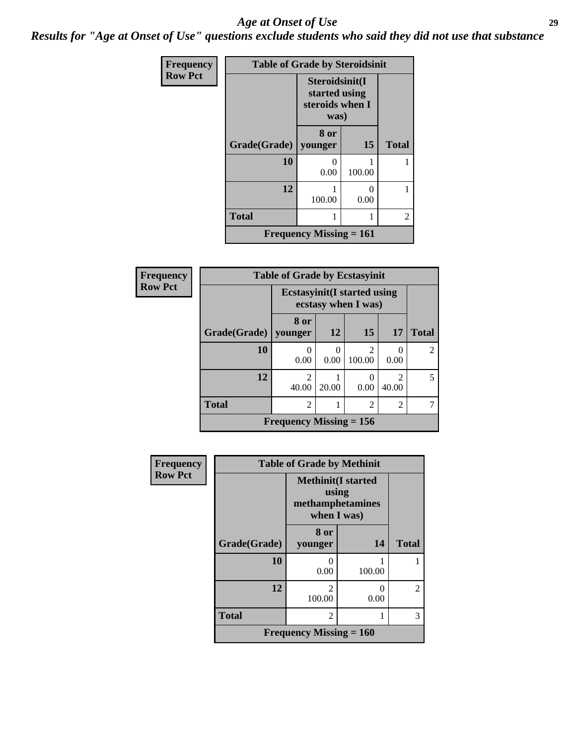# *Age at Onset of Use*

***Results for "Age at Onset of Use" questions exclude students who said they did not use that substance***

**Frequency**
**Row Pct**

| Table of Grade by Steroidsinit | | | |
|---|---|---|---|
| | Steroidsinit(I started using steroids when I was) | | |
| Grade(Grade) | 8 or younger | 15 | Total |
| 10 | 0<br>0.00 | 1<br>100.00 | 1 |
| 12 | 1<br>100.00 | 0<br>0.00 | 1 |
| Total | 1 | 1 | 2 |
| Frequency Missing = 161 | | | |

**Frequency**
**Row Pct**

| Table of Grade by Ecstasyinit | | | | | |
|---|---|---|---|---|---|
| | Ecstasyinit(I started using ecstasy when I was) | | | | |
| Grade(Grade) | 8 or younger | 12 | 15 | 17 | Total |
| 10 | 0<br>0.00 | 0<br>0.00 | 2<br>100.00 | 0<br>0.00 | 2 |
| 12 | 2<br>40.00 | 1<br>20.00 | 0<br>0.00 | 2<br>40.00 | 5 |
| Total | 2 | 1 | 2 | 2 | 7 |
| Frequency Missing = 156 | | | | | |

**Frequency**
**Row Pct**

| Table of Grade by Methinit | | | |
|---|---|---|---|
| | Methinit(I started using methamphetamines when I was) | | |
| Grade(Grade) | 8 or younger | 14 | Total |
| 10 | 0<br>0.00 | 1<br>100.00 | 1 |
| 12 | 2<br>100.00 | 0<br>0.00 | 2 |
| Total | 2 | 1 | 3 |
| Frequency Missing = 160 | | | |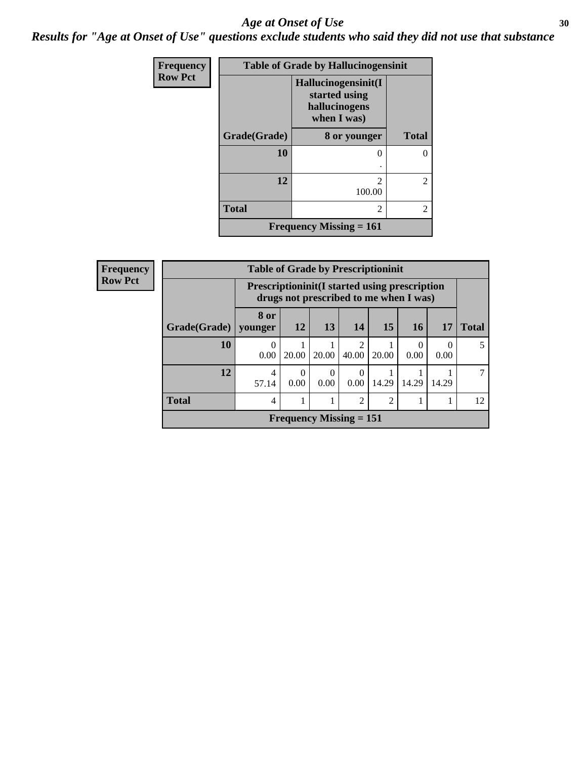# *Age at Onset of Use*

## *Results for "Age at Onset of Use" questions exclude students who said they did not use that substance*

**Frequency**
**Row Pct**

| Table of Grade by Hallucinogensinit | | |
|---|---|---|
| | Hallucinogensinit(I started using hallucinogens when I was) | |
| Grade(Grade) | 8 or younger | Total |
| 10 | 0<br>. | 0 |
| 12 | 2<br>100.00 | 2 |
| Total | 2 | 2 |
| Frequency Missing = 161 | | |

**Frequency**
**Row Pct**

| Table of Grade by Prescriptioninit | | | | | | | | |
|---|---|---|---|---|---|---|---|---|
| | Prescriptioninit(I started using prescription drugs not prescribed to me when I was) | | | | | | | |
| Grade(Grade) | 8 or younger | 12 | 13 | 14 | 15 | 16 | 17 | Total |
| 10 | 0<br>0.00 | 1<br>20.00 | 1<br>20.00 | 2<br>40.00 | 1<br>20.00 | 0<br>0.00 | 0<br>0.00 | 5 |
| 12 | 4<br>57.14 | 0<br>0.00 | 0<br>0.00 | 0<br>0.00 | 1<br>14.29 | 1<br>14.29 | 1<br>14.29 | 7 |
| Total | 4 | 1 | 1 | 2 | 2 | 1 | 1 | 12 |
| Frequency Missing = 151 | | | | | | | | |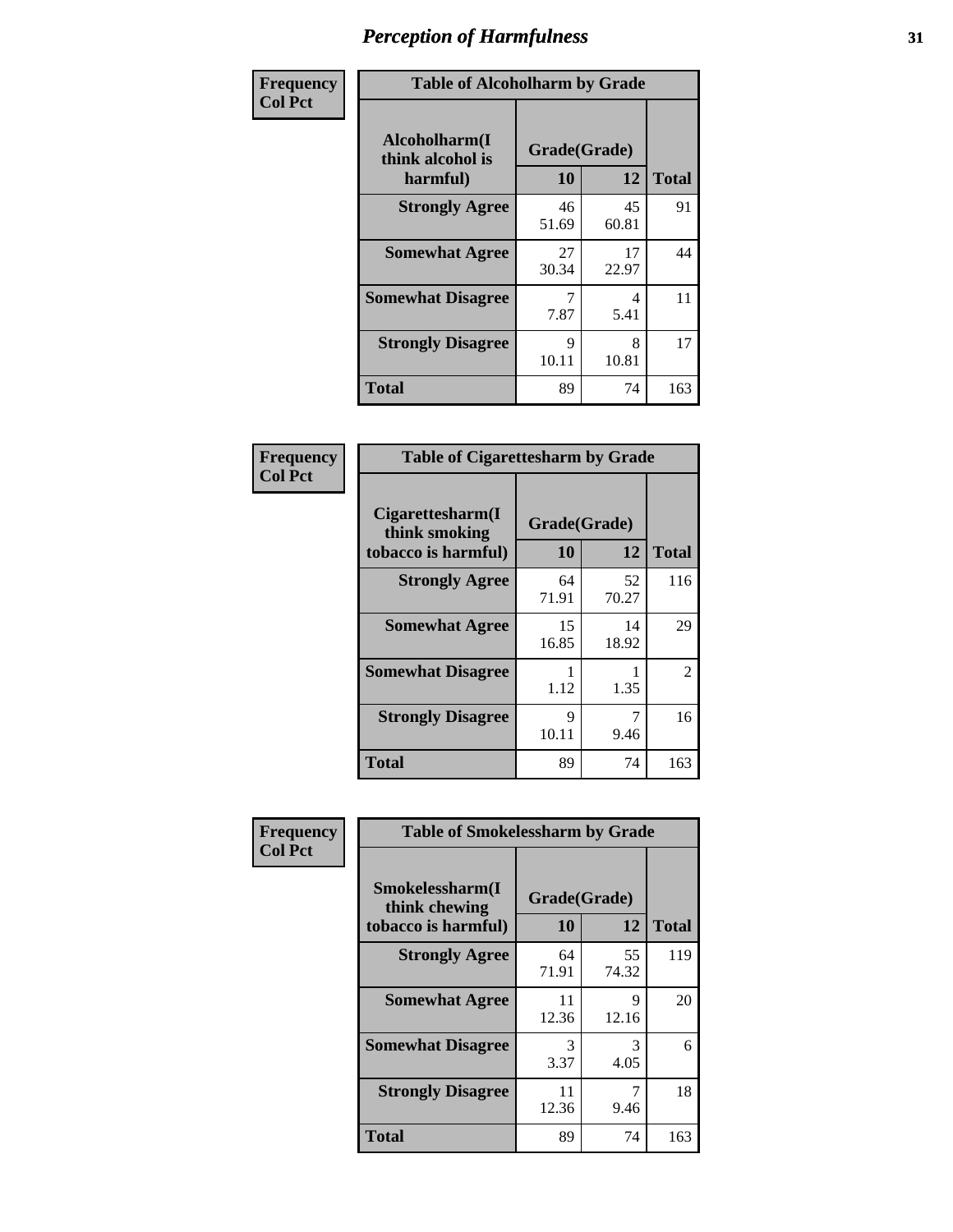# Perception of Harmfulness

| Frequency Col Pct | Table of Alcoholharm by Grade | | |
|---|---|---|---|
| Alcoholharm(I think alcohol is harmful) | Grade(Grade) | | |
| | 10 | 12 | Total |
| Strongly Agree | 46<br>51.69 | 45<br>60.81 | 91 |
| Somewhat Agree | 27<br>30.34 | 17<br>22.97 | 44 |
| Somewhat Disagree | 7<br>7.87 | 4<br>5.41 | 11 |
| Strongly Disagree | 9<br>10.11 | 8<br>10.81 | 17 |
| Total | 89 | 74 | 163 |

| Frequency Col Pct | Table of Cigarettesharm by Grade | | |
|---|---|---|---|
| Cigarettesharm(I think smoking tobacco is harmful) | Grade(Grade) | | |
| | 10 | 12 | Total |
| Strongly Agree | 64<br>71.91 | 52<br>70.27 | 116 |
| Somewhat Agree | 15<br>16.85 | 14<br>18.92 | 29 |
| Somewhat Disagree | 1<br>1.12 | 1<br>1.35 | 2 |
| Strongly Disagree | 9<br>10.11 | 7<br>9.46 | 16 |
| Total | 89 | 74 | 163 |

| Frequency Col Pct | Table of Smokelessharm by Grade | | |
|---|---|---|---|
| Smokelessharm(I think chewing tobacco is harmful) | Grade(Grade) | | |
| | 10 | 12 | Total |
| Strongly Agree | 64<br>71.91 | 55<br>74.32 | 119 |
| Somewhat Agree | 11<br>12.36 | 9<br>12.16 | 20 |
| Somewhat Disagree | 3<br>3.37 | 3<br>4.05 | 6 |
| Strongly Disagree | 11<br>12.36 | 7<br>9.46 | 18 |
| Total | 89 | 74 | 163 |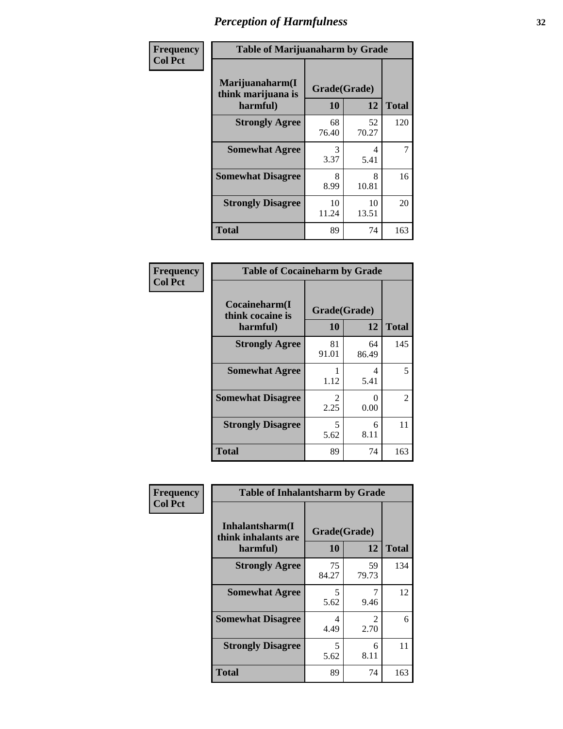# Perception of Harmfulness

**Frequency**
**Col Pct**

| Table of Marijuanaharm by Grade | | | |
|---|---|---|---|
| **Marijuanaharm(I think marijuana is harmful)** | **Grade(Grade)** | | **Total** |
| | **10** | **12** | |
| **Strongly Agree** | 68<br>76.40 | 52<br>70.27 | 120 |
| **Somewhat Agree** | 3<br>3.37 | 4<br>5.41 | 7 |
| **Somewhat Disagree** | 8<br>8.99 | 8<br>10.81 | 16 |
| **Strongly Disagree** | 10<br>11.24 | 10<br>13.51 | 20 |
| **Total** | 89 | 74 | 163 |

**Frequency**
**Col Pct**

| Table of Cocaineharm by Grade | | | |
|---|---|---|---|
| **Cocaineharm(I think cocaine is harmful)** | **Grade(Grade)** | | **Total** |
| | **10** | **12** | |
| **Strongly Agree** | 81<br>91.01 | 64<br>86.49 | 145 |
| **Somewhat Agree** | 1<br>1.12 | 4<br>5.41 | 5 |
| **Somewhat Disagree** | 2<br>2.25 | 0<br>0.00 | 2 |
| **Strongly Disagree** | 5<br>5.62 | 6<br>8.11 | 11 |
| **Total** | 89 | 74 | 163 |

**Frequency**
**Col Pct**

| Table of Inhalantsharm by Grade | | | |
|---|---|---|---|
| **Inhalantsharm(I think inhalants are harmful)** | **Grade(Grade)** | | **Total** |
| | **10** | **12** | |
| **Strongly Agree** | 75<br>84.27 | 59<br>79.73 | 134 |
| **Somewhat Agree** | 5<br>5.62 | 7<br>9.46 | 12 |
| **Somewhat Disagree** | 4<br>4.49 | 2<br>2.70 | 6 |
| **Strongly Disagree** | 5<br>5.62 | 6<br>8.11 | 11 |
| **Total** | 89 | 74 | 163 |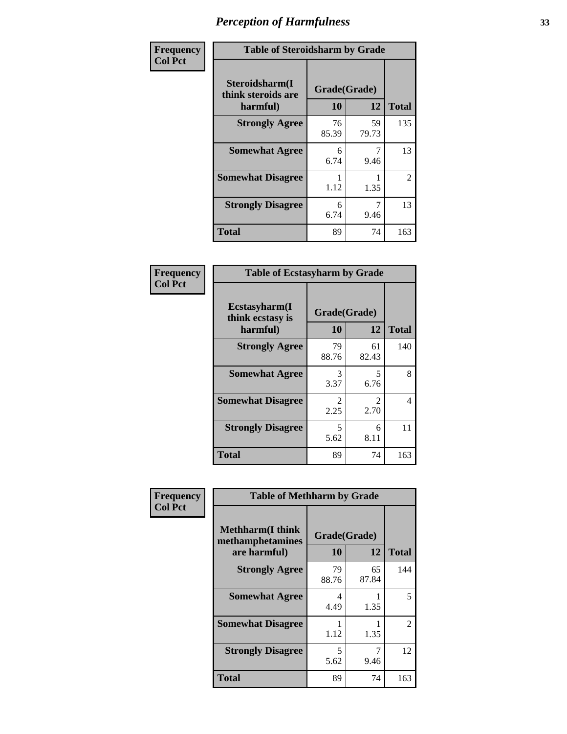# Perception of Harmfulness

| Frequency<br>Col Pct | Table of Steroidsharm by Grade | | |
|---|---|---|---|
| Steroidsharm(I think steroids are harmful) | Grade(Grade) | | |
| | 10 | 12 | Total |
| Strongly Agree | 76<br>85.39 | 59<br>79.73 | 135 |
| Somewhat Agree | 6<br>6.74 | 7<br>9.46 | 13 |
| Somewhat Disagree | 1<br>1.12 | 1<br>1.35 | 2 |
| Strongly Disagree | 6<br>6.74 | 7<br>9.46 | 13 |
| Total | 89 | 74 | 163 |

| Frequency<br>Col Pct | Table of Ecstasyharm by Grade | | |
|---|---|---|---|
| Ecstasyharm(I think ecstasy is harmful) | Grade(Grade) | | |
| | 10 | 12 | Total |
| Strongly Agree | 79<br>88.76 | 61<br>82.43 | 140 |
| Somewhat Agree | 3<br>3.37 | 5<br>6.76 | 8 |
| Somewhat Disagree | 2<br>2.25 | 2<br>2.70 | 4 |
| Strongly Disagree | 5<br>5.62 | 6<br>8.11 | 11 |
| Total | 89 | 74 | 163 |

| Frequency<br>Col Pct | Table of Methharm by Grade | | |
|---|---|---|---|
| Methharm(I think methamphetamines are harmful) | Grade(Grade) | | |
| | 10 | 12 | Total |
| Strongly Agree | 79<br>88.76 | 65<br>87.84 | 144 |
| Somewhat Agree | 4<br>4.49 | 1<br>1.35 | 5 |
| Somewhat Disagree | 1<br>1.12 | 1<br>1.35 | 2 |
| Strongly Disagree | 5<br>5.62 | 7<br>9.46 | 12 |
| Total | 89 | 74 | 163 |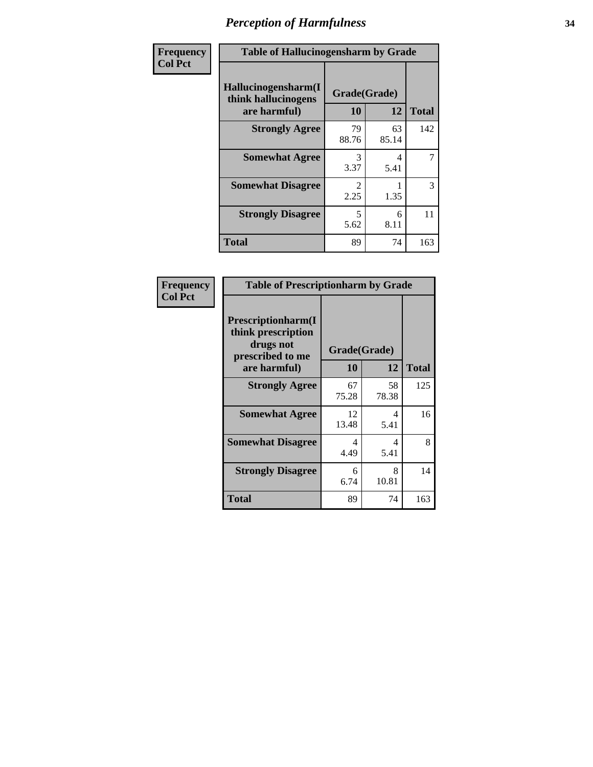# Perception of Harmfulness

| Frequency Col Pct | Table of Hallucinogensharm by Grade | | |
|---|---|---|---|
| Hallucinogensharm(I think hallucinogens are harmful) | Grade(Grade) | | |
| | 10 | 12 | Total |
| Strongly Agree | 79<br>88.76 | 63<br>85.14 | 142 |
| Somewhat Agree | 3<br>3.37 | 4<br>5.41 | 7 |
| Somewhat Disagree | 2<br>2.25 | 1<br>1.35 | 3 |
| Strongly Disagree | 5<br>5.62 | 6<br>8.11 | 11 |
| Total | 89 | 74 | 163 |

| Frequency Col Pct | Table of Prescriptionharm by Grade | | |
|---|---|---|---|
| Prescriptionharm(I think prescription drugs not prescribed to me are harmful) | Grade(Grade) | | |
| | 10 | 12 | Total |
| Strongly Agree | 67<br>75.28 | 58<br>78.38 | 125 |
| Somewhat Agree | 12<br>13.48 | 4<br>5.41 | 16 |
| Somewhat Disagree | 4<br>4.49 | 4<br>5.41 | 8 |
| Strongly Disagree | 6<br>6.74 | 8<br>10.81 | 14 |
| Total | 89 | 74 | 163 |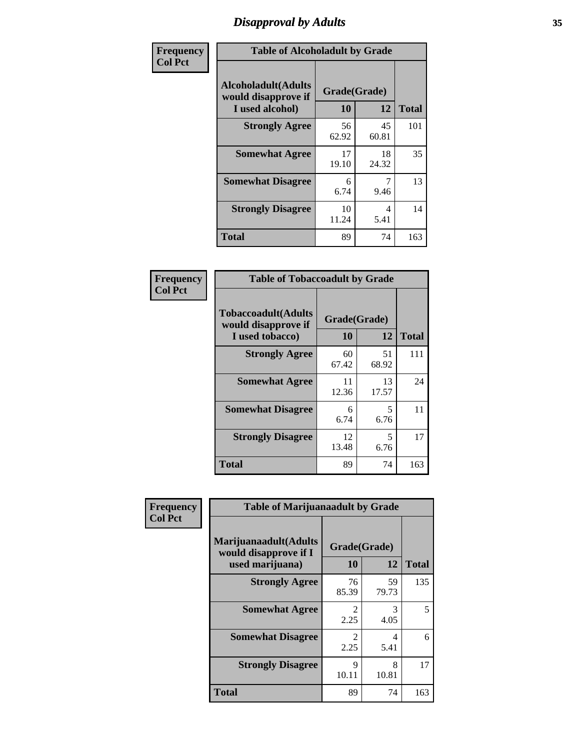# Disapproval by Adults

**Frequency**
**Col Pct**

| Table of Alcoholadult by Grade | | | |
|---|---|---|---|
| Alcoholadult(Adults would disapprove if I used alcohol) | Grade(Grade) | | Total |
| | 10 | 12 | |
| Strongly Agree | 56<br>62.92 | 45<br>60.81 | 101 |
| Somewhat Agree | 17<br>19.10 | 18<br>24.32 | 35 |
| Somewhat Disagree | 6<br>6.74 | 7<br>9.46 | 13 |
| Strongly Disagree | 10<br>11.24 | 4<br>5.41 | 14 |
| Total | 89 | 74 | 163 |

**Frequency**
**Col Pct**

| Table of Tobaccoadult by Grade | | | |
|---|---|---|---|
| Tobaccoadult(Adults would disapprove if I used tobacco) | Grade(Grade) | | Total |
| | 10 | 12 | |
| Strongly Agree | 60<br>67.42 | 51<br>68.92 | 111 |
| Somewhat Agree | 11<br>12.36 | 13<br>17.57 | 24 |
| Somewhat Disagree | 6<br>6.74 | 5<br>6.76 | 11 |
| Strongly Disagree | 12<br>13.48 | 5<br>6.76 | 17 |
| Total | 89 | 74 | 163 |

**Frequency**
**Col Pct**

| Table of Marijuanaadult by Grade | | | |
|---|---|---|---|
| Marijuanaadult(Adults would disapprove if I used marijuana) | Grade(Grade) | | Total |
| | 10 | 12 | |
| Strongly Agree | 76<br>85.39 | 59<br>79.73 | 135 |
| Somewhat Agree | 2<br>2.25 | 3<br>4.05 | 5 |
| Somewhat Disagree | 2<br>2.25 | 4<br>5.41 | 6 |
| Strongly Disagree | 9<br>10.11 | 8<br>10.81 | 17 |
| Total | 89 | 74 | 163 |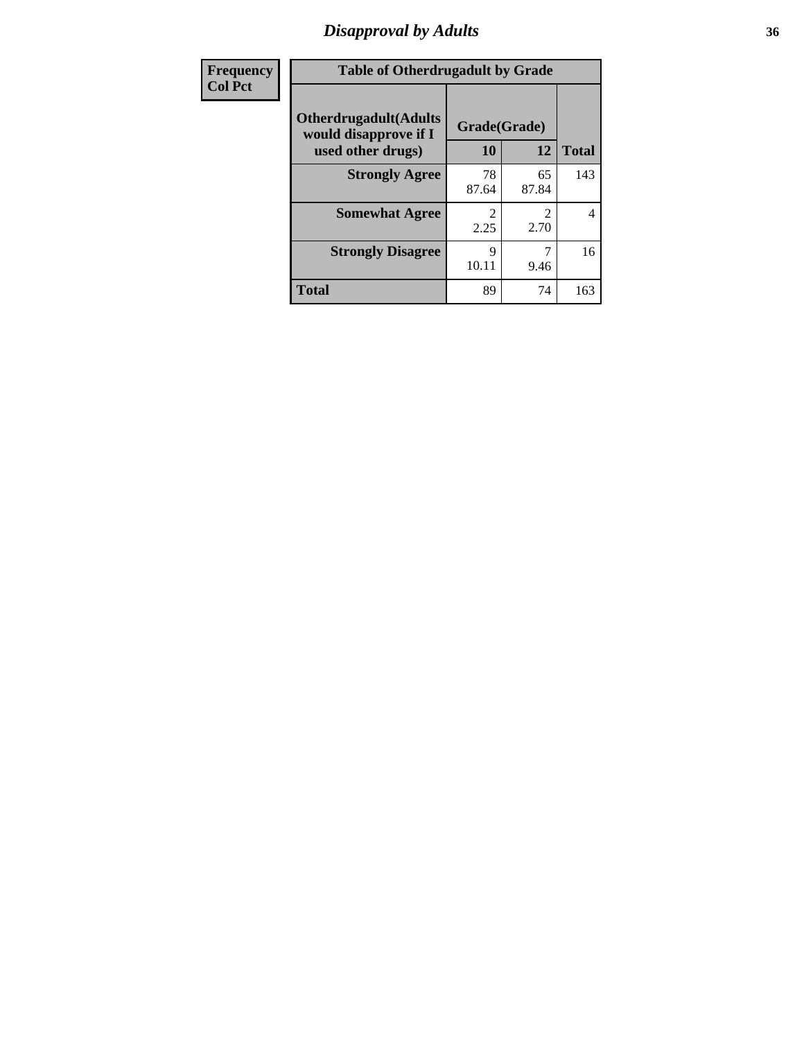# *Disapproval by Adults*

| Frequency<br>Col Pct |
|---|

**Table of Otherdrugadult by Grade**

| Otherdrugadult(Adults would disapprove if I used other drugs) | Grade(Grade) | | |
|---|---|---|---|
| | 10 | 12 | Total |
| **Strongly Agree** | 78<br>87.64 | 65<br>87.84 | 143 |
| **Somewhat Agree** | 2<br>2.25 | 2<br>2.70 | 4 |
| **Strongly Disagree** | 9<br>10.11 | 7<br>9.46 | 16 |
| **Total** | 89 | 74 | 163 |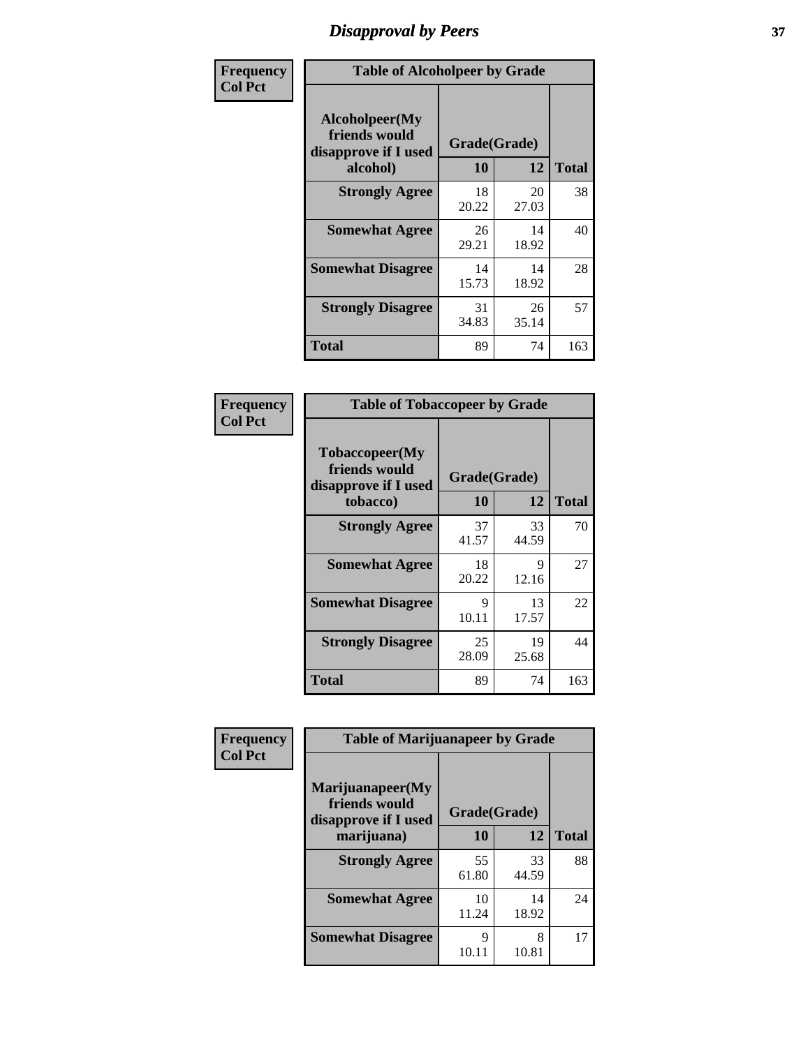# Disapproval by Peers

| Frequency<br>Col Pct | Table of Alcoholpeer by Grade | | |
|---|---|---|---|
| Alcoholpeer(My friends would disapprove if I used alcohol) | Grade(Grade) | | |
| | 10 | 12 | Total |
| Strongly Agree | 18<br>20.22 | 20<br>27.03 | 38 |
| Somewhat Agree | 26<br>29.21 | 14<br>18.92 | 40 |
| Somewhat Disagree | 14<br>15.73 | 14<br>18.92 | 28 |
| Strongly Disagree | 31<br>34.83 | 26<br>35.14 | 57 |
| Total | 89 | 74 | 163 |

| Frequency<br>Col Pct | Table of Tobaccopeer by Grade | | |
|---|---|---|---|
| Tobaccopeer(My friends would disapprove if I used tobacco) | Grade(Grade) | | |
| | 10 | 12 | Total |
| Strongly Agree | 37<br>41.57 | 33<br>44.59 | 70 |
| Somewhat Agree | 18<br>20.22 | 9<br>12.16 | 27 |
| Somewhat Disagree | 9<br>10.11 | 13<br>17.57 | 22 |
| Strongly Disagree | 25<br>28.09 | 19<br>25.68 | 44 |
| Total | 89 | 74 | 163 |

| Frequency<br>Col Pct | Table of Marijuanapeer by Grade | | |
|---|---|---|---|
| Marijuanapeer(My friends would disapprove if I used marijuana) | Grade(Grade) | | |
| | 10 | 12 | Total |
| Strongly Agree | 55<br>61.80 | 33<br>44.59 | 88 |
| Somewhat Agree | 10<br>11.24 | 14<br>18.92 | 24 |
| Somewhat Disagree | 9<br>10.11 | 8<br>10.81 | 17 |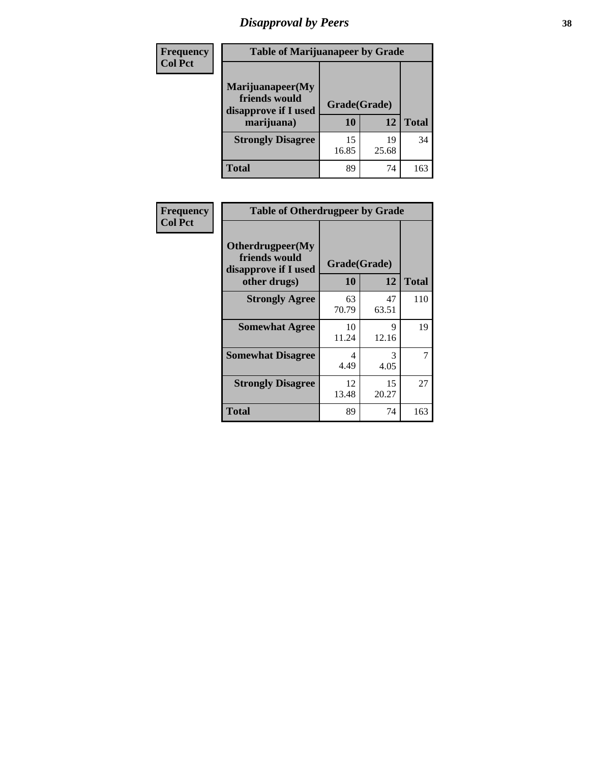# Disapproval by Peers

| Frequency Col Pct | Table of Marijuanapeer by Grade | | |
|---|---|---|---|
| Marijuanapeer(My friends would disapprove if I used marijuana) | Grade(Grade) | | |
| | 10 | 12 | Total |
| Strongly Disagree | 15<br>16.85 | 19<br>25.68 | 34 |
| Total | 89 | 74 | 163 |

| Frequency Col Pct | Table of Otherdrugpeer by Grade | | |
|---|---|---|---|
| Otherdrugpeer(My friends would disapprove if I used other drugs) | Grade(Grade) | | |
| | 10 | 12 | Total |
| Strongly Agree | 63<br>70.79 | 47<br>63.51 | 110 |
| Somewhat Agree | 10<br>11.24 | 9<br>12.16 | 19 |
| Somewhat Disagree | 4<br>4.49 | 3<br>4.05 | 7 |
| Strongly Disagree | 12<br>13.48 | 15<br>20.27 | 27 |
| Total | 89 | 74 | 163 |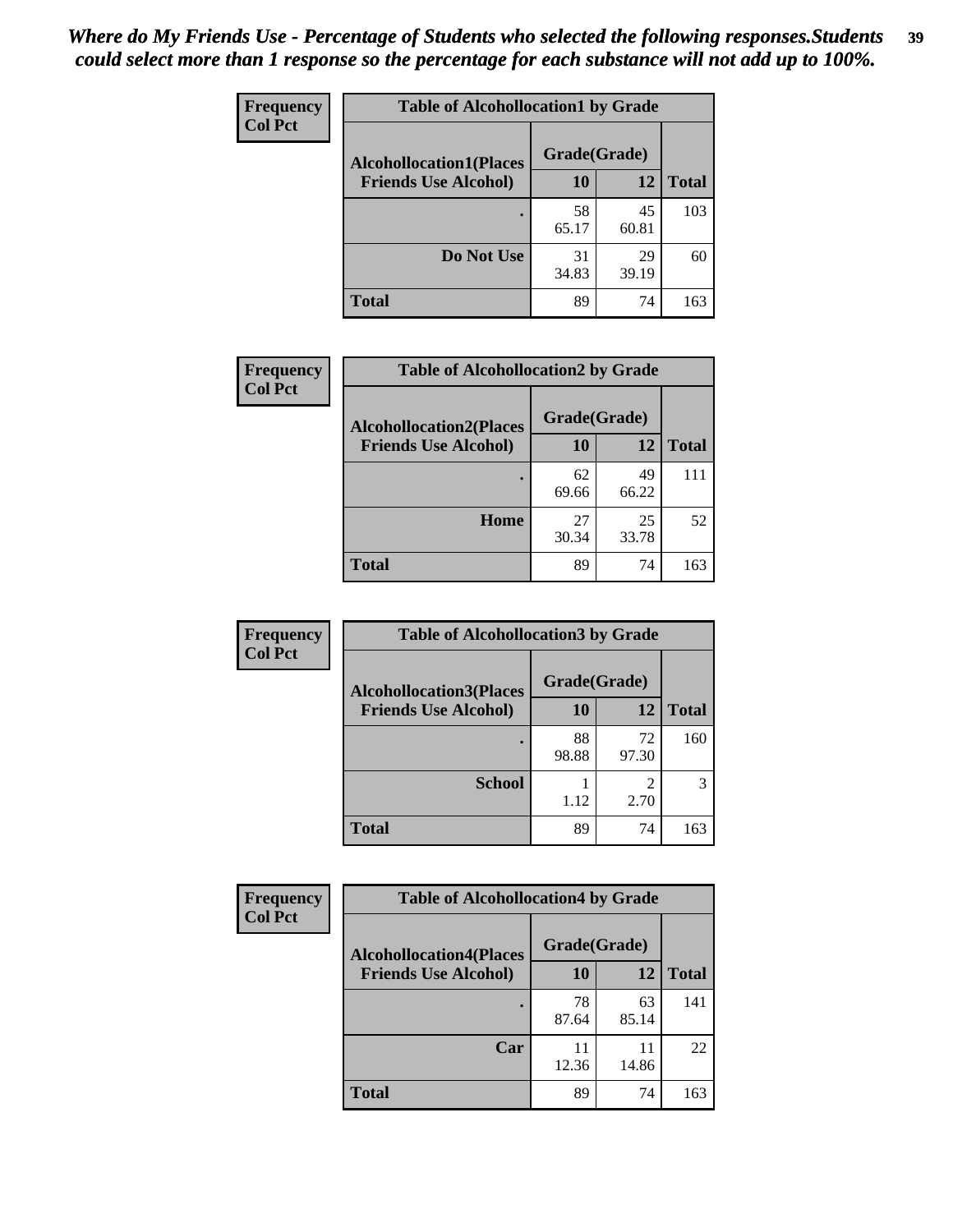*Where do My Friends Use - Percentage of Students who selected the following responses.Students could select more than 1 response so the percentage for each substance will not add up to 100%.*

**Frequency**
**Col Pct**

| Table of Alcohollocation1 by Grade | | | |
|---|---|---|---|
| Alcohollocation1(Places Friends Use Alcohol) | Grade(Grade) | | Total |
| | 10 | 12 | |
| . | 58<br>65.17 | 45<br>60.81 | 103 |
| Do Not Use | 31<br>34.83 | 29<br>39.19 | 60 |
| Total | 89 | 74 | 163 |

**Frequency**
**Col Pct**

| Table of Alcohollocation2 by Grade | | | |
|---|---|---|---|
| Alcohollocation2(Places Friends Use Alcohol) | Grade(Grade) | | Total |
| | 10 | 12 | |
| . | 62<br>69.66 | 49<br>66.22 | 111 |
| Home | 27<br>30.34 | 25<br>33.78 | 52 |
| Total | 89 | 74 | 163 |

**Frequency**
**Col Pct**

| Table of Alcohollocation3 by Grade | | | |
|---|---|---|---|
| Alcohollocation3(Places Friends Use Alcohol) | Grade(Grade) | | Total |
| | 10 | 12 | |
| . | 88<br>98.88 | 72<br>97.30 | 160 |
| School | 1<br>1.12 | 2<br>2.70 | 3 |
| Total | 89 | 74 | 163 |

**Frequency**
**Col Pct**

| Table of Alcohollocation4 by Grade | | | |
|---|---|---|---|
| Alcohollocation4(Places Friends Use Alcohol) | Grade(Grade) | | Total |
| | 10 | 12 | |
| . | 78<br>87.64 | 63<br>85.14 | 141 |
| Car | 11<br>12.36 | 11<br>14.86 | 22 |
| Total | 89 | 74 | 163 |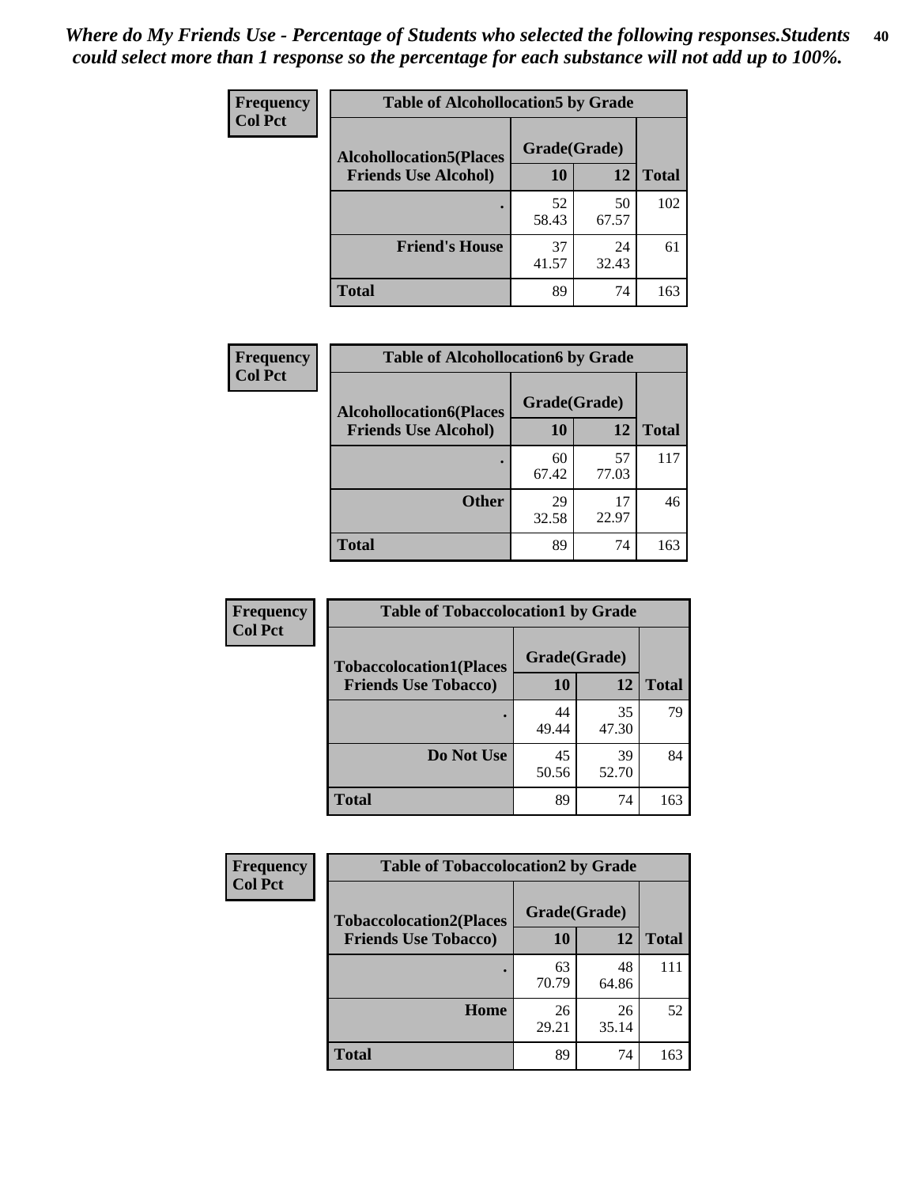*Where do My Friends Use - Percentage of Students who selected the following responses.Students could select more than 1 response so the percentage for each substance will not add up to 100%.*

| Frequency<br>Col Pct | Table of Alcohollocation5 by Grade | | |
|---|---|---|---|
| Alcohollocation5(Places Friends Use Alcohol) | Grade(Grade) | | |
| | 10 | 12 | Total |
| . | 52<br>58.43 | 50<br>67.57 | 102 |
| Friend's House | 37<br>41.57 | 24<br>32.43 | 61 |
| Total | 89 | 74 | 163 |

| Frequency<br>Col Pct | Table of Alcohollocation6 by Grade | | |
|---|---|---|---|
| Alcohollocation6(Places Friends Use Alcohol) | Grade(Grade) | | |
| | 10 | 12 | Total |
| . | 60<br>67.42 | 57<br>77.03 | 117 |
| Other | 29<br>32.58 | 17<br>22.97 | 46 |
| Total | 89 | 74 | 163 |

| Frequency<br>Col Pct | Table of Tobaccolocation1 by Grade | | |
|---|---|---|---|
| Tobaccolocation1(Places Friends Use Tobacco) | Grade(Grade) | | |
| | 10 | 12 | Total |
| . | 44<br>49.44 | 35<br>47.30 | 79 |
| Do Not Use | 45<br>50.56 | 39<br>52.70 | 84 |
| Total | 89 | 74 | 163 |

| Frequency<br>Col Pct | Table of Tobaccolocation2 by Grade | | |
|---|---|---|---|
| Tobaccolocation2(Places Friends Use Tobacco) | Grade(Grade) | | |
| | 10 | 12 | Total |
| . | 63<br>70.79 | 48<br>64.86 | 111 |
| Home | 26<br>29.21 | 26<br>35.14 | 52 |
| Total | 89 | 74 | 163 |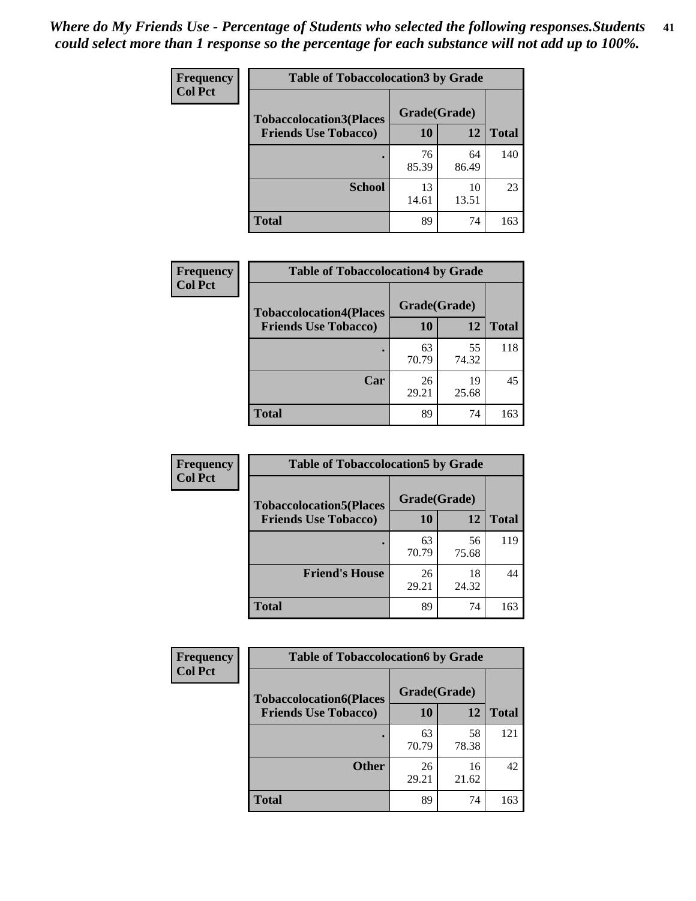*Where do My Friends Use - Percentage of Students who selected the following responses.Students could select more than 1 response so the percentage for each substance will not add up to 100%.*

**Frequency**
**Col Pct**

| Table of Tobaccolocation3 by Grade | | | |
|---|---|---|---|
| **Tobaccolocation3(Places Friends Use Tobacco)** | **Grade(Grade)** | | **Total** |
| | **10** | **12** | |
| **.** | 76<br>85.39 | 64<br>86.49 | 140 |
| **School** | 13<br>14.61 | 10<br>13.51 | 23 |
| **Total** | 89 | 74 | 163 |

**Frequency**
**Col Pct**

| Table of Tobaccolocation4 by Grade | | | |
|---|---|---|---|
| **Tobaccolocation4(Places Friends Use Tobacco)** | **Grade(Grade)** | | **Total** |
| | **10** | **12** | |
| **.** | 63<br>70.79 | 55<br>74.32 | 118 |
| **Car** | 26<br>29.21 | 19<br>25.68 | 45 |
| **Total** | 89 | 74 | 163 |

**Frequency**
**Col Pct**

| Table of Tobaccolocation5 by Grade | | | |
|---|---|---|---|
| **Tobaccolocation5(Places Friends Use Tobacco)** | **Grade(Grade)** | | **Total** |
| | **10** | **12** | |
| **.** | 63<br>70.79 | 56<br>75.68 | 119 |
| **Friend's House** | 26<br>29.21 | 18<br>24.32 | 44 |
| **Total** | 89 | 74 | 163 |

**Frequency**
**Col Pct**

| Table of Tobaccolocation6 by Grade | | | |
|---|---|---|---|
| **Tobaccolocation6(Places Friends Use Tobacco)** | **Grade(Grade)** | | **Total** |
| | **10** | **12** | |
| **.** | 63<br>70.79 | 58<br>78.38 | 121 |
| **Other** | 26<br>29.21 | 16<br>21.62 | 42 |
| **Total** | 89 | 74 | 163 |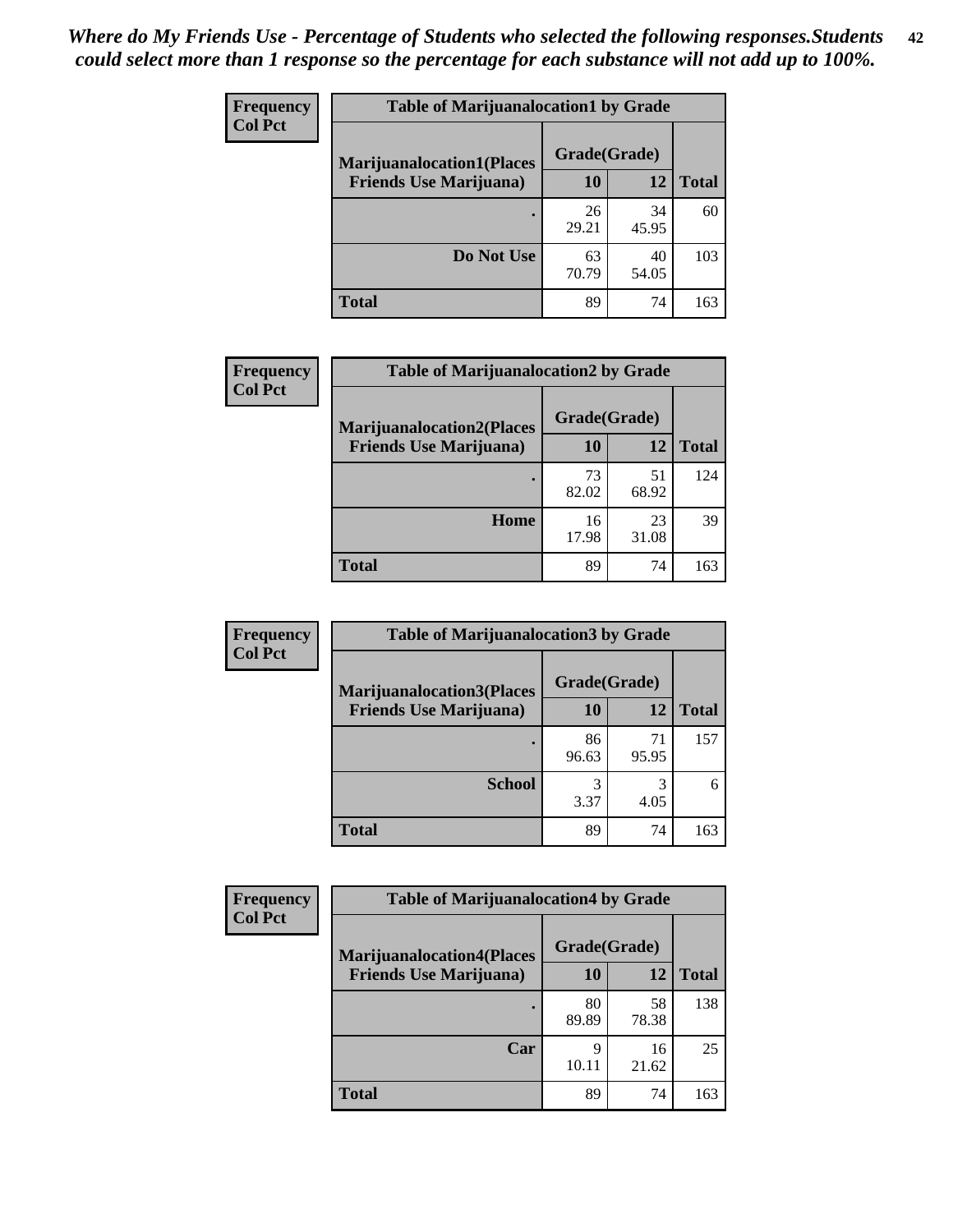*Where do My Friends Use - Percentage of Students who selected the following responses.Students could select more than 1 response so the percentage for each substance will not add up to 100%.*

| Frequency Col Pct | Table of Marijuanalocation1 by Grade | | |
|---|---|---|---|
| Marijuanalocation1(Places Friends Use Marijuana) | Grade(Grade) | | Total |
| | 10 | 12 | |
| . | 26<br>29.21 | 34<br>45.95 | 60 |
| Do Not Use | 63<br>70.79 | 40<br>54.05 | 103 |
| Total | 89 | 74 | 163 |

| Frequency Col Pct | Table of Marijuanalocation2 by Grade | | |
|---|---|---|---|
| Marijuanalocation2(Places Friends Use Marijuana) | Grade(Grade) | | Total |
| | 10 | 12 | |
| . | 73<br>82.02 | 51<br>68.92 | 124 |
| Home | 16<br>17.98 | 23<br>31.08 | 39 |
| Total | 89 | 74 | 163 |

| Frequency Col Pct | Table of Marijuanalocation3 by Grade | | |
|---|---|---|---|
| Marijuanalocation3(Places Friends Use Marijuana) | Grade(Grade) | | Total |
| | 10 | 12 | |
| . | 86<br>96.63 | 71<br>95.95 | 157 |
| School | 3<br>3.37 | 3<br>4.05 | 6 |
| Total | 89 | 74 | 163 |

| Frequency Col Pct | Table of Marijuanalocation4 by Grade | | |
|---|---|---|---|
| Marijuanalocation4(Places Friends Use Marijuana) | Grade(Grade) | | Total |
| | 10 | 12 | |
| . | 80<br>89.89 | 58<br>78.38 | 138 |
| Car | 9<br>10.11 | 16<br>21.62 | 25 |
| Total | 89 | 74 | 163 |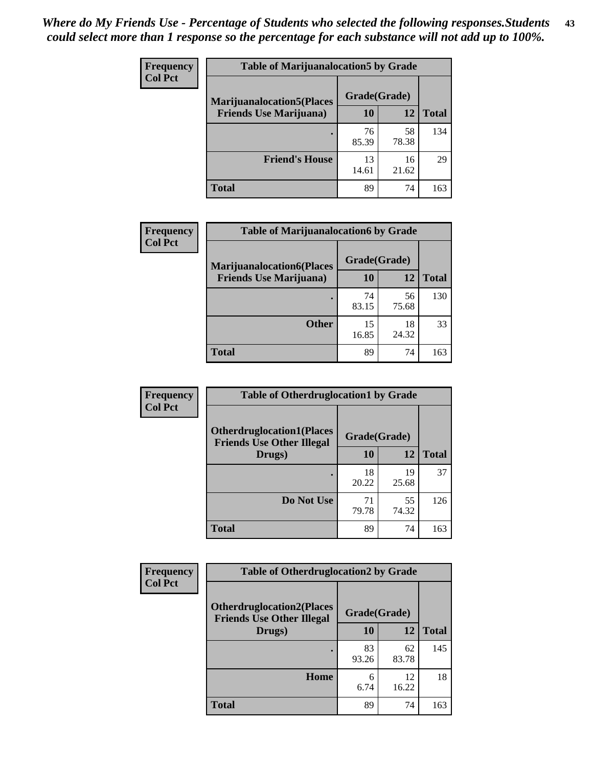*Where do My Friends Use - Percentage of Students who selected the following responses.Students could select more than 1 response so the percentage for each substance will not add up to 100%.*

**Frequency**
**Col Pct**

| Table of Marijuanalocation5 by Grade | | | |
|---|---|---|---|
| **Marijuanalocation5(Places Friends Use Marijuana)** | **Grade(Grade)** | | **Total** |
| | **10** | **12** | |
| . | 76<br>85.39 | 58<br>78.38 | 134 |
| **Friend's House** | 13<br>14.61 | 16<br>21.62 | 29 |
| **Total** | 89 | 74 | 163 |

**Frequency**
**Col Pct**

| Table of Marijuanalocation6 by Grade | | | |
|---|---|---|---|
| **Marijuanalocation6(Places Friends Use Marijuana)** | **Grade(Grade)** | | **Total** |
| | **10** | **12** | |
| . | 74<br>83.15 | 56<br>75.68 | 130 |
| **Other** | 15<br>16.85 | 18<br>24.32 | 33 |
| **Total** | 89 | 74 | 163 |

**Frequency**
**Col Pct**

| Table of Otherdruglocation1 by Grade | | | |
|---|---|---|---|
| **Otherdruglocation1(Places Friends Use Other Illegal Drugs)** | **Grade(Grade)** | | **Total** |
| | **10** | **12** | |
| . | 18<br>20.22 | 19<br>25.68 | 37 |
| **Do Not Use** | 71<br>79.78 | 55<br>74.32 | 126 |
| **Total** | 89 | 74 | 163 |

**Frequency**
**Col Pct**

| Table of Otherdruglocation2 by Grade | | | |
|---|---|---|---|
| **Otherdruglocation2(Places Friends Use Other Illegal Drugs)** | **Grade(Grade)** | | **Total** |
| | **10** | **12** | |
| . | 83<br>93.26 | 62<br>83.78 | 145 |
| **Home** | 6<br>6.74 | 12<br>16.22 | 18 |
| **Total** | 89 | 74 | 163 |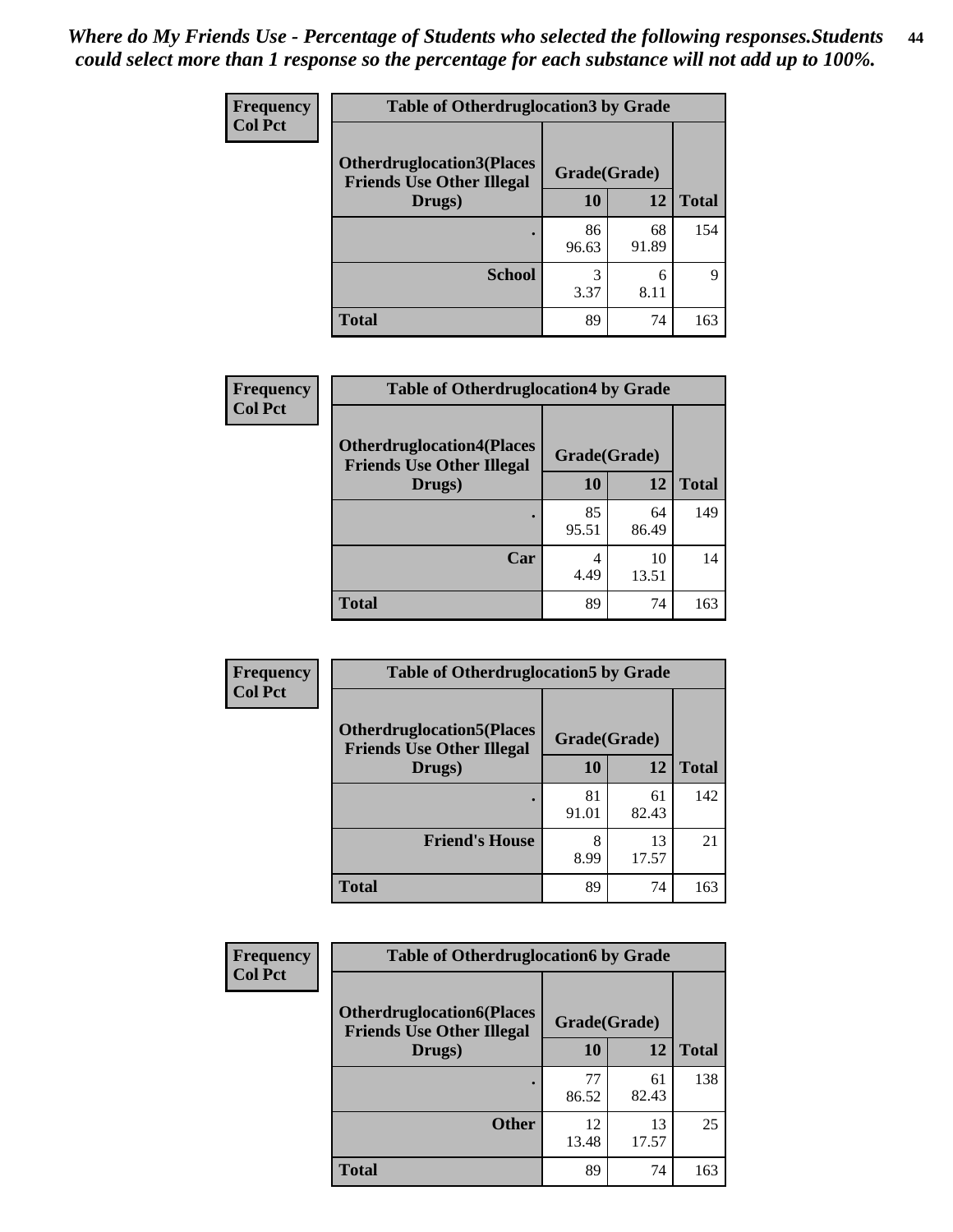*Where do My Friends Use - Percentage of Students who selected the following responses.Students could select more than 1 response so the percentage for each substance will not add up to 100%.*

**Frequency**
**Col Pct**

| Table of Otherdruglocation3 by Grade | | | |
|---|---|---|---|
| **Otherdruglocation3(Places Friends Use Other Illegal Drugs)** | **Grade(Grade)** | | |
| | **10** | **12** | **Total** |
| **.** | 86<br>96.63 | 68<br>91.89 | 154 |
| **School** | 3<br>3.37 | 6<br>8.11 | 9 |
| **Total** | 89 | 74 | 163 |

**Frequency**
**Col Pct**

| Table of Otherdruglocation4 by Grade | | | |
|---|---|---|---|
| **Otherdruglocation4(Places Friends Use Other Illegal Drugs)** | **Grade(Grade)** | | |
| | **10** | **12** | **Total** |
| **.** | 85<br>95.51 | 64<br>86.49 | 149 |
| **Car** | 4<br>4.49 | 10<br>13.51 | 14 |
| **Total** | 89 | 74 | 163 |

**Frequency**
**Col Pct**

| Table of Otherdruglocation5 by Grade | | | |
|---|---|---|---|
| **Otherdruglocation5(Places Friends Use Other Illegal Drugs)** | **Grade(Grade)** | | |
| | **10** | **12** | **Total** |
| **.** | 81<br>91.01 | 61<br>82.43 | 142 |
| **Friend's House** | 8<br>8.99 | 13<br>17.57 | 21 |
| **Total** | 89 | 74 | 163 |

**Frequency**
**Col Pct**

| Table of Otherdruglocation6 by Grade | | | |
|---|---|---|---|
| **Otherdruglocation6(Places Friends Use Other Illegal Drugs)** | **Grade(Grade)** | | |
| | **10** | **12** | **Total** |
| **.** | 77<br>86.52 | 61<br>82.43 | 138 |
| **Other** | 12<br>13.48 | 13<br>17.57 | 25 |
| **Total** | 89 | 74 | 163 |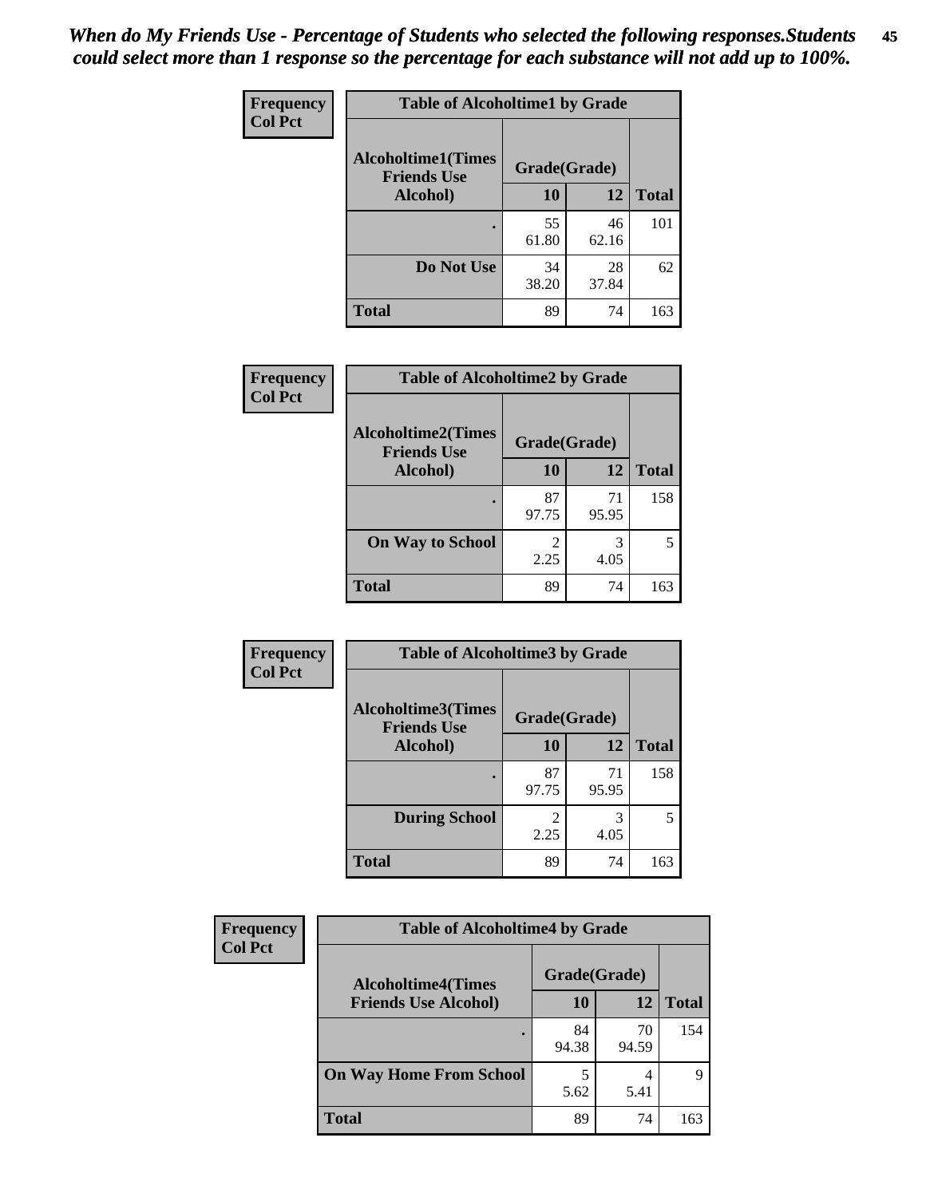*When do My Friends Use - Percentage of Students who selected the following responses.Students could select more than 1 response so the percentage for each substance will not add up to 100%.*

**Frequency**
**Col Pct**

| Table of Alcoholtime1 by Grade | | | |
|---|---|---|---|
| Alcoholtime1(Times Friends Use Alcohol) | Grade(Grade) | | |
| | 10 | 12 | Total |
| . | 55<br>61.80 | 46<br>62.16 | 101 |
| Do Not Use | 34<br>38.20 | 28<br>37.84 | 62 |
| Total | 89 | 74 | 163 |

**Frequency**
**Col Pct**

| Table of Alcoholtime2 by Grade | | | |
|---|---|---|---|
| Alcoholtime2(Times Friends Use Alcohol) | Grade(Grade) | | |
| | 10 | 12 | Total |
| . | 87<br>97.75 | 71<br>95.95 | 158 |
| On Way to School | 2<br>2.25 | 3<br>4.05 | 5 |
| Total | 89 | 74 | 163 |

**Frequency**
**Col Pct**

| Table of Alcoholtime3 by Grade | | | |
|---|---|---|---|
| Alcoholtime3(Times Friends Use Alcohol) | Grade(Grade) | | |
| | 10 | 12 | Total |
| . | 87<br>97.75 | 71<br>95.95 | 158 |
| During School | 2<br>2.25 | 3<br>4.05 | 5 |
| Total | 89 | 74 | 163 |

**Frequency**
**Col Pct**

| Table of Alcoholtime4 by Grade | | | |
|---|---|---|---|
| Alcoholtime4(Times Friends Use Alcohol) | Grade(Grade) | | |
| | 10 | 12 | Total |
| . | 84<br>94.38 | 70<br>94.59 | 154 |
| On Way Home From School | 5<br>5.62 | 4<br>5.41 | 9 |
| Total | 89 | 74 | 163 |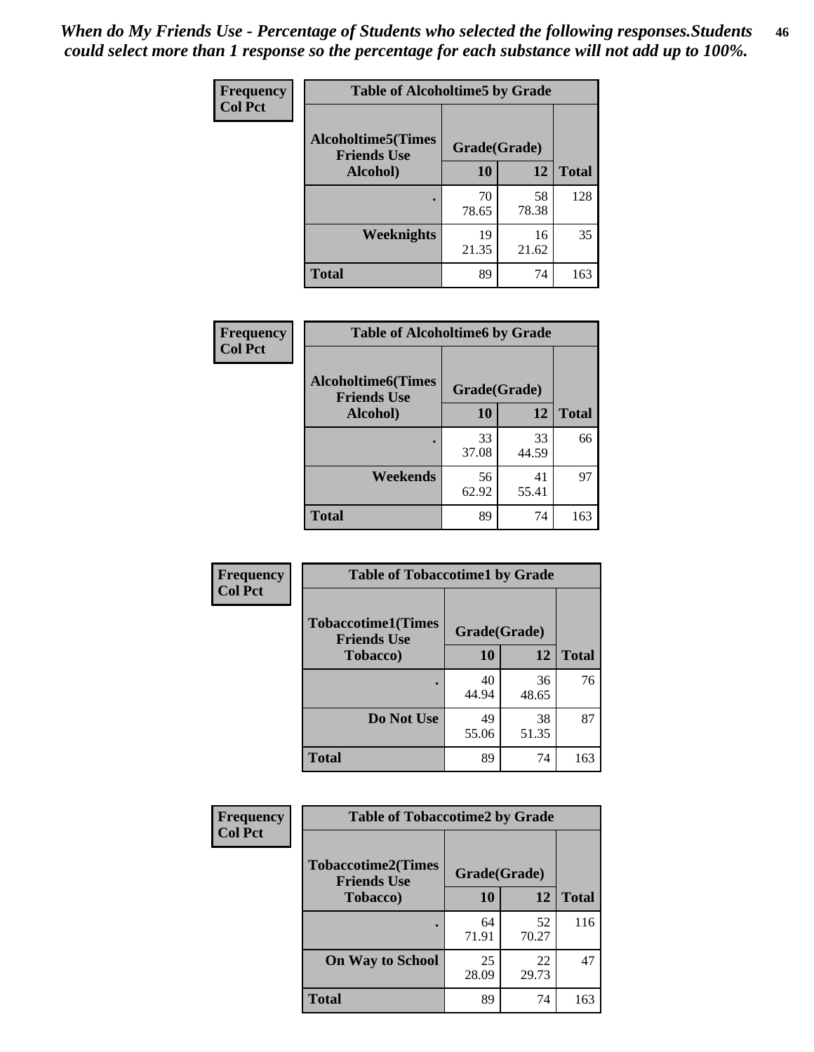*When do My Friends Use - Percentage of Students who selected the following responses.Students could select more than 1 response so the percentage for each substance will not add up to 100%.*

**Frequency**
**Col Pct**

| Table of Alcoholtime5 by Grade | | | |
|---|---|---|---|
| **Alcoholtime5(Times Friends Use Alcohol)** | **Grade(Grade)** | | **Total** |
| | **10** | **12** | |
| **.** | 70<br>78.65 | 58<br>78.38 | 128 |
| **Weeknights** | 19<br>21.35 | 16<br>21.62 | 35 |
| **Total** | 89 | 74 | 163 |

**Frequency**
**Col Pct**

| Table of Alcoholtime6 by Grade | | | |
|---|---|---|---|
| **Alcoholtime6(Times Friends Use Alcohol)** | **Grade(Grade)** | | **Total** |
| | **10** | **12** | |
| **.** | 33<br>37.08 | 33<br>44.59 | 66 |
| **Weekends** | 56<br>62.92 | 41<br>55.41 | 97 |
| **Total** | 89 | 74 | 163 |

**Frequency**
**Col Pct**

| Table of Tobaccotime1 by Grade | | | |
|---|---|---|---|
| **Tobaccotime1(Times Friends Use Tobacco)** | **Grade(Grade)** | | **Total** |
| | **10** | **12** | |
| **.** | 40<br>44.94 | 36<br>48.65 | 76 |
| **Do Not Use** | 49<br>55.06 | 38<br>51.35 | 87 |
| **Total** | 89 | 74 | 163 |

**Frequency**
**Col Pct**

| Table of Tobaccotime2 by Grade | | | |
|---|---|---|---|
| **Tobaccotime2(Times Friends Use Tobacco)** | **Grade(Grade)** | | **Total** |
| | **10** | **12** | |
| **.** | 64<br>71.91 | 52<br>70.27 | 116 |
| **On Way to School** | 25<br>28.09 | 22<br>29.73 | 47 |
| **Total** | 89 | 74 | 163 |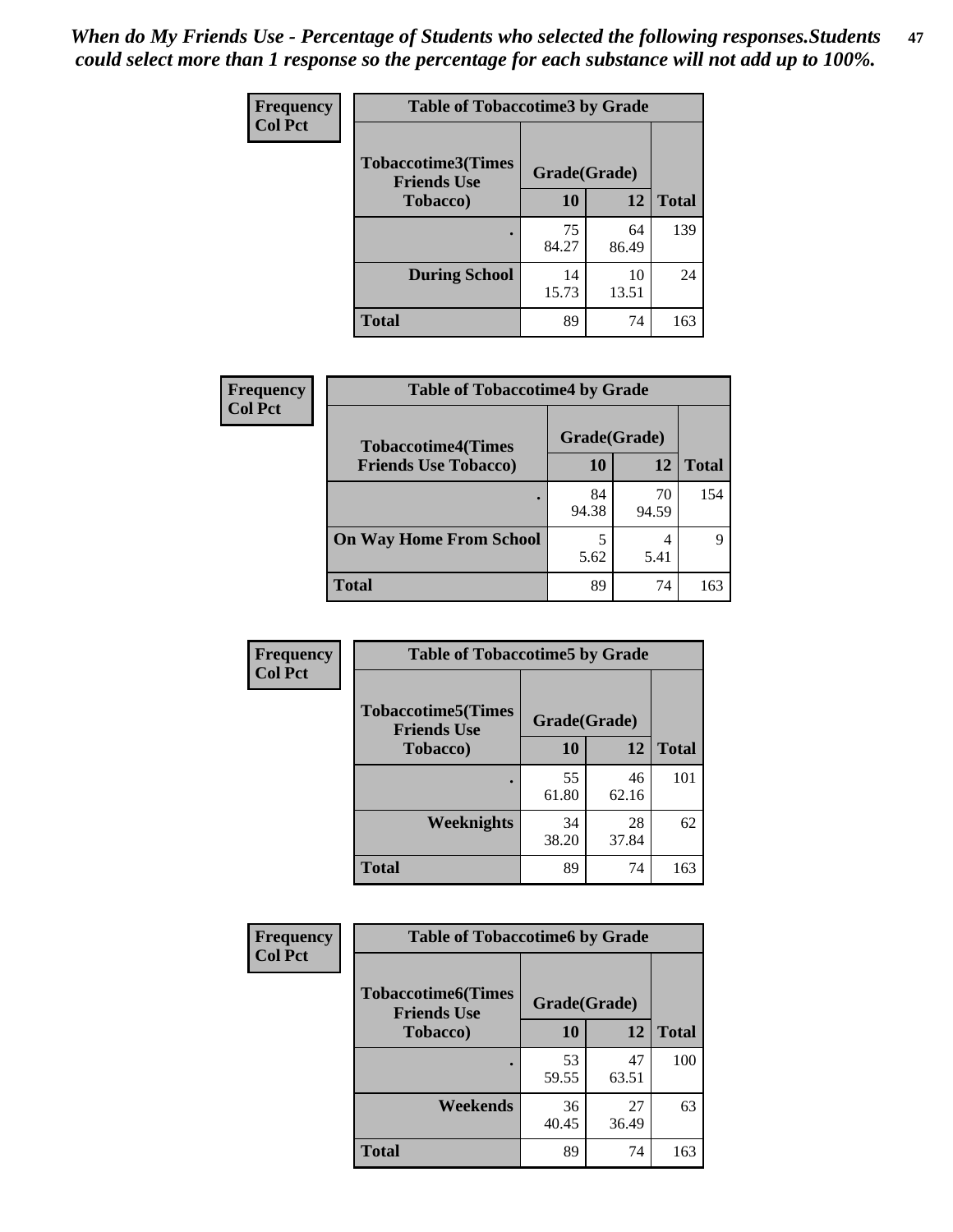*When do My Friends Use - Percentage of Students who selected the following responses.Students could select more than 1 response so the percentage for each substance will not add up to 100%.*

**Frequency**
**Col Pct**

| Table of Tobaccotime3 by Grade | | | |
|---|---|---|---|
| **Tobaccotime3(Times Friends Use Tobacco)** | **Grade(Grade)** | | **Total** |
| | **10** | **12** | |
| **.** | 75<br>84.27 | 64<br>86.49 | 139 |
| **During School** | 14<br>15.73 | 10<br>13.51 | 24 |
| **Total** | 89 | 74 | 163 |

**Frequency**
**Col Pct**

| Table of Tobaccotime4 by Grade | | | |
|---|---|---|---|
| **Tobaccotime4(Times Friends Use Tobacco)** | **Grade(Grade)** | | **Total** |
| | **10** | **12** | |
| **.** | 84<br>94.38 | 70<br>94.59 | 154 |
| **On Way Home From School** | 5<br>5.62 | 4<br>5.41 | 9 |
| **Total** | 89 | 74 | 163 |

**Frequency**
**Col Pct**

| Table of Tobaccotime5 by Grade | | | |
|---|---|---|---|
| **Tobaccotime5(Times Friends Use Tobacco)** | **Grade(Grade)** | | **Total** |
| | **10** | **12** | |
| **.** | 55<br>61.80 | 46<br>62.16 | 101 |
| **Weeknights** | 34<br>38.20 | 28<br>37.84 | 62 |
| **Total** | 89 | 74 | 163 |

**Frequency**
**Col Pct**

| Table of Tobaccotime6 by Grade | | | |
|---|---|---|---|
| **Tobaccotime6(Times Friends Use Tobacco)** | **Grade(Grade)** | | **Total** |
| | **10** | **12** | |
| **.** | 53<br>59.55 | 47<br>63.51 | 100 |
| **Weekends** | 36<br>40.45 | 27<br>36.49 | 63 |
| **Total** | 89 | 74 | 163 |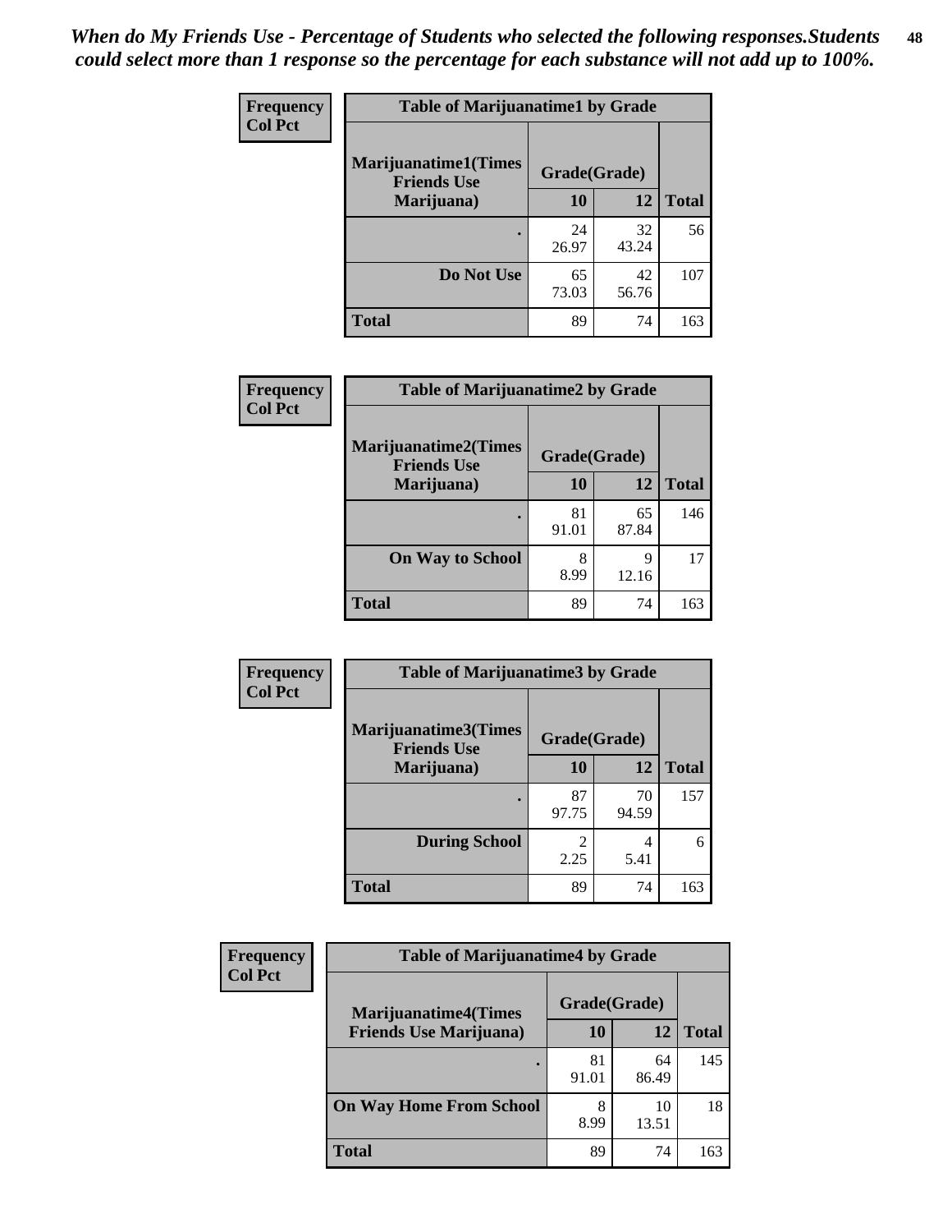*When do My Friends Use - Percentage of Students who selected the following responses.Students could select more than 1 response so the percentage for each substance will not add up to 100%.*

**Frequency**
**Col Pct**

| Table of Marijuanatime1 by Grade | | | |
|---|---|---|---|
| **Marijuanatime1(Times Friends Use Marijuana)** | **Grade(Grade)** | | |
| | **10** | **12** | **Total** |
| . | 24<br>26.97 | 32<br>43.24 | 56 |
| **Do Not Use** | 65<br>73.03 | 42<br>56.76 | 107 |
| **Total** | 89 | 74 | 163 |

**Frequency**
**Col Pct**

| Table of Marijuanatime2 by Grade | | | |
|---|---|---|---|
| **Marijuanatime2(Times Friends Use Marijuana)** | **Grade(Grade)** | | |
| | **10** | **12** | **Total** |
| . | 81<br>91.01 | 65<br>87.84 | 146 |
| **On Way to School** | 8<br>8.99 | 9<br>12.16 | 17 |
| **Total** | 89 | 74 | 163 |

**Frequency**
**Col Pct**

| Table of Marijuanatime3 by Grade | | | |
|---|---|---|---|
| **Marijuanatime3(Times Friends Use Marijuana)** | **Grade(Grade)** | | |
| | **10** | **12** | **Total** |
| . | 87<br>97.75 | 70<br>94.59 | 157 |
| **During School** | 2<br>2.25 | 4<br>5.41 | 6 |
| **Total** | 89 | 74 | 163 |

**Frequency**
**Col Pct**

| Table of Marijuanatime4 by Grade | | | |
|---|---|---|---|
| **Marijuanatime4(Times Friends Use Marijuana)** | **Grade(Grade)** | | |
| | **10** | **12** | **Total** |
| . | 81<br>91.01 | 64<br>86.49 | 145 |
| **On Way Home From School** | 8<br>8.99 | 10<br>13.51 | 18 |
| **Total** | 89 | 74 | 163 |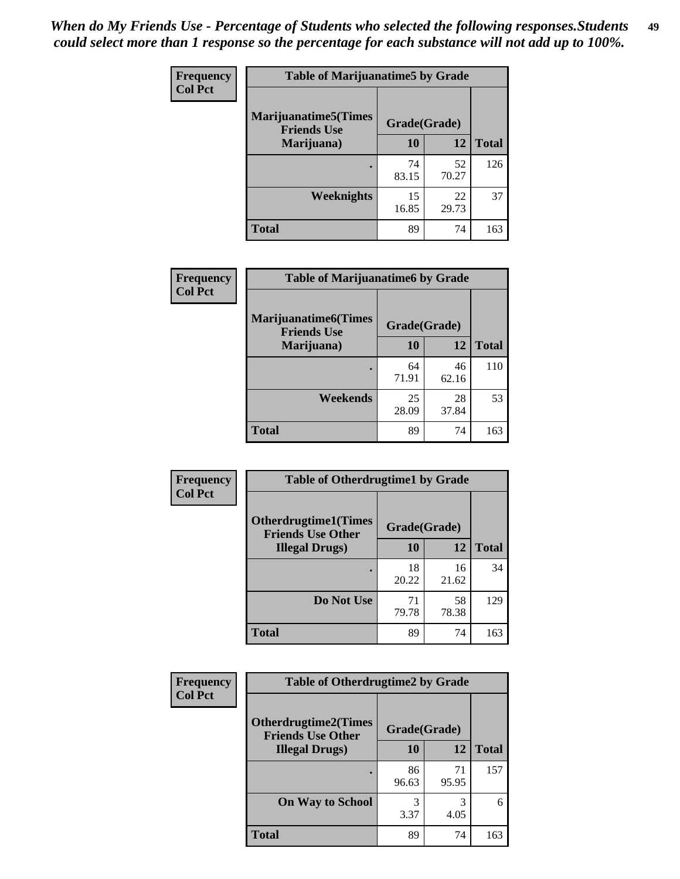*When do My Friends Use - Percentage of Students who selected the following responses.Students could select more than 1 response so the percentage for each substance will not add up to 100%.*

**Frequency**
**Col Pct**

| Table of Marijuanatime5 by Grade | | | |
|---|---|---|---|
| **Marijuanatime5(Times Friends Use Marijuana)** | **Grade(Grade)** | | **Total** |
| | **10** | **12** | |
| **.** | 74<br>83.15 | 52<br>70.27 | 126 |
| **Weeknights** | 15<br>16.85 | 22<br>29.73 | 37 |
| **Total** | 89 | 74 | 163 |

**Frequency**
**Col Pct**

| Table of Marijuanatime6 by Grade | | | |
|---|---|---|---|
| **Marijuanatime6(Times Friends Use Marijuana)** | **Grade(Grade)** | | **Total** |
| | **10** | **12** | |
| **.** | 64<br>71.91 | 46<br>62.16 | 110 |
| **Weekends** | 25<br>28.09 | 28<br>37.84 | 53 |
| **Total** | 89 | 74 | 163 |

**Frequency**
**Col Pct**

| Table of Otherdrugtime1 by Grade | | | |
|---|---|---|---|
| **Otherdrugtime1(Times Friends Use Other Illegal Drugs)** | **Grade(Grade)** | | **Total** |
| | **10** | **12** | |
| **.** | 18<br>20.22 | 16<br>21.62 | 34 |
| **Do Not Use** | 71<br>79.78 | 58<br>78.38 | 129 |
| **Total** | 89 | 74 | 163 |

**Frequency**
**Col Pct**

| Table of Otherdrugtime2 by Grade | | | |
|---|---|---|---|
| **Otherdrugtime2(Times Friends Use Other Illegal Drugs)** | **Grade(Grade)** | | **Total** |
| | **10** | **12** | |
| **.** | 86<br>96.63 | 71<br>95.95 | 157 |
| **On Way to School** | 3<br>3.37 | 3<br>4.05 | 6 |
| **Total** | 89 | 74 | 163 |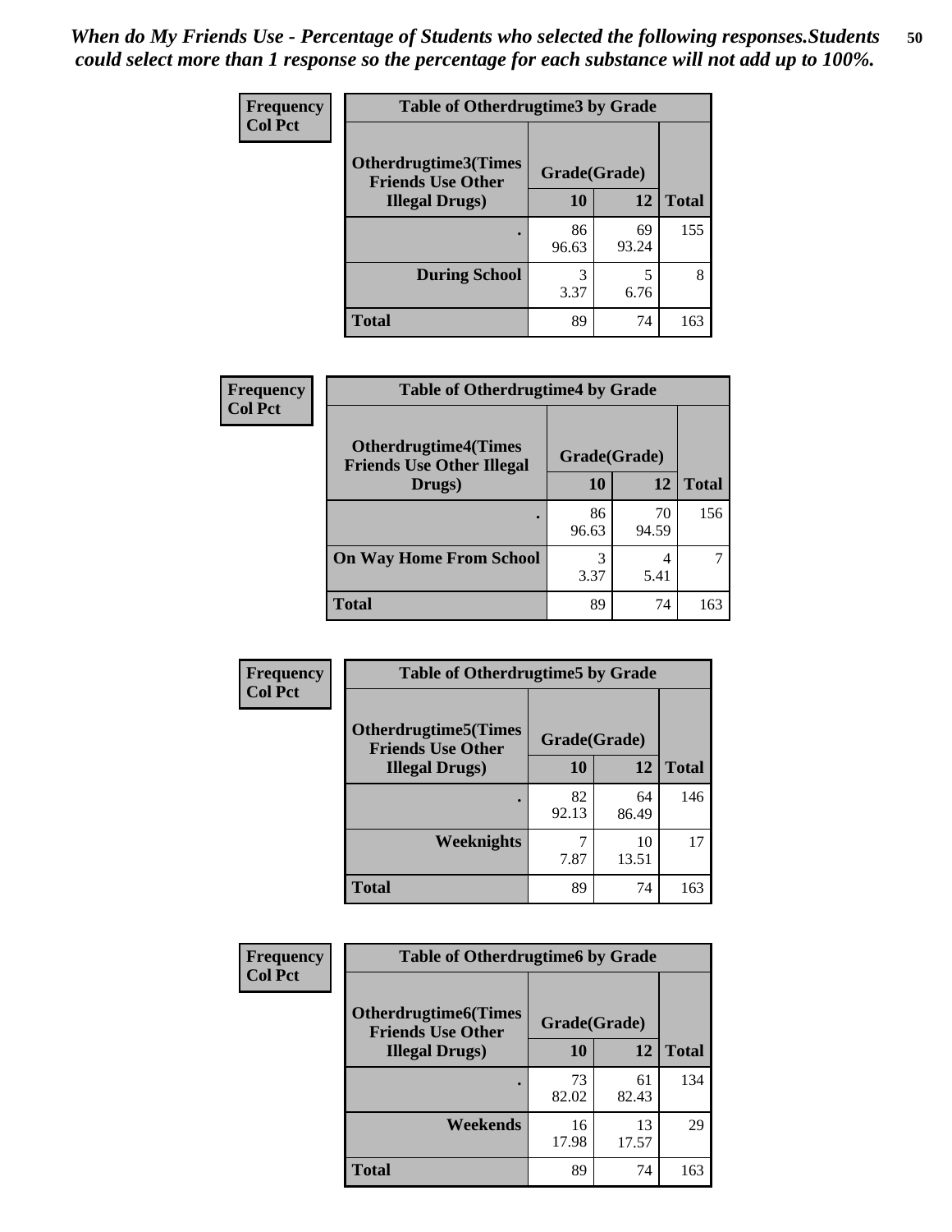*When do My Friends Use - Percentage of Students who selected the following responses.Students could select more than 1 response so the percentage for each substance will not add up to 100%.*

**Frequency**
**Col Pct**

| Table of Otherdrugtime3 by Grade | | | |
|---|---|---|---|
| **Otherdrugtime3(Times Friends Use Other Illegal Drugs)** | **Grade(Grade)** | | |
| | **10** | **12** | **Total** |
| **.** | 86<br>96.63 | 69<br>93.24 | 155 |
| **During School** | 3<br>3.37 | 5<br>6.76 | 8 |
| **Total** | 89 | 74 | 163 |

**Frequency**
**Col Pct**

| Table of Otherdrugtime4 by Grade | | | |
|---|---|---|---|
| **Otherdrugtime4(Times Friends Use Other Illegal Drugs)** | **Grade(Grade)** | | |
| | **10** | **12** | **Total** |
| **.** | 86<br>96.63 | 70<br>94.59 | 156 |
| **On Way Home From School** | 3<br>3.37 | 4<br>5.41 | 7 |
| **Total** | 89 | 74 | 163 |

**Frequency**
**Col Pct**

| Table of Otherdrugtime5 by Grade | | | |
|---|---|---|---|
| **Otherdrugtime5(Times Friends Use Other Illegal Drugs)** | **Grade(Grade)** | | |
| | **10** | **12** | **Total** |
| **.** | 82<br>92.13 | 64<br>86.49 | 146 |
| **Weeknights** | 7<br>7.87 | 10<br>13.51 | 17 |
| **Total** | 89 | 74 | 163 |

**Frequency**
**Col Pct**

| Table of Otherdrugtime6 by Grade | | | |
|---|---|---|---|
| **Otherdrugtime6(Times Friends Use Other Illegal Drugs)** | **Grade(Grade)** | | |
| | **10** | **12** | **Total** |
| **.** | 73<br>82.02 | 61<br>82.43 | 134 |
| **Weekends** | 16<br>17.98 | 13<br>17.57 | 29 |
| **Total** | 89 | 74 | 163 |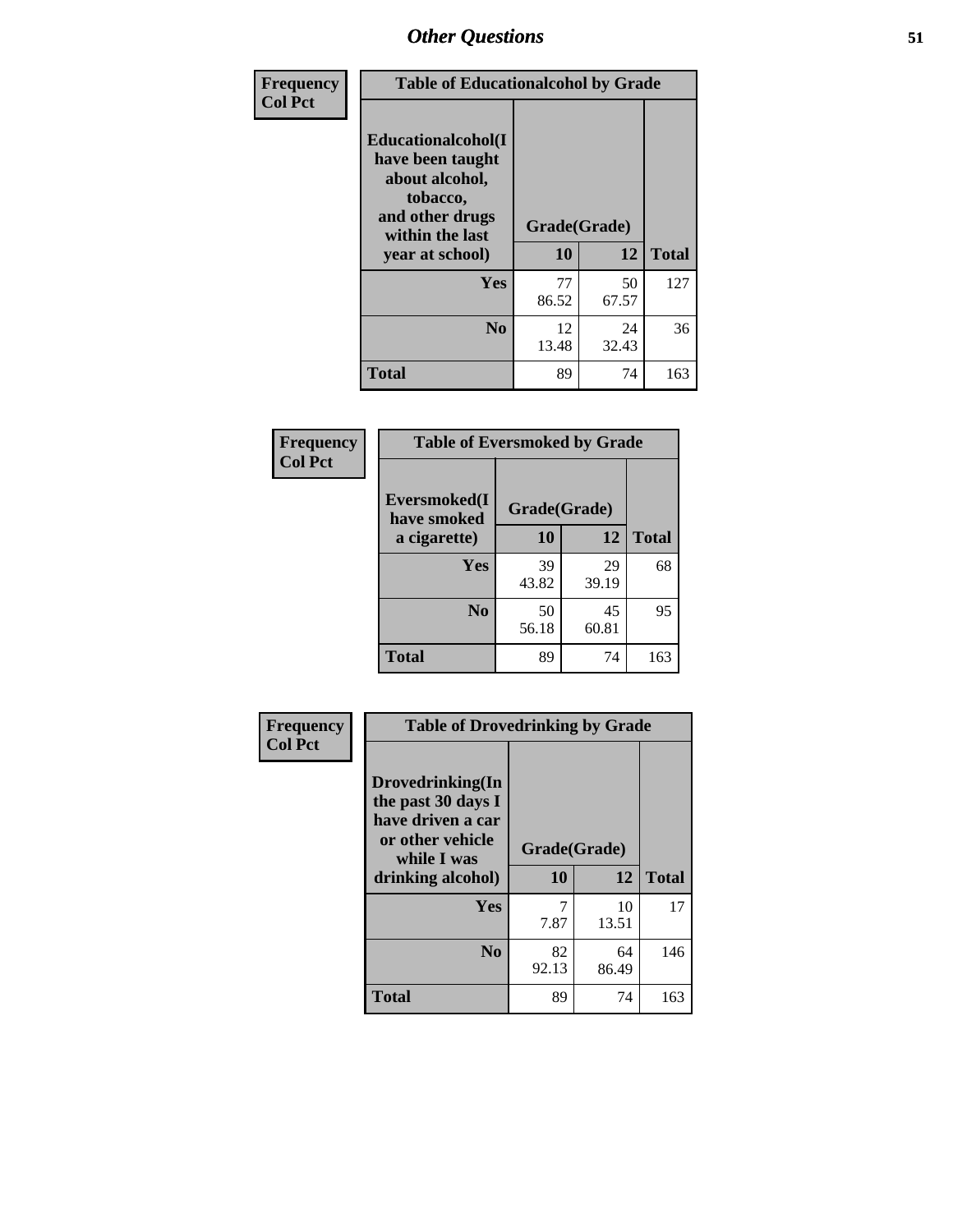## Other Questions

| Frequency Col Pct | Table of Educationalalcohol by Grade | | |
|---|---|---|---|
| Educationalalcohol(I have been taught about alcohol, tobacco, and other drugs within the last year at school) | Grade(Grade) | | |
| | 10 | 12 | Total |
| Yes | 77<br>86.52 | 50<br>67.57 | 127 |
| No | 12<br>13.48 | 24<br>32.43 | 36 |
| Total | 89 | 74 | 163 |

| Frequency Col Pct | Table of Eversmoked by Grade | | |
|---|---|---|---|
| Eversmoked(I have smoked a cigarette) | Grade(Grade) | | |
| | 10 | 12 | Total |
| Yes | 39<br>43.82 | 29<br>39.19 | 68 |
| No | 50<br>56.18 | 45<br>60.81 | 95 |
| Total | 89 | 74 | 163 |

| Frequency Col Pct | Table of Drovedrinking by Grade | | |
|---|---|---|---|
| Drovedrinking(In the past 30 days I have driven a car or other vehicle while I was drinking alcohol) | Grade(Grade) | | |
| | 10 | 12 | Total |
| Yes | 7<br>7.87 | 10<br>13.51 | 17 |
| No | 82<br>92.13 | 64<br>86.49 | 146 |
| Total | 89 | 74 | 163 |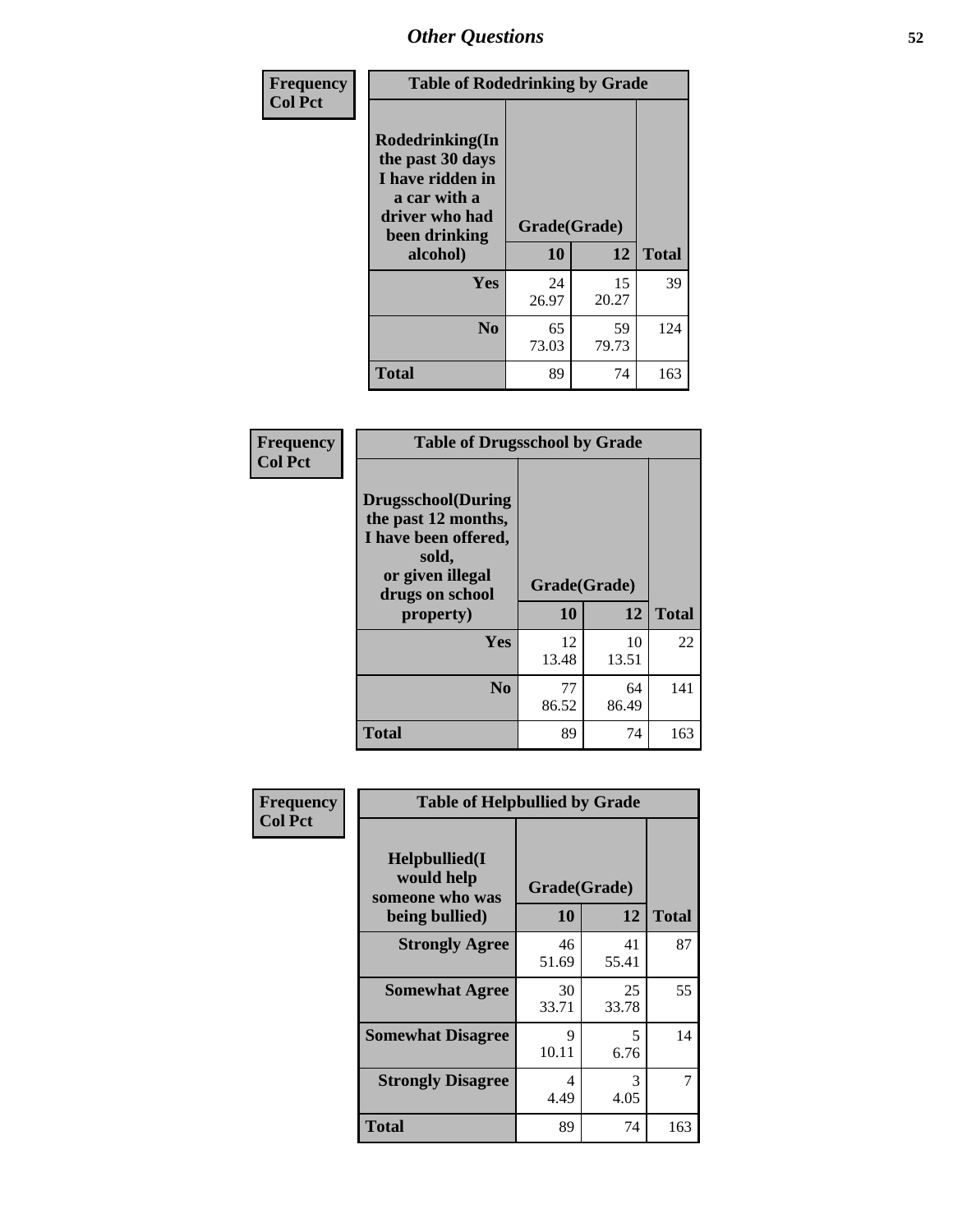## Other Questions

Frequency
Col Pct

| Table of Rodedrinking by Grade | | | |
|---|---|---|---|
| Rodedrinking(In the past 30 days I have ridden in a car with a driver who had been drinking alcohol) | Grade(Grade) | | |
| | 10 | 12 | Total |
| Yes | 24<br>26.97 | 15<br>20.27 | 39 |
| No | 65<br>73.03 | 59<br>79.73 | 124 |
| Total | 89 | 74 | 163 |

Frequency
Col Pct

| Table of Drugsschool by Grade | | | |
|---|---|---|---|
| Drugsschool(During the past 12 months, I have been offered, sold, or given illegal drugs on school property) | Grade(Grade) | | |
| | 10 | 12 | Total |
| Yes | 12<br>13.48 | 10<br>13.51 | 22 |
| No | 77<br>86.52 | 64<br>86.49 | 141 |
| Total | 89 | 74 | 163 |

Frequency
Col Pct

| Table of Helpbullied by Grade | | | |
|---|---|---|---|
| Helpbullied(I would help someone who was being bullied) | Grade(Grade) | | |
| | 10 | 12 | Total |
| Strongly Agree | 46<br>51.69 | 41<br>55.41 | 87 |
| Somewhat Agree | 30<br>33.71 | 25<br>33.78 | 55 |
| Somewhat Disagree | 9<br>10.11 | 5<br>6.76 | 14 |
| Strongly Disagree | 4<br>4.49 | 3<br>4.05 | 7 |
| Total | 89 | 74 | 163 |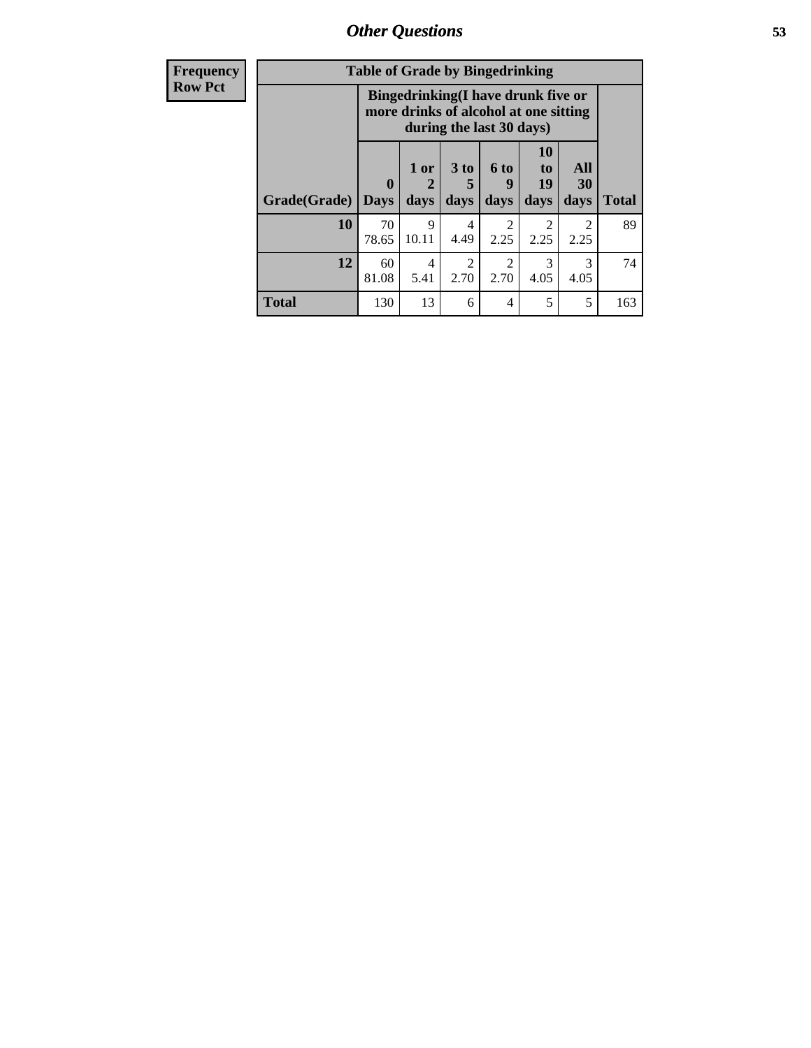## Other Questions

**Frequency**
**Row Pct**

**Table of Grade by Bingedrinking**

| Grade(Grade) | Bingedrinking(I have drunk five or more drinks of alcohol at one sitting during the last 30 days) | | | | | | Total |
|---|---|---|---|---|---|---|---|
| | 0 Days | 1 or 2 days | 3 to 5 days | 6 to 9 days | 10 to 19 days | All 30 days | |
| **10** | 70<br>78.65 | 9<br>10.11 | 4<br>4.49 | 2<br>2.25 | 2<br>2.25 | 2<br>2.25 | 89 |
| **12** | 60<br>81.08 | 4<br>5.41 | 2<br>2.70 | 2<br>2.70 | 3<br>4.05 | 3<br>4.05 | 74 |
| **Total** | 130 | 13 | 6 | 4 | 5 | 5 | 163 |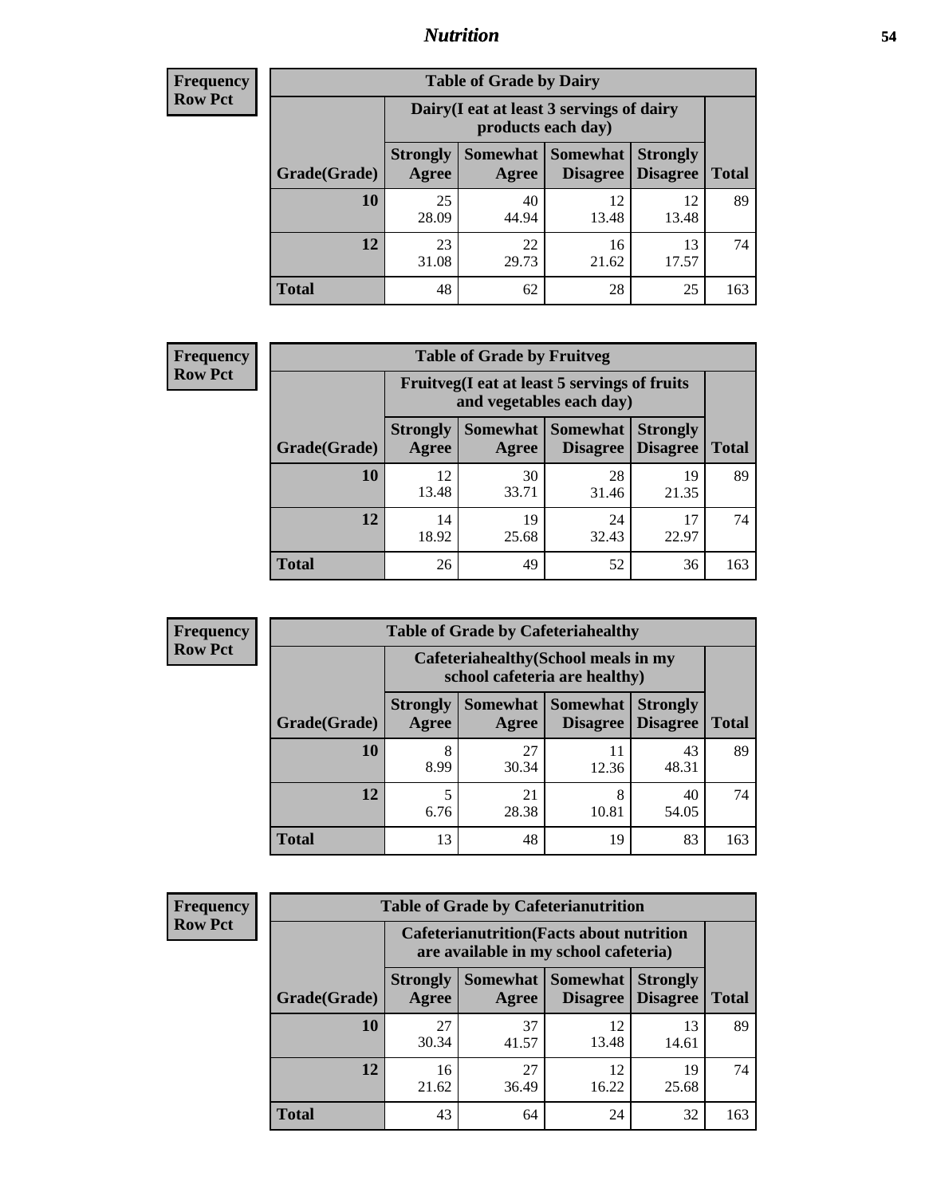## Nutrition

**Frequency**
**Row Pct**

| Table of Grade by Dairy | | | | | |
|---|---|---|---|---|---|
| | Dairy(I eat at least 3 servings of dairy products each day) | | | | |
| Grade(Grade) | Strongly Agree | Somewhat Agree | Somewhat Disagree | Strongly Disagree | Total |
| 10 | 25<br>28.09 | 40<br>44.94 | 12<br>13.48 | 12<br>13.48 | 89 |
| 12 | 23<br>31.08 | 22<br>29.73 | 16<br>21.62 | 13<br>17.57 | 74 |
| Total | 48 | 62 | 28 | 25 | 163 |

**Frequency**
**Row Pct**

| Table of Grade by Fruitveg | | | | | |
|---|---|---|---|---|---|
| | Fruitveg(I eat at least 5 servings of fruits and vegetables each day) | | | | |
| Grade(Grade) | Strongly Agree | Somewhat Agree | Somewhat Disagree | Strongly Disagree | Total |
| 10 | 12<br>13.48 | 30<br>33.71 | 28<br>31.46 | 19<br>21.35 | 89 |
| 12 | 14<br>18.92 | 19<br>25.68 | 24<br>32.43 | 17<br>22.97 | 74 |
| Total | 26 | 49 | 52 | 36 | 163 |

**Frequency**
**Row Pct**

| Table of Grade by Cafeteriahealthy | | | | | |
|---|---|---|---|---|---|
| | Cafeteriahealthy(School meals in my school cafeteria are healthy) | | | | |
| Grade(Grade) | Strongly Agree | Somewhat Agree | Somewhat Disagree | Strongly Disagree | Total |
| 10 | 8<br>8.99 | 27<br>30.34 | 11<br>12.36 | 43<br>48.31 | 89 |
| 12 | 5<br>6.76 | 21<br>28.38 | 8<br>10.81 | 40<br>54.05 | 74 |
| Total | 13 | 48 | 19 | 83 | 163 |

**Frequency**
**Row Pct**

| Table of Grade by Cafeterianutrition | | | | | |
|---|---|---|---|---|---|
| | Cafeterianutrition(Facts about nutrition are available in my school cafeteria) | | | | |
| Grade(Grade) | Strongly Agree | Somewhat Agree | Somewhat Disagree | Strongly Disagree | Total |
| 10 | 27<br>30.34 | 37<br>41.57 | 12<br>13.48 | 13<br>14.61 | 89 |
| 12 | 16<br>21.62 | 27<br>36.49 | 12<br>16.22 | 19<br>25.68 | 74 |
| Total | 43 | 64 | 24 | 32 | 163 |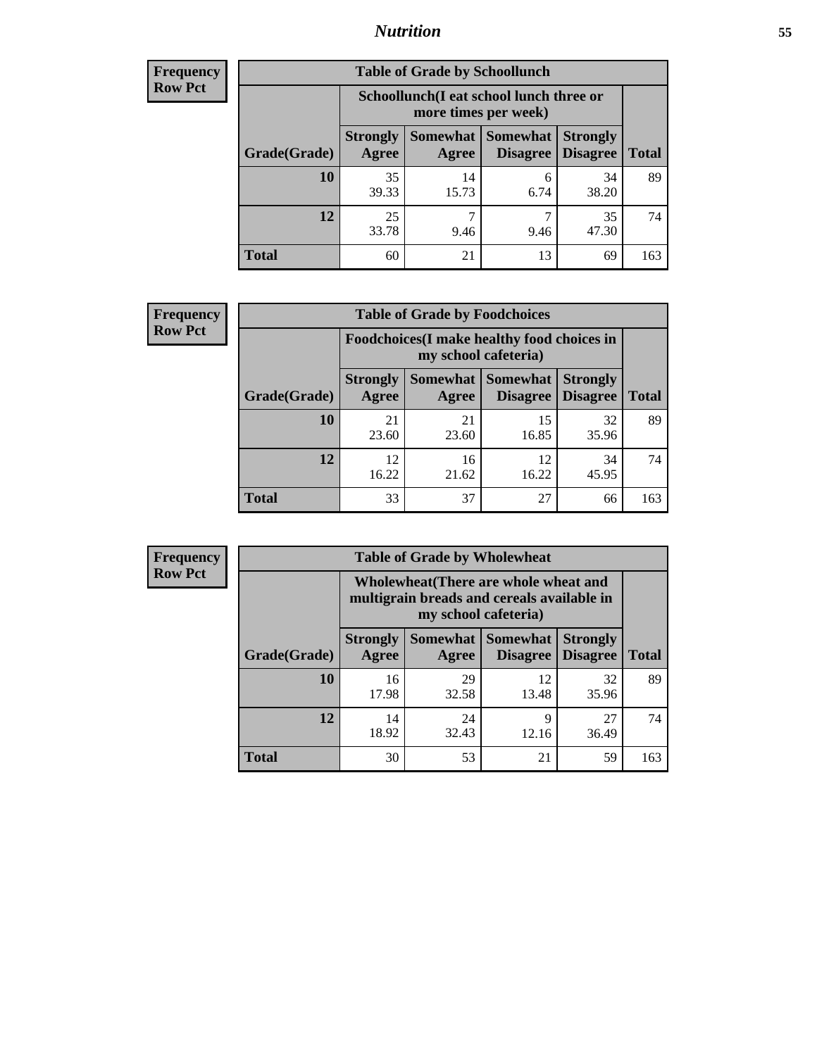# Nutrition

**Frequency**
**Row Pct**

| Table of Grade by Schoollunch | | | | | |
|---|---|---|---|---|---|
| | Schoollunch(I eat school lunch three or more times per week) | | | | |
| Grade(Grade) | Strongly Agree | Somewhat Agree | Somewhat Disagree | Strongly Disagree | Total |
| 10 | 35<br>39.33 | 14<br>15.73 | 6<br>6.74 | 34<br>38.20 | 89 |
| 12 | 25<br>33.78 | 7<br>9.46 | 7<br>9.46 | 35<br>47.30 | 74 |
| Total | 60 | 21 | 13 | 69 | 163 |

**Frequency**
**Row Pct**

| Table of Grade by Foodchoices | | | | | |
|---|---|---|---|---|---|
| | Foodchoices(I make healthy food choices in my school cafeteria) | | | | |
| Grade(Grade) | Strongly Agree | Somewhat Agree | Somewhat Disagree | Strongly Disagree | Total |
| 10 | 21<br>23.60 | 21<br>23.60 | 15<br>16.85 | 32<br>35.96 | 89 |
| 12 | 12<br>16.22 | 16<br>21.62 | 12<br>16.22 | 34<br>45.95 | 74 |
| Total | 33 | 37 | 27 | 66 | 163 |

**Frequency**
**Row Pct**

| Table of Grade by Wholewheat | | | | | |
|---|---|---|---|---|---|
| | Wholewheat(There are whole wheat and multigrain breads and cereals available in my school cafeteria) | | | | |
| Grade(Grade) | Strongly Agree | Somewhat Agree | Somewhat Disagree | Strongly Disagree | Total |
| 10 | 16<br>17.98 | 29<br>32.58 | 12<br>13.48 | 32<br>35.96 | 89 |
| 12 | 14<br>18.92 | 24<br>32.43 | 9<br>12.16 | 27<br>36.49 | 74 |
| Total | 30 | 53 | 21 | 59 | 163 |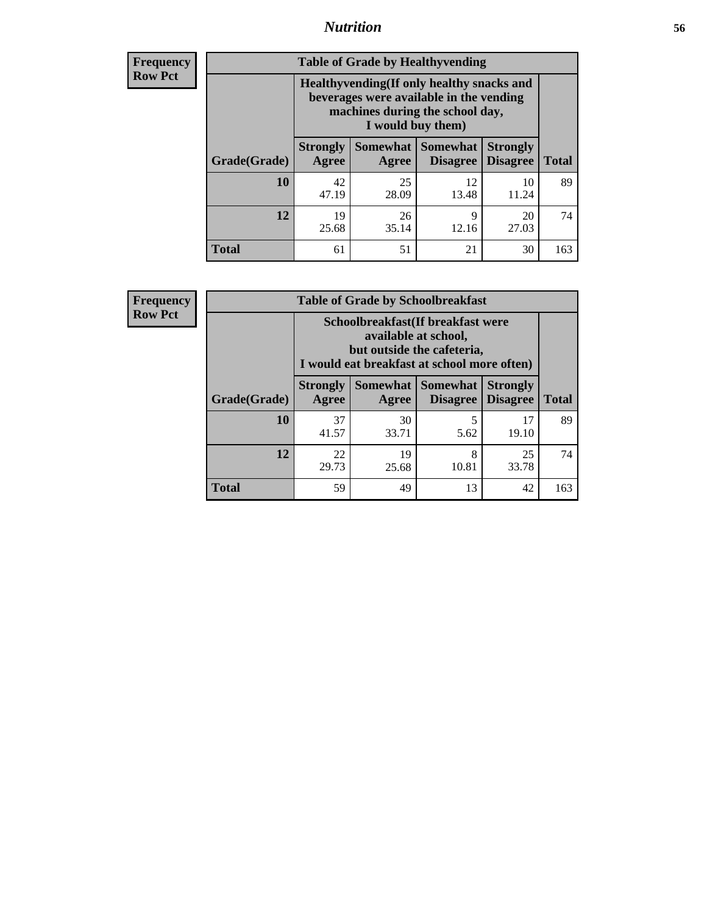## Nutrition

**Frequency**
**Row Pct**

**Table of Grade by Healthyvending**

| Grade(Grade) | Healthyvending(If only healthy snacks and beverages were available in the vending machines during the school day, I would buy them) | | | | Total |
|---|---|---|---|---|---|
| | Strongly Agree | Somewhat Agree | Somewhat Disagree | Strongly Disagree | |
| **10** | 42<br>47.19 | 25<br>28.09 | 12<br>13.48 | 10<br>11.24 | 89 |
| **12** | 19<br>25.68 | 26<br>35.14 | 9<br>12.16 | 20<br>27.03 | 74 |
| **Total** | 61 | 51 | 21 | 30 | 163 |

**Frequency**
**Row Pct**

**Table of Grade by Schoolbreakfast**

| Grade(Grade) | Schoolbreakfast(If breakfast were available at school, but outside the cafeteria, I would eat breakfast at school more often) | | | | Total |
|---|---|---|---|---|---|
| | Strongly Agree | Somewhat Agree | Somewhat Disagree | Strongly Disagree | |
| **10** | 37<br>41.57 | 30<br>33.71 | 5<br>5.62 | 17<br>19.10 | 89 |
| **12** | 22<br>29.73 | 19<br>25.68 | 8<br>10.81 | 25<br>33.78 | 74 |
| **Total** | 59 | 49 | 13 | 42 | 163 |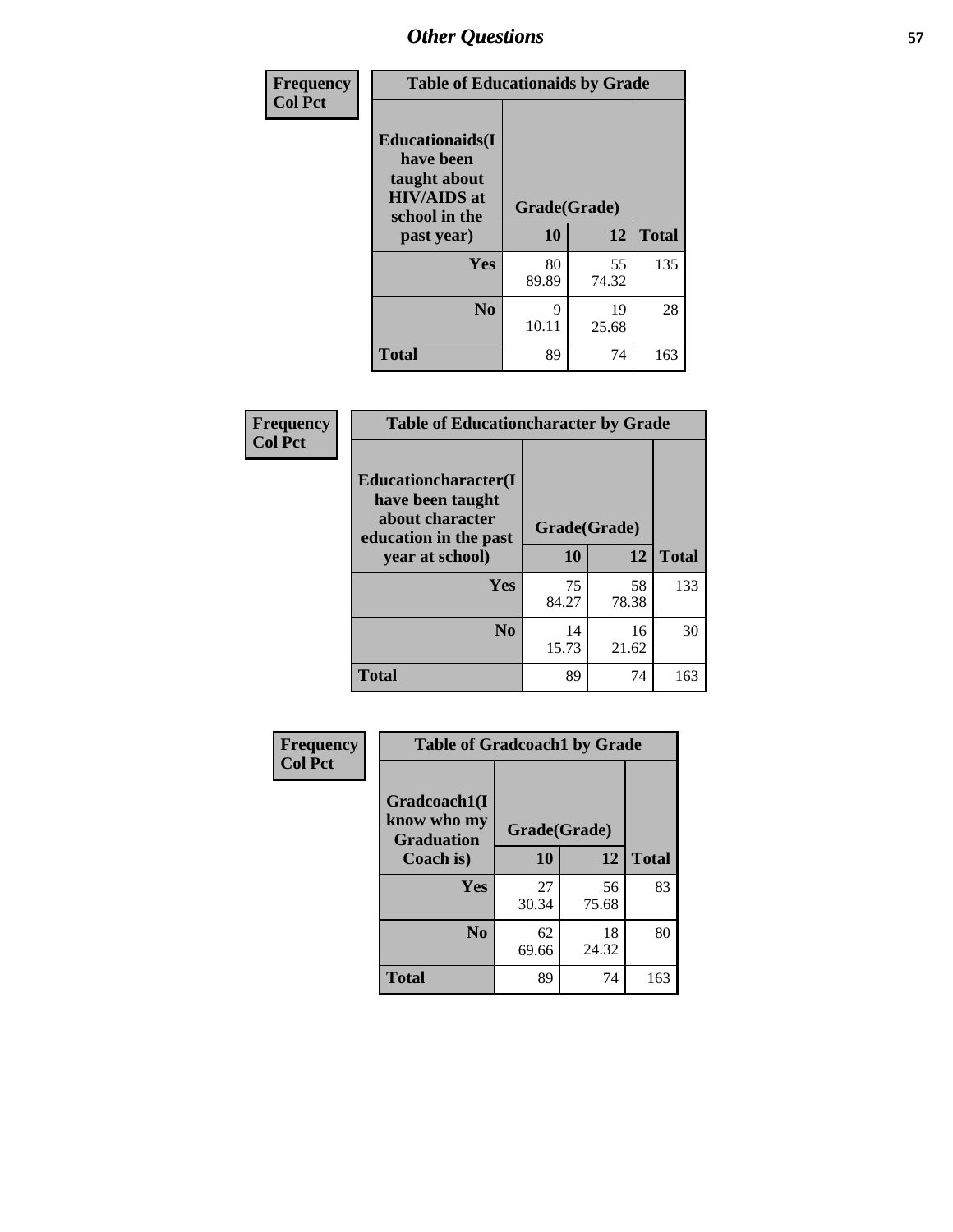| Frequency<br>Col Pct | Table of Educationaids by Grade | | |
|---|---|---|---|
| Educationaids(I have been taught about HIV/AIDS at school in the past year) | Grade(Grade) | | |
| | 10 | 12 | Total |
| Yes | 80<br>89.89 | 55<br>74.32 | 135 |
| No | 9<br>10.11 | 19<br>25.68 | 28 |
| Total | 89 | 74 | 163 |

| Frequency<br>Col Pct | Table of Educationcharacter by Grade | | |
|---|---|---|---|
| Educationcharacter(I have been taught about character education in the past year at school) | Grade(Grade) | | |
| | 10 | 12 | Total |
| Yes | 75<br>84.27 | 58<br>78.38 | 133 |
| No | 14<br>15.73 | 16<br>21.62 | 30 |
| Total | 89 | 74 | 163 |

| Frequency<br>Col Pct | Table of Gradcoach1 by Grade | | |
|---|---|---|---|
| Gradcoach1(I know who my Graduation Coach is) | Grade(Grade) | | |
| | 10 | 12 | Total |
| Yes | 27<br>30.34 | 56<br>75.68 | 83 |
| No | 62<br>69.66 | 18<br>24.32 | 80 |
| Total | 89 | 74 | 163 |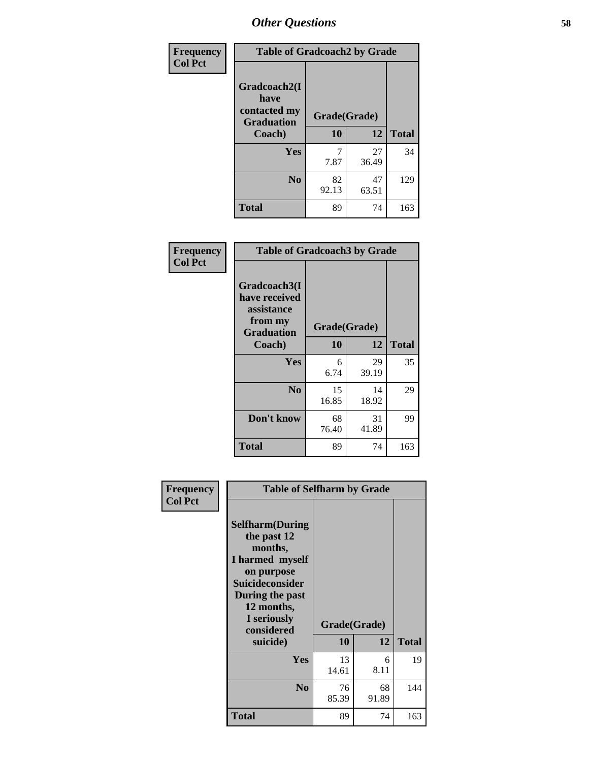# Other Questions

**Frequency**
**Col Pct**

| Table of Gradcoach2 by Grade | | | |
|---|---|---|---|
| **Gradcoach2(I have contacted my Graduation Coach)** | **Grade(Grade)** | | |
| | **10** | **12** | **Total** |
| **Yes** | 7<br>7.87 | 27<br>36.49 | 34 |
| **No** | 82<br>92.13 | 47<br>63.51 | 129 |
| **Total** | 89 | 74 | 163 |

**Frequency**
**Col Pct**

| Table of Gradcoach3 by Grade | | | |
|---|---|---|---|
| **Gradcoach3(I have received assistance from my Graduation Coach)** | **Grade(Grade)** | | |
| | **10** | **12** | **Total** |
| **Yes** | 6<br>6.74 | 29<br>39.19 | 35 |
| **No** | 15<br>16.85 | 14<br>18.92 | 29 |
| **Don't know** | 68<br>76.40 | 31<br>41.89 | 99 |
| **Total** | 89 | 74 | 163 |

**Frequency**
**Col Pct**

| Table of Selfharm by Grade | | | |
|---|---|---|---|
| **Selfharm(During the past 12 months, I harmed myself on purpose Suicideconsider During the past 12 months, I seriously considered suicide)** | **Grade(Grade)** | | |
| | **10** | **12** | **Total** |
| **Yes** | 13<br>14.61 | 6<br>8.11 | 19 |
| **No** | 76<br>85.39 | 68<br>91.89 | 144 |
| **Total** | 89 | 74 | 163 |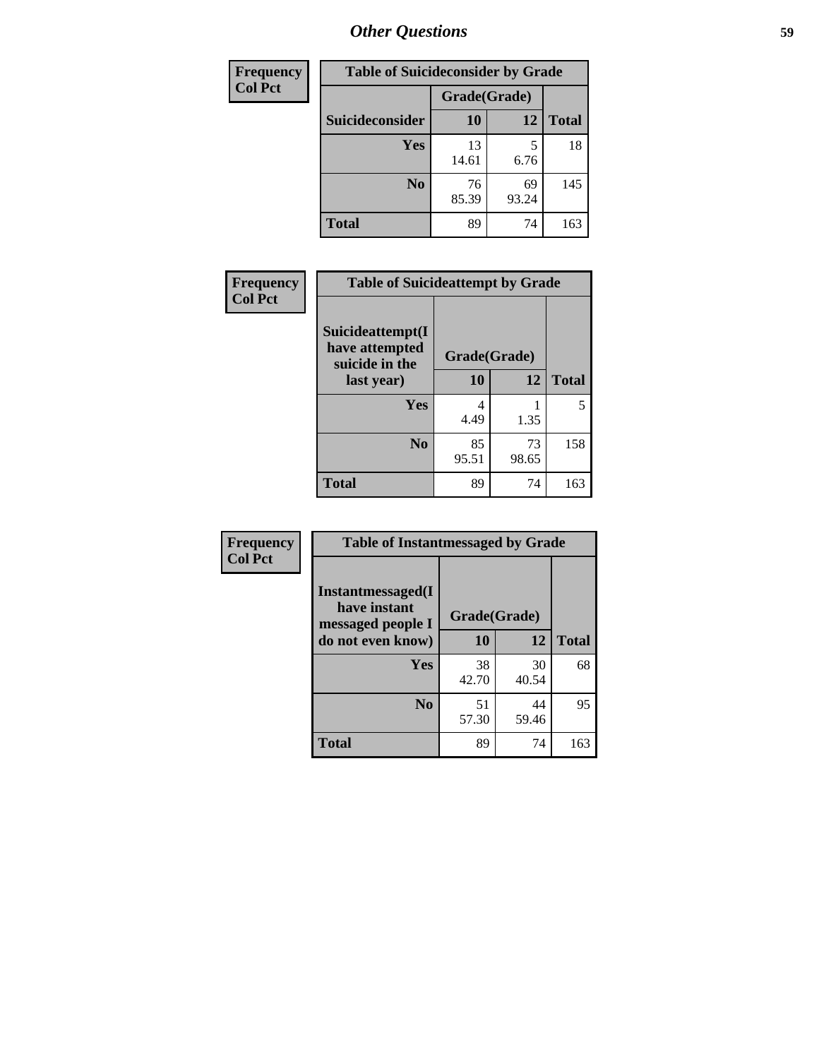## Other Questions

| Frequency Col Pct | Table of Suicideconsider by Grade | | |
|---|---|---|---|
| | Grade(Grade) | | |
| Suicideconsider | 10 | 12 | Total |
| Yes | 13<br>14.61 | 5<br>6.76 | 18 |
| No | 76<br>85.39 | 69<br>93.24 | 145 |
| Total | 89 | 74 | 163 |

| Frequency Col Pct | Table of Suicideattempt by Grade | | |
|---|---|---|---|
| Suicideattempt(I have attempted suicide in the last year) | Grade(Grade) | | |
| | 10 | 12 | Total |
| Yes | 4<br>4.49 | 1<br>1.35 | 5 |
| No | 85<br>95.51 | 73<br>98.65 | 158 |
| Total | 89 | 74 | 163 |

| Frequency Col Pct | Table of Instantmessaged by Grade | | |
|---|---|---|---|
| Instantmessaged(I have instant messaged people I do not even know) | Grade(Grade) | | |
| | 10 | 12 | Total |
| Yes | 38<br>42.70 | 30<br>40.54 | 68 |
| No | 51<br>57.30 | 44<br>59.46 | 95 |
| Total | 89 | 74 | 163 |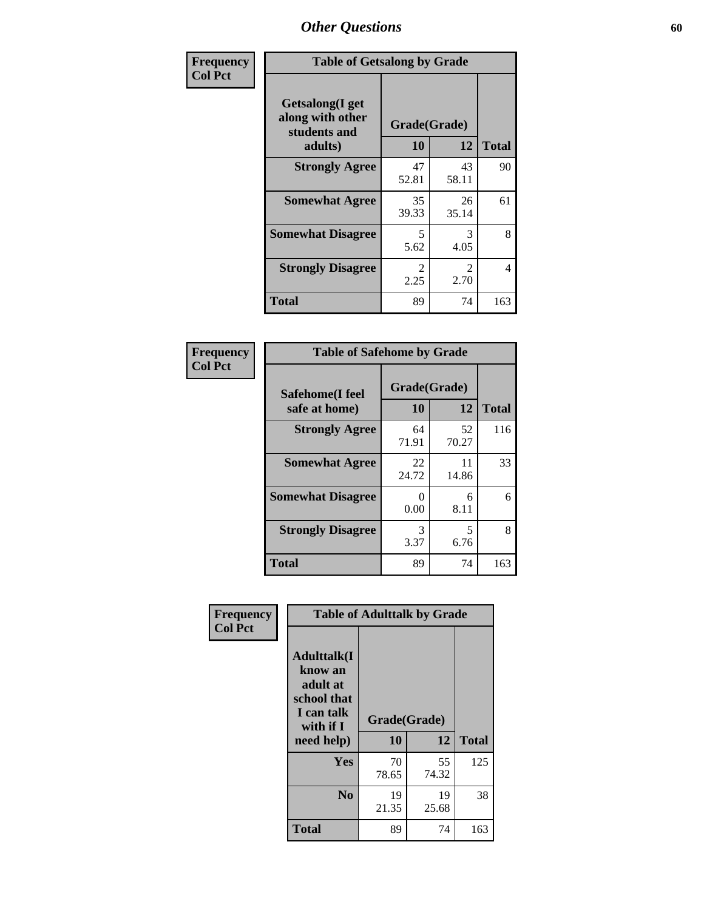## Other Questions

**Frequency**
**Col Pct**

| Table of Getsalong by Grade | | | |
|---|---|---|---|
| **Getsalong(I get along with other students and adults)** | **Grade(Grade)** | | |
| | **10** | **12** | **Total** |
| **Strongly Agree** | 47<br>52.81 | 43<br>58.11 | 90 |
| **Somewhat Agree** | 35<br>39.33 | 26<br>35.14 | 61 |
| **Somewhat Disagree** | 5<br>5.62 | 3<br>4.05 | 8 |
| **Strongly Disagree** | 2<br>2.25 | 2<br>2.70 | 4 |
| **Total** | 89 | 74 | 163 |

**Frequency**
**Col Pct**

| Table of Safehome by Grade | | | |
|---|---|---|---|
| **Safehome(I feel safe at home)** | **Grade(Grade)** | | |
| | **10** | **12** | **Total** |
| **Strongly Agree** | 64<br>71.91 | 52<br>70.27 | 116 |
| **Somewhat Agree** | 22<br>24.72 | 11<br>14.86 | 33 |
| **Somewhat Disagree** | 0<br>0.00 | 6<br>8.11 | 6 |
| **Strongly Disagree** | 3<br>3.37 | 5<br>6.76 | 8 |
| **Total** | 89 | 74 | 163 |

**Frequency**
**Col Pct**

| Table of Adulttalk by Grade | | | |
|---|---|---|---|
| **Adulttalk(I know an adult at school that I can talk with if I need help)** | **Grade(Grade)** | | |
| | **10** | **12** | **Total** |
| **Yes** | 70<br>78.65 | 55<br>74.32 | 125 |
| **No** | 19<br>21.35 | 19<br>25.68 | 38 |
| **Total** | 89 | 74 | 163 |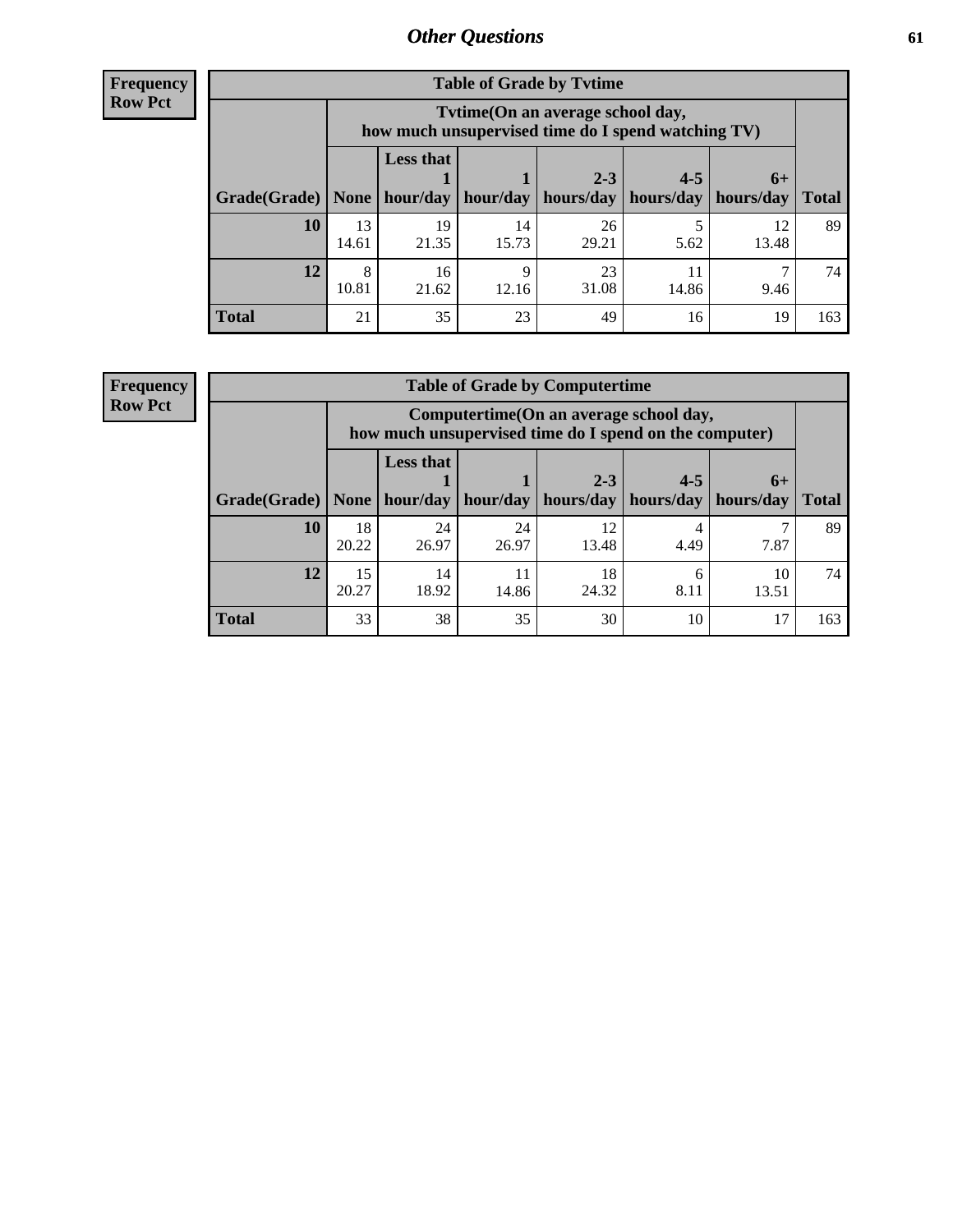## Other Questions

**Frequency**
**Row Pct**

| Table of Grade by Tvtime | | | | | | | |
|---|---|---|---|---|---|---|---|
| | Tvtime(On an average school day, how much unsupervised time do I spend watching TV) | | | | | | |
| Grade(Grade) | None | Less that 1 hour/day | 1 hour/day | 2-3 hours/day | 4-5 hours/day | 6+ hours/day | Total |
| **10** | 13<br>14.61 | 19<br>21.35 | 14<br>15.73 | 26<br>29.21 | 5<br>5.62 | 12<br>13.48 | 89 |
| **12** | 8<br>10.81 | 16<br>21.62 | 9<br>12.16 | 23<br>31.08 | 11<br>14.86 | 7<br>9.46 | 74 |
| **Total** | 21 | 35 | 23 | 49 | 16 | 19 | 163 |

**Frequency**
**Row Pct**

| Table of Grade by Computertime | | | | | | | |
|---|---|---|---|---|---|---|---|
| | Computertime(On an average school day, how much unsupervised time do I spend on the computer) | | | | | | |
| Grade(Grade) | None | Less that 1 hour/day | 1 hour/day | 2-3 hours/day | 4-5 hours/day | 6+ hours/day | Total |
| **10** | 18<br>20.22 | 24<br>26.97 | 24<br>26.97 | 12<br>13.48 | 4<br>4.49 | 7<br>7.87 | 89 |
| **12** | 15<br>20.27 | 14<br>18.92 | 11<br>14.86 | 18<br>24.32 | 6<br>8.11 | 10<br>13.51 | 74 |
| **Total** | 33 | 38 | 35 | 30 | 10 | 17 | 163 |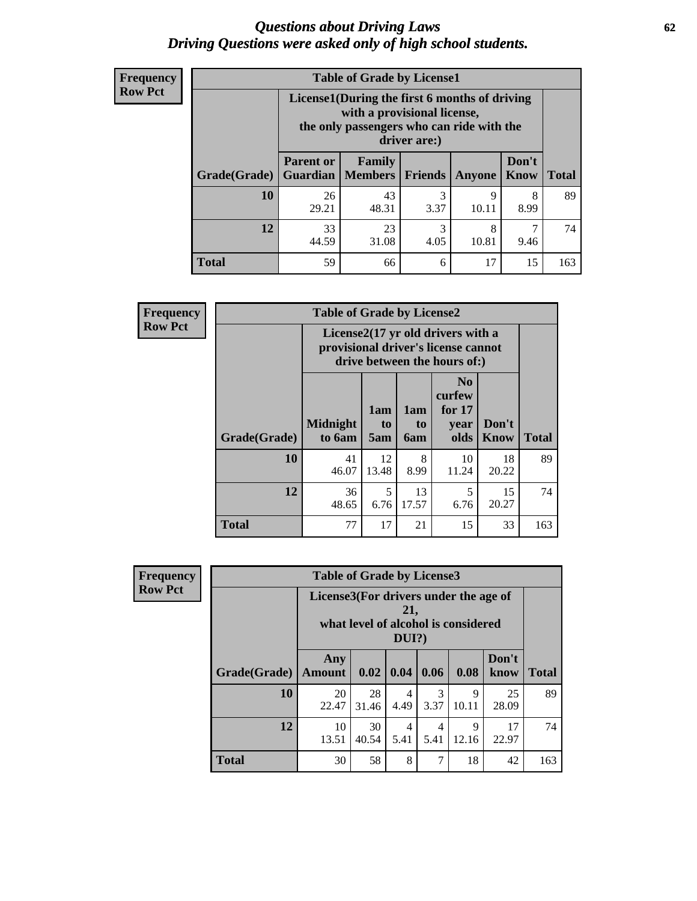# *Questions about Driving Laws*
# *Driving Questions were asked only of high school students.*

**Frequency**
**Row Pct**

**Table of Grade by License1**

| Grade(Grade) | License1(During the first 6 months of driving with a provisional license, the only passengers who can ride with the driver are:) | | | | | Total |
|---|---|---|---|---|---|---|
| | Parent or Guardian | Family Members | Friends | Anyone | Don't Know | |
| 10 | 26<br>29.21 | 43<br>48.31 | 3<br>3.37 | 9<br>10.11 | 8<br>8.99 | 89 |
| 12 | 33<br>44.59 | 23<br>31.08 | 3<br>4.05 | 8<br>10.81 | 7<br>9.46 | 74 |
| Total | 59 | 66 | 6 | 17 | 15 | 163 |

**Frequency**
**Row Pct**

**Table of Grade by License2**

| Grade(Grade) | License2(17 yr old drivers with a provisional driver's license cannot drive between the hours of:) | | | | | Total |
|---|---|---|---|---|---|---|
| | Midnight to 6am | 1am to 5am | 1am to 6am | No curfew for 17 year olds | Don't Know | |
| 10 | 41<br>46.07 | 12<br>13.48 | 8<br>8.99 | 10<br>11.24 | 18<br>20.22 | 89 |
| 12 | 36<br>48.65 | 5<br>6.76 | 13<br>17.57 | 5<br>6.76 | 15<br>20.27 | 74 |
| Total | 77 | 17 | 21 | 15 | 33 | 163 |

**Frequency**
**Row Pct**

**Table of Grade by License3**

| Grade(Grade) | License3(For drivers under the age of 21, what level of alcohol is considered DUI?) | | | | | | Total |
|---|---|---|---|---|---|---|---|
| | Any Amount | 0.02 | 0.04 | 0.06 | 0.08 | Don't know | |
| 10 | 20<br>22.47 | 28<br>31.46 | 4<br>4.49 | 3<br>3.37 | 9<br>10.11 | 25<br>28.09 | 89 |
| 12 | 10<br>13.51 | 30<br>40.54 | 4<br>5.41 | 4<br>5.41 | 9<br>12.16 | 17<br>22.97 | 74 |
| Total | 30 | 58 | 8 | 7 | 18 | 42 | 163 |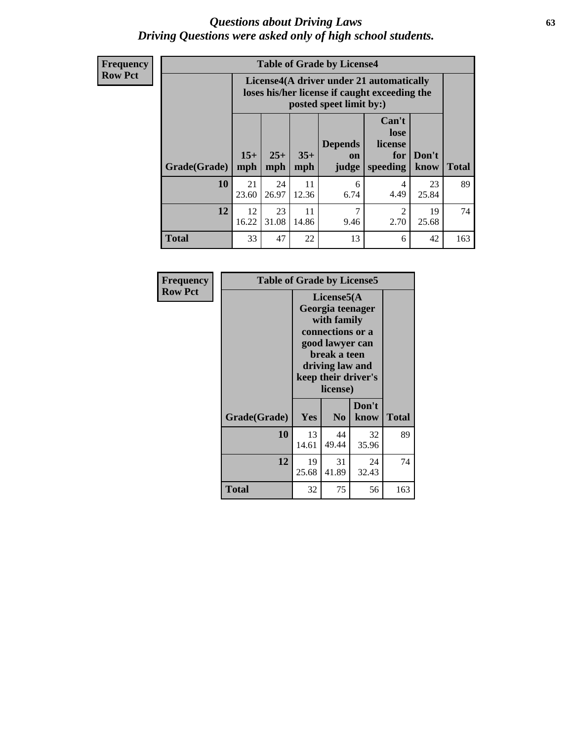# *Questions about Driving Laws*
# *Driving Questions were asked only of high school students.*

**Frequency**
**Row Pct**

**Table of Grade by License4**

| Grade(Grade) | License4(A driver under 21 automatically loses his/her license if caught exceeding the posted speet limit by:) | | | | | | Total |
|---|---|---|---|---|---|---|---|
| | 15+ mph | 25+ mph | 35+ mph | Depends on judge | Can't lose license for speeding | Don't know | |
| **10** | 21<br>23.60 | 24<br>26.97 | 11<br>12.36 | 6<br>6.74 | 4<br>4.49 | 23<br>25.84 | 89 |
| **12** | 12<br>16.22 | 23<br>31.08 | 11<br>14.86 | 7<br>9.46 | 2<br>2.70 | 19<br>25.68 | 74 |
| **Total** | 33 | 47 | 22 | 13 | 6 | 42 | 163 |

**Frequency**
**Row Pct**

**Table of Grade by License5**

| Grade(Grade) | License5(A Georgia teenager with family connections or a good lawyer can break a teen driving law and keep their driver's license) | | | Total |
|---|---|---|---|---|
| | Yes | No | Don't know | |
| **10** | 13<br>14.61 | 44<br>49.44 | 32<br>35.96 | 89 |
| **12** | 19<br>25.68 | 31<br>41.89 | 24<br>32.43 | 74 |
| **Total** | 32 | 75 | 56 | 163 |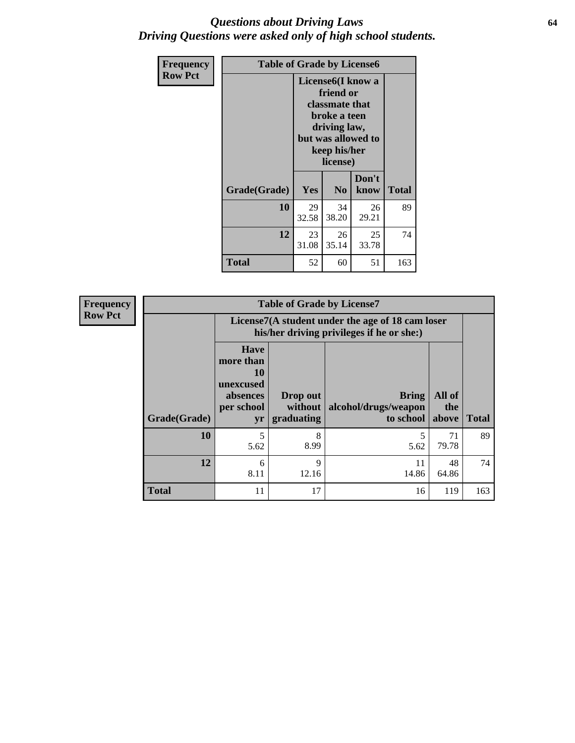## *Questions about Driving Laws*
## *Driving Questions were asked only of high school students.*

**Frequency**
**Row Pct**

| Table of Grade by License6 | | | | |
|---|---|---|---|---|
| | License6(I know a friend or classmate that broke a teen driving law, but was allowed to keep his/her license) | | | |
| Grade(Grade) | Yes | No | Don't know | Total |
| 10 | 29<br>32.58 | 34<br>38.20 | 26<br>29.21 | 89 |
| 12 | 23<br>31.08 | 26<br>35.14 | 25<br>33.78 | 74 |
| Total | 52 | 60 | 51 | 163 |

**Frequency**
**Row Pct**

| Table of Grade by License7 | | | | | |
|---|---|---|---|---|---|
| | License7(A student under the age of 18 cam loser his/her driving privileges if he or she:) | | | | |
| Grade(Grade) | Have more than 10 unexcused absences per school yr | Drop out without graduating | Bring alcohol/drugs/weapon to school | All of the above | Total |
| 10 | 5<br>5.62 | 8<br>8.99 | 5<br>5.62 | 71<br>79.78 | 89 |
| 12 | 6<br>8.11 | 9<br>12.16 | 11<br>14.86 | 48<br>64.86 | 74 |
| Total | 11 | 17 | 16 | 119 | 163 |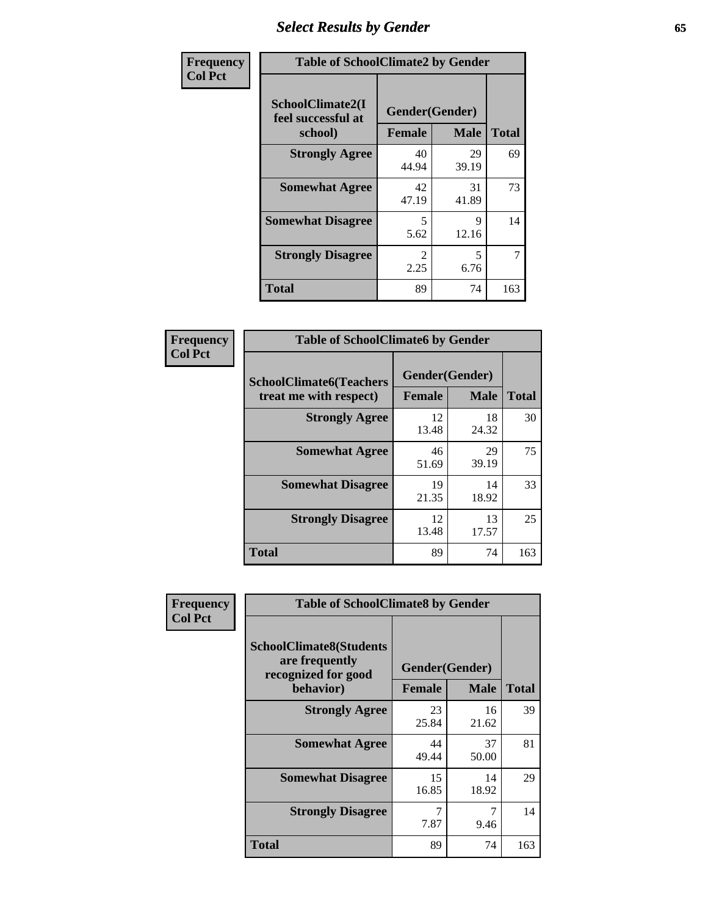# Select Results by Gender

| Frequency Col Pct | Table of SchoolClimate2 by Gender | | |
|---|---|---|---|
| SchoolClimate2(I feel successful at school) | Gender(Gender) | | |
| | Female | Male | Total |
| Strongly Agree | 40<br>44.94 | 29<br>39.19 | 69 |
| Somewhat Agree | 42<br>47.19 | 31<br>41.89 | 73 |
| Somewhat Disagree | 5<br>5.62 | 9<br>12.16 | 14 |
| Strongly Disagree | 2<br>2.25 | 5<br>6.76 | 7 |
| Total | 89 | 74 | 163 |

| Frequency Col Pct | Table of SchoolClimate6 by Gender | | |
|---|---|---|---|
| SchoolClimate6(Teachers treat me with respect) | Gender(Gender) | | |
| | Female | Male | Total |
| Strongly Agree | 12<br>13.48 | 18<br>24.32 | 30 |
| Somewhat Agree | 46<br>51.69 | 29<br>39.19 | 75 |
| Somewhat Disagree | 19<br>21.35 | 14<br>18.92 | 33 |
| Strongly Disagree | 12<br>13.48 | 13<br>17.57 | 25 |
| Total | 89 | 74 | 163 |

| Frequency Col Pct | Table of SchoolClimate8 by Gender | | |
|---|---|---|---|
| SchoolClimate8(Students are frequently recognized for good behavior) | Gender(Gender) | | |
| | Female | Male | Total |
| Strongly Agree | 23<br>25.84 | 16<br>21.62 | 39 |
| Somewhat Agree | 44<br>49.44 | 37<br>50.00 | 81 |
| Somewhat Disagree | 15<br>16.85 | 14<br>18.92 | 29 |
| Strongly Disagree | 7<br>7.87 | 7<br>9.46 | 14 |
| Total | 89 | 74 | 163 |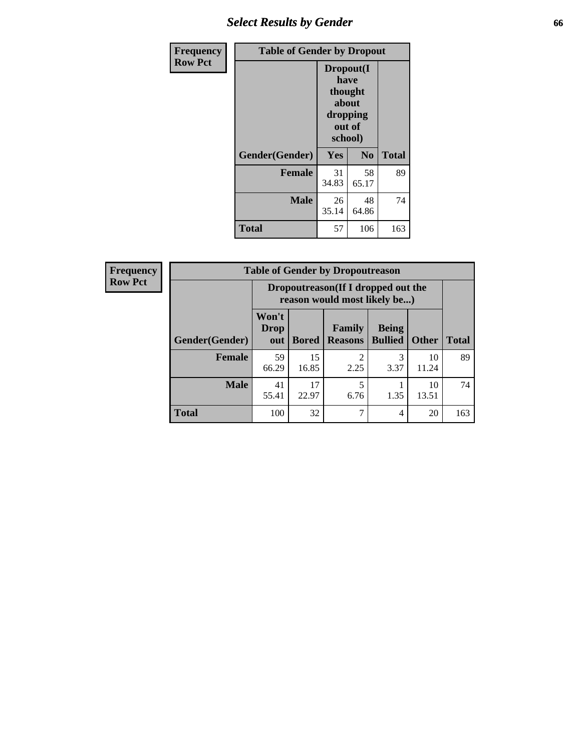## Select Results by Gender

**Frequency**
**Row Pct**

| Table of Gender by Dropout | | | |
|---|---|---|---|
| | Dropout(I have thought about dropping out of school) | | |
| Gender(Gender) | Yes | No | Total |
| **Female** | 31<br>34.83 | 58<br>65.17 | 89 |
| **Male** | 26<br>35.14 | 48<br>64.86 | 74 |
| **Total** | 57 | 106 | 163 |

**Frequency**
**Row Pct**

| Table of Gender by Dropoutreason | | | | | | |
|---|---|---|---|---|---|---|
| | Dropoutreason(If I dropped out the reason would most likely be...) | | | | | |
| Gender(Gender) | Won't Drop out | Bored | Family Reasons | Being Bullied | Other | Total |
| **Female** | 59<br>66.29 | 15<br>16.85 | 2<br>2.25 | 3<br>3.37 | 10<br>11.24 | 89 |
| **Male** | 41<br>55.41 | 17<br>22.97 | 5<br>6.76 | 1<br>1.35 | 10<br>13.51 | 74 |
| **Total** | 100 | 32 | 7 | 4 | 20 | 163 |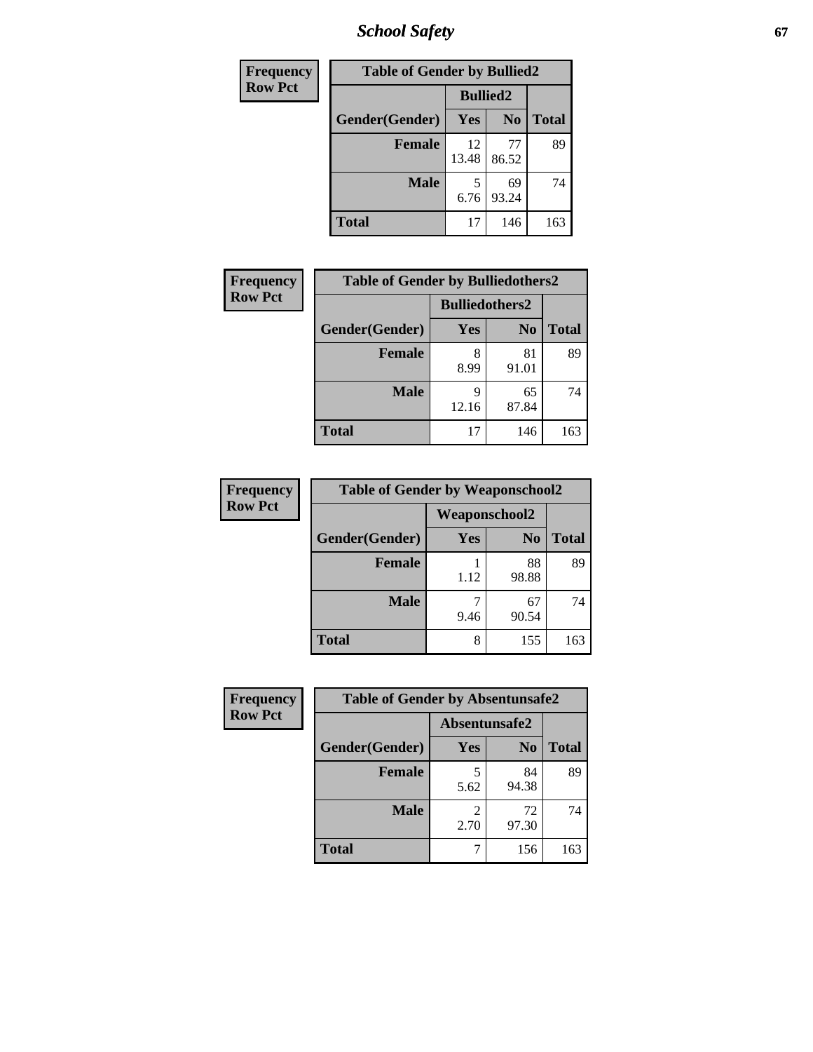| Frequency Row Pct | Table of Gender by Bullied2 | | |
|---|---|---|---|
| | Bullied2 | | |
| Gender(Gender) | Yes | No | Total |
| Female | 12<br>13.48 | 77<br>86.52 | 89 |
| Male | 5<br>6.76 | 69<br>93.24 | 74 |
| Total | 17 | 146 | 163 |

| Frequency Row Pct | Table of Gender by Bulliedothers2 | | |
|---|---|---|---|
| | Bulliedothers2 | | |
| Gender(Gender) | Yes | No | Total |
| Female | 8<br>8.99 | 81<br>91.01 | 89 |
| Male | 9<br>12.16 | 65<br>87.84 | 74 |
| Total | 17 | 146 | 163 |

| Frequency Row Pct | Table of Gender by Weaponschool2 | | |
|---|---|---|---|
| | Weaponschool2 | | |
| Gender(Gender) | Yes | No | Total |
| Female | 1<br>1.12 | 88<br>98.88 | 89 |
| Male | 7<br>9.46 | 67<br>90.54 | 74 |
| Total | 8 | 155 | 163 |

| Frequency Row Pct | Table of Gender by Absentunsafe2 | | |
|---|---|---|---|
| | Absentunsafe2 | | |
| Gender(Gender) | Yes | No | Total |
| Female | 5<br>5.62 | 84<br>94.38 | 89 |
| Male | 2<br>2.70 | 72<br>97.30 | 74 |
| Total | 7 | 156 | 163 |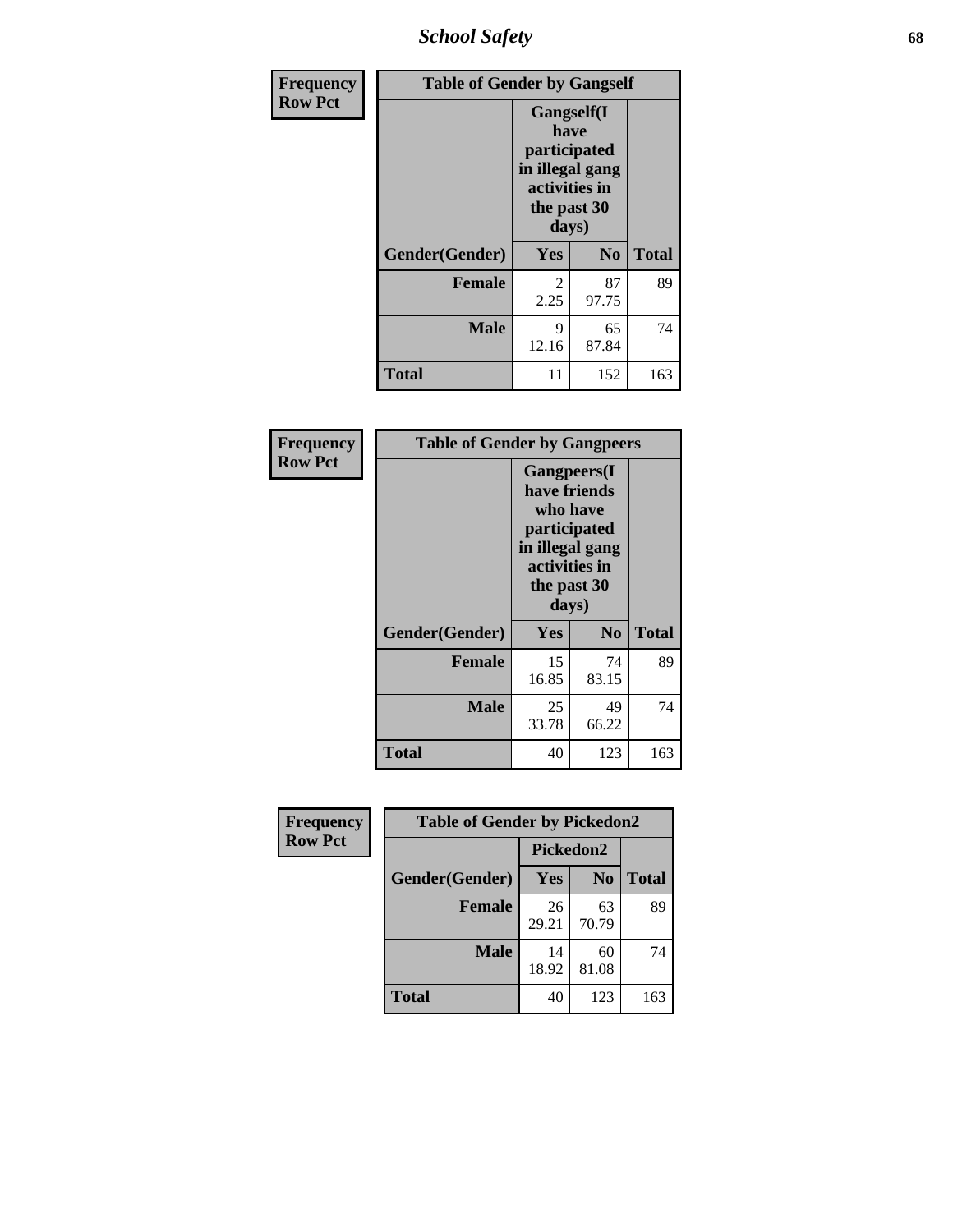| Frequency<br>Row Pct | Table of Gender by Gangself | | |
|---|---|---|---|
| | Gangself(I have participated in illegal gang activities in the past 30 days) | | |
| Gender(Gender) | Yes | No | Total |
| Female | 2<br>2.25 | 87<br>97.75 | 89 |
| Male | 9<br>12.16 | 65<br>87.84 | 74 |
| Total | 11 | 152 | 163 |

| Frequency<br>Row Pct | Table of Gender by Gangpeers | | |
|---|---|---|---|
| | Gangpeers(I have friends who have participated in illegal gang activities in the past 30 days) | | |
| Gender(Gender) | Yes | No | Total |
| Female | 15<br>16.85 | 74<br>83.15 | 89 |
| Male | 25<br>33.78 | 49<br>66.22 | 74 |
| Total | 40 | 123 | 163 |

| Frequency<br>Row Pct | Table of Gender by Pickedon2 | | |
|---|---|---|---|
| | Pickedon2 | | |
| Gender(Gender) | Yes | No | Total |
| Female | 26<br>29.21 | 63<br>70.79 | 89 |
| Male | 14<br>18.92 | 60<br>81.08 | 74 |
| Total | 40 | 123 | 163 |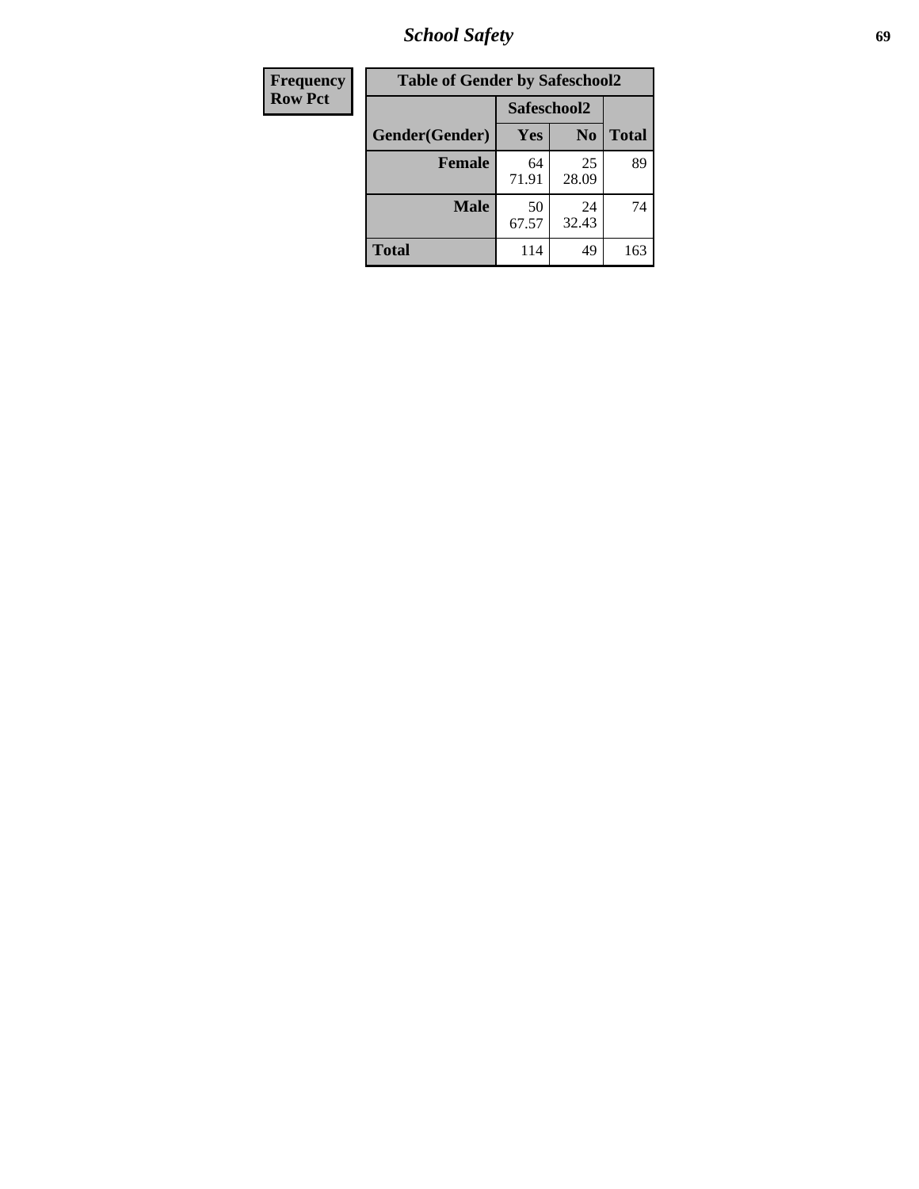| Frequency Row Pct |
|---|

| Table of Gender by Safeschool2 | | | |
|---|---|---|---|
| | Safeschool2 | | |
| Gender(Gender) | Yes | No | Total |
| Female | 64<br>71.91 | 25<br>28.09 | 89 |
| Male | 50<br>67.57 | 24<br>32.43 | 74 |
| Total | 114 | 49 | 163 |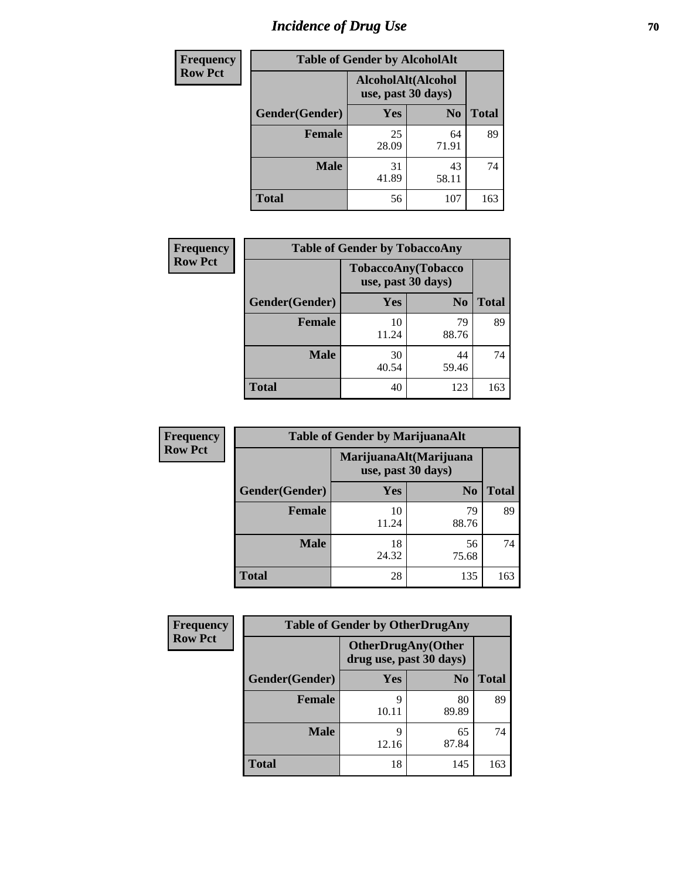# Incidence of Drug Use

**Frequency**
**Row Pct**

| Table of Gender by AlcoholAlt | | | |
|---|---|---|---|
| | AlcoholAlt(Alcohol use, past 30 days) | | |
| Gender(Gender) | Yes | No | Total |
| Female | 25<br>28.09 | 64<br>71.91 | 89 |
| Male | 31<br>41.89 | 43<br>58.11 | 74 |
| Total | 56 | 107 | 163 |

**Frequency**
**Row Pct**

| Table of Gender by TobaccoAny | | | |
|---|---|---|---|
| | TobaccoAny(Tobacco use, past 30 days) | | |
| Gender(Gender) | Yes | No | Total |
| Female | 10<br>11.24 | 79<br>88.76 | 89 |
| Male | 30<br>40.54 | 44<br>59.46 | 74 |
| Total | 40 | 123 | 163 |

**Frequency**
**Row Pct**

| Table of Gender by MarijuanaAlt | | | |
|---|---|---|---|
| | MarijuanaAlt(Marijuana use, past 30 days) | | |
| Gender(Gender) | Yes | No | Total |
| Female | 10<br>11.24 | 79<br>88.76 | 89 |
| Male | 18<br>24.32 | 56<br>75.68 | 74 |
| Total | 28 | 135 | 163 |

**Frequency**
**Row Pct**

| Table of Gender by OtherDrugAny | | | |
|---|---|---|---|
| | OtherDrugAny(Other drug use, past 30 days) | | |
| Gender(Gender) | Yes | No | Total |
| Female | 9<br>10.11 | 80<br>89.89 | 89 |
| Male | 9<br>12.16 | 65<br>87.84 | 74 |
| Total | 18 | 145 | 163 |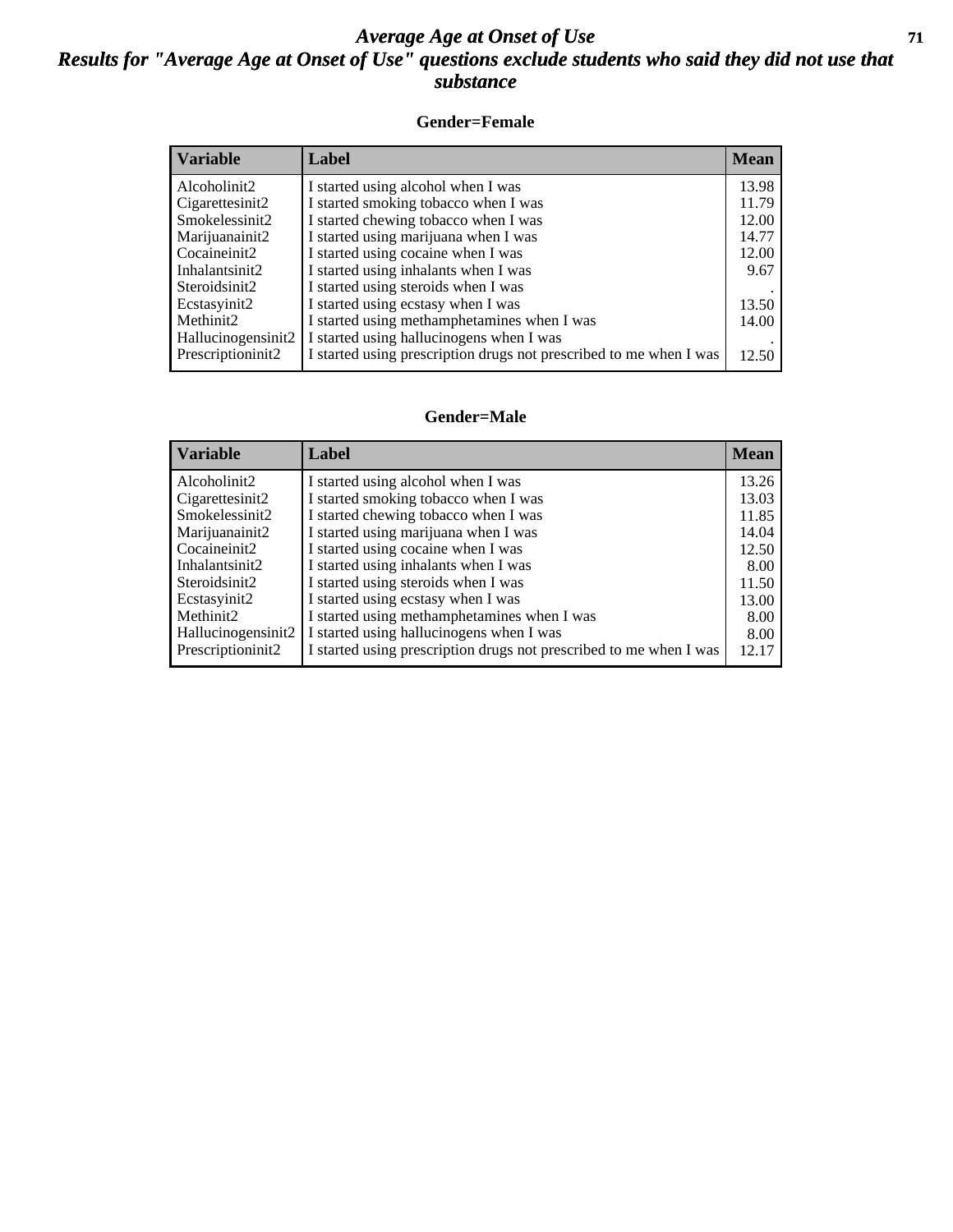# Average Age at Onset of Use

## Results for "Average Age at Onset of Use" questions exclude students who said they did not use that substance

### Gender=Female

| Variable | Label | Mean |
|---|---|---|
| Alcoholinit2 | I started using alcohol when I was | 13.98 |
| Cigarettesinit2 | I started smoking tobacco when I was | 11.79 |
| Smokelessinit2 | I started chewing tobacco when I was | 12.00 |
| Marijuanainit2 | I started using marijuana when I was | 14.77 |
| Cocaineinit2 | I started using cocaine when I was | 12.00 |
| Inhalantsinit2 | I started using inhalants when I was | 9.67 |
| Steroidsinit2 | I started using steroids when I was | . |
| Ecstasyinit2 | I started using ecstasy when I was | 13.50 |
| Methinit2 | I started using methamphetamines when I was | 14.00 |
| Hallucinogensinit2 | I started using hallucinogens when I was | . |
| Prescriptioninit2 | I started using prescription drugs not prescribed to me when I was | 12.50 |

### Gender=Male

| Variable | Label | Mean |
|---|---|---|
| Alcoholinit2 | I started using alcohol when I was | 13.26 |
| Cigarettesinit2 | I started smoking tobacco when I was | 13.03 |
| Smokelessinit2 | I started chewing tobacco when I was | 11.85 |
| Marijuanainit2 | I started using marijuana when I was | 14.04 |
| Cocaineinit2 | I started using cocaine when I was | 12.50 |
| Inhalantsinit2 | I started using inhalants when I was | 8.00 |
| Steroidsinit2 | I started using steroids when I was | 11.50 |
| Ecstasyinit2 | I started using ecstasy when I was | 13.00 |
| Methinit2 | I started using methamphetamines when I was | 8.00 |
| Hallucinogensinit2 | I started using hallucinogens when I was | 8.00 |
| Prescriptioninit2 | I started using prescription drugs not prescribed to me when I was | 12.17 |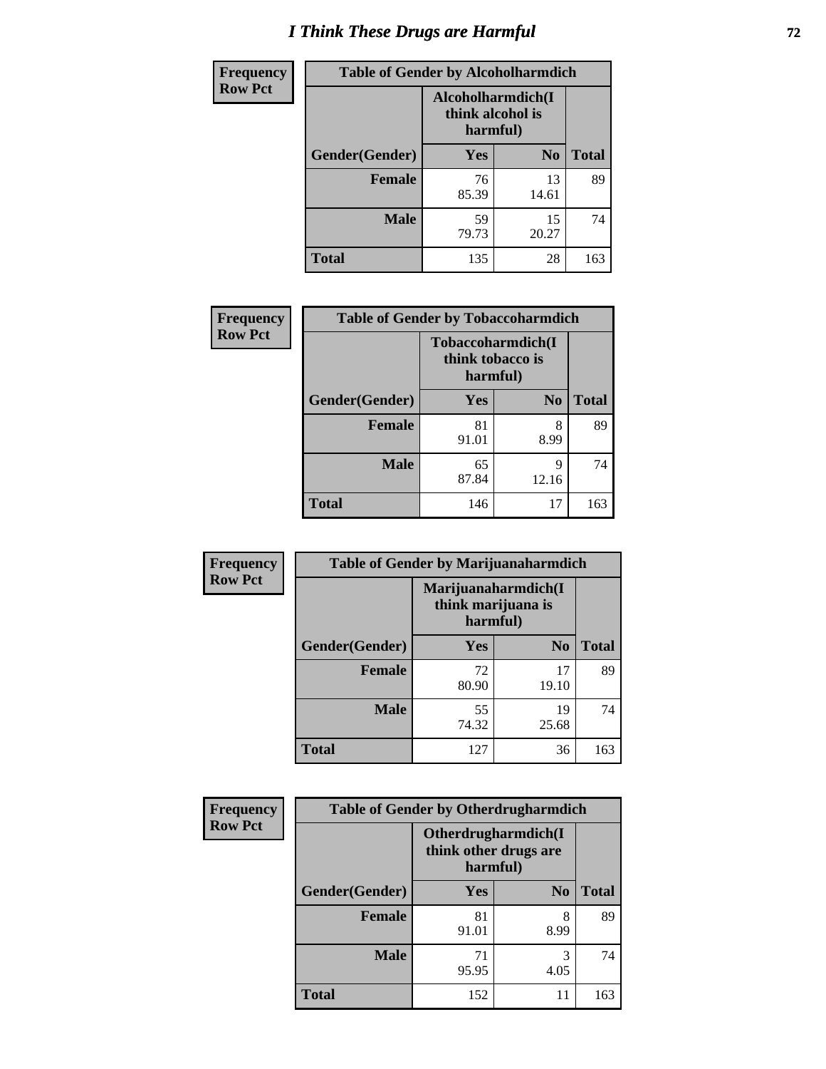# I Think These Drugs are Harmful

| Frequency Row Pct | Table of Gender by Alcoholharmdich | | |
|---|---|---|---|
| | Alcoholharmdich(I think alcohol is harmful) | | |
| Gender(Gender) | Yes | No | Total |
| Female | 76<br>85.39 | 13<br>14.61 | 89 |
| Male | 59<br>79.73 | 15<br>20.27 | 74 |
| Total | 135 | 28 | 163 |

| Frequency Row Pct | Table of Gender by Tobaccoharmdich | | |
|---|---|---|---|
| | Tobaccoharmdich(I think tobacco is harmful) | | |
| Gender(Gender) | Yes | No | Total |
| Female | 81<br>91.01 | 8<br>8.99 | 89 |
| Male | 65<br>87.84 | 9<br>12.16 | 74 |
| Total | 146 | 17 | 163 |

| Frequency Row Pct | Table of Gender by Marijuanaharmdich | | |
|---|---|---|---|
| | Marijuanaharmdich(I think marijuana is harmful) | | |
| Gender(Gender) | Yes | No | Total |
| Female | 72<br>80.90 | 17<br>19.10 | 89 |
| Male | 55<br>74.32 | 19<br>25.68 | 74 |
| Total | 127 | 36 | 163 |

| Frequency Row Pct | Table of Gender by Otherdrugharmdich | | |
|---|---|---|---|
| | Otherdrugharmdich(I think other drugs are harmful) | | |
| Gender(Gender) | Yes | No | Total |
| Female | 81<br>91.01 | 8<br>8.99 | 89 |
| Male | 71<br>95.95 | 3<br>4.05 | 74 |
| Total | 152 | 11 | 163 |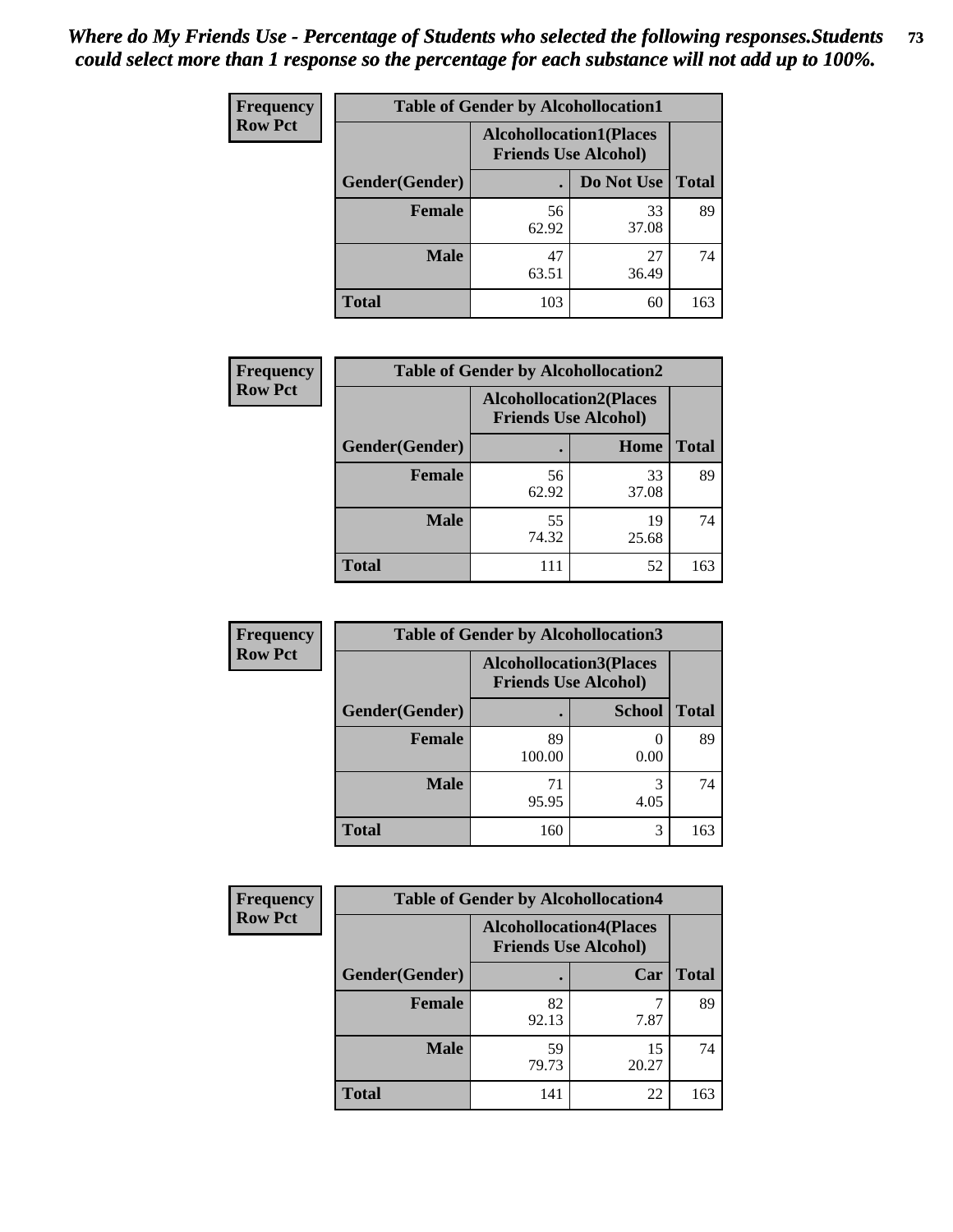*Where do My Friends Use - Percentage of Students who selected the following responses.Students could select more than 1 response so the percentage for each substance will not add up to 100%.*

**Frequency Row Pct**

| Table of Gender by Alcohollocation1 | | | |
|---|---|---|---|
| | Alcohollocation1(Places Friends Use Alcohol) | | |
| Gender(Gender) | . | Do Not Use | Total |
| Female | 56<br>62.92 | 33<br>37.08 | 89 |
| Male | 47<br>63.51 | 27<br>36.49 | 74 |
| Total | 103 | 60 | 163 |

**Frequency Row Pct**

| Table of Gender by Alcohollocation2 | | | |
|---|---|---|---|
| | Alcohollocation2(Places Friends Use Alcohol) | | |
| Gender(Gender) | . | Home | Total |
| Female | 56<br>62.92 | 33<br>37.08 | 89 |
| Male | 55<br>74.32 | 19<br>25.68 | 74 |
| Total | 111 | 52 | 163 |

**Frequency Row Pct**

| Table of Gender by Alcohollocation3 | | | |
|---|---|---|---|
| | Alcohollocation3(Places Friends Use Alcohol) | | |
| Gender(Gender) | . | School | Total |
| Female | 89<br>100.00 | 0<br>0.00 | 89 |
| Male | 71<br>95.95 | 3<br>4.05 | 74 |
| Total | 160 | 3 | 163 |

**Frequency Row Pct**

| Table of Gender by Alcohollocation4 | | | |
|---|---|---|---|
| | Alcohollocation4(Places Friends Use Alcohol) | | |
| Gender(Gender) | . | Car | Total |
| Female | 82<br>92.13 | 7<br>7.87 | 89 |
| Male | 59<br>79.73 | 15<br>20.27 | 74 |
| Total | 141 | 22 | 163 |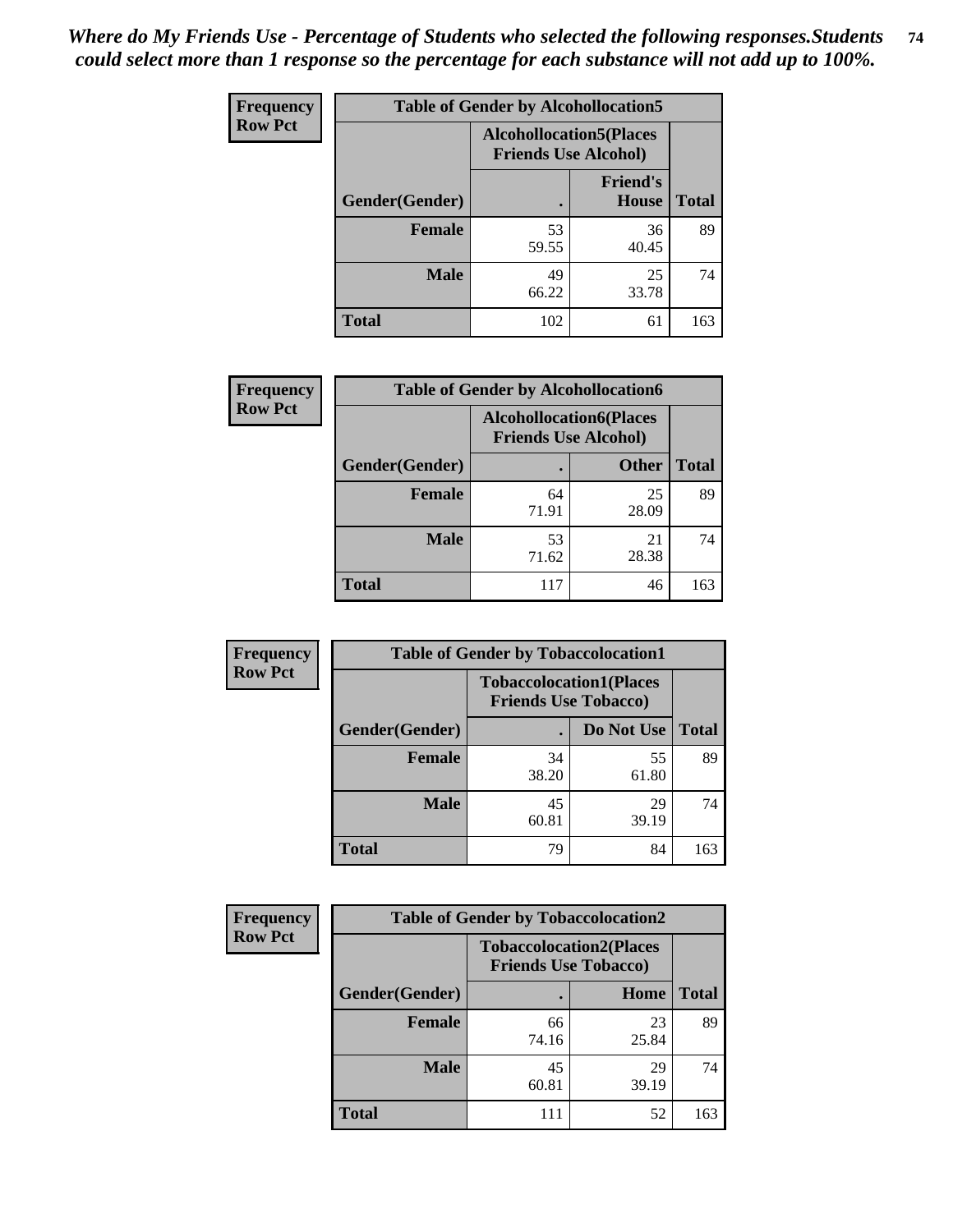*Where do My Friends Use - Percentage of Students who selected the following responses.Students could select more than 1 response so the percentage for each substance will not add up to 100%.*

**Frequency**
**Row Pct**

| Table of Gender by Alcohollocation5 | | | |
|---|---|---|---|
| | Alcohollocation5(Places Friends Use Alcohol) | | |
| Gender(Gender) | . | Friend's House | Total |
| **Female** | 53<br>59.55 | 36<br>40.45 | 89 |
| **Male** | 49<br>66.22 | 25<br>33.78 | 74 |
| **Total** | 102 | 61 | 163 |

**Frequency**
**Row Pct**

| Table of Gender by Alcohollocation6 | | | |
|---|---|---|---|
| | Alcohollocation6(Places Friends Use Alcohol) | | |
| Gender(Gender) | . | Other | Total |
| **Female** | 64<br>71.91 | 25<br>28.09 | 89 |
| **Male** | 53<br>71.62 | 21<br>28.38 | 74 |
| **Total** | 117 | 46 | 163 |

**Frequency**
**Row Pct**

| Table of Gender by Tobaccolocation1 | | | |
|---|---|---|---|
| | Tobaccolocation1(Places Friends Use Tobacco) | | |
| Gender(Gender) | . | Do Not Use | Total |
| **Female** | 34<br>38.20 | 55<br>61.80 | 89 |
| **Male** | 45<br>60.81 | 29<br>39.19 | 74 |
| **Total** | 79 | 84 | 163 |

**Frequency**
**Row Pct**

| Table of Gender by Tobaccolocation2 | | | |
|---|---|---|---|
| | Tobaccolocation2(Places Friends Use Tobacco) | | |
| Gender(Gender) | . | Home | Total |
| **Female** | 66<br>74.16 | 23<br>25.84 | 89 |
| **Male** | 45<br>60.81 | 29<br>39.19 | 74 |
| **Total** | 111 | 52 | 163 |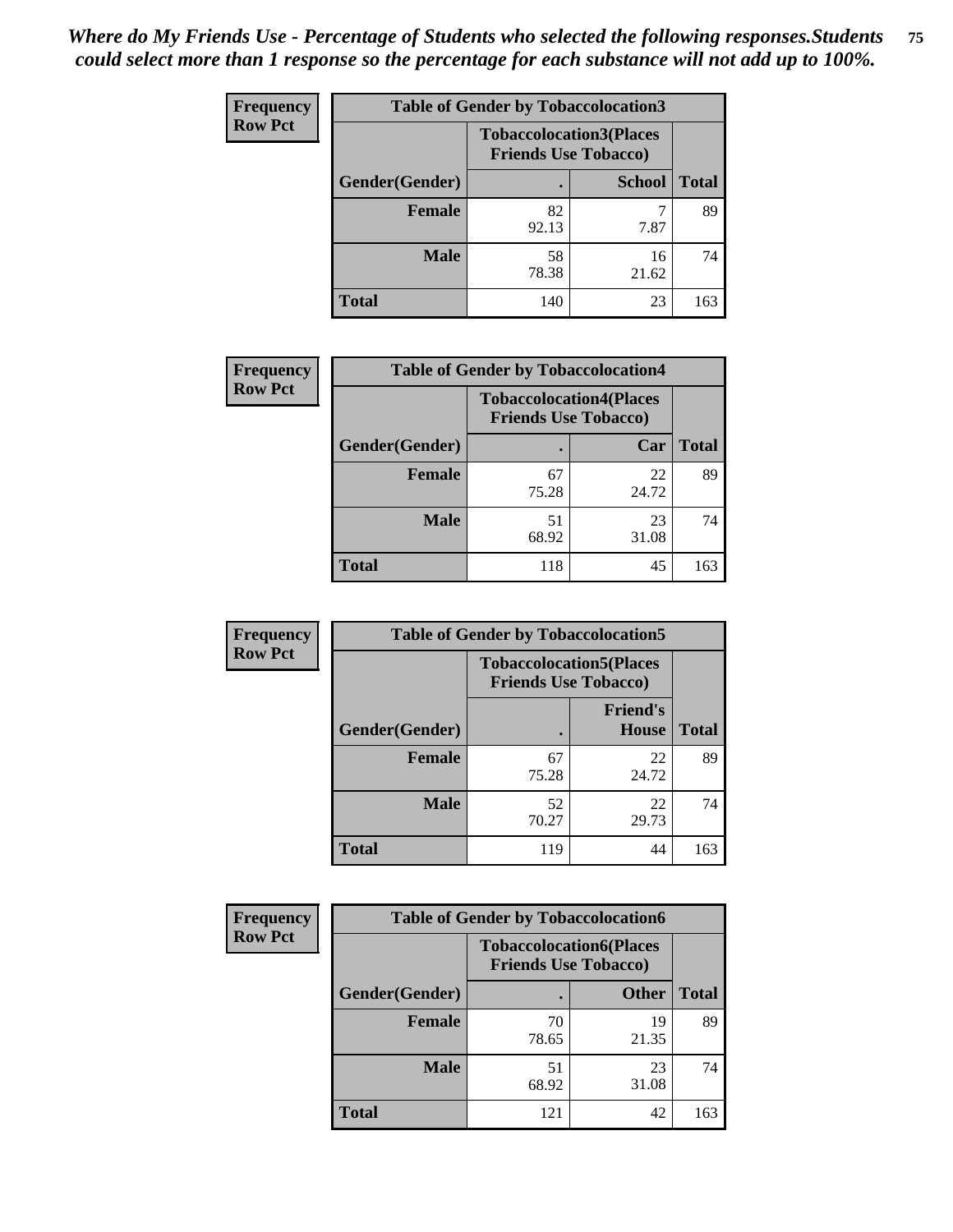*Where do My Friends Use - Percentage of Students who selected the following responses.Students could select more than 1 response so the percentage for each substance will not add up to 100%.*

**Frequency**
**Row Pct**

| Table of Gender by Tobaccolocation3 | | | |
|---|---|---|---|
| | Tobaccolocation3(Places Friends Use Tobacco) | | |
| Gender(Gender) | . | School | Total |
| Female | 82<br>92.13 | 7<br>7.87 | 89 |
| Male | 58<br>78.38 | 16<br>21.62 | 74 |
| Total | 140 | 23 | 163 |

**Frequency**
**Row Pct**

| Table of Gender by Tobaccolocation4 | | | |
|---|---|---|---|
| | Tobaccolocation4(Places Friends Use Tobacco) | | |
| Gender(Gender) | . | Car | Total |
| Female | 67<br>75.28 | 22<br>24.72 | 89 |
| Male | 51<br>68.92 | 23<br>31.08 | 74 |
| Total | 118 | 45 | 163 |

**Frequency**
**Row Pct**

| Table of Gender by Tobaccolocation5 | | | |
|---|---|---|---|
| | Tobaccolocation5(Places Friends Use Tobacco) | | |
| Gender(Gender) | . | Friend's House | Total |
| Female | 67<br>75.28 | 22<br>24.72 | 89 |
| Male | 52<br>70.27 | 22<br>29.73 | 74 |
| Total | 119 | 44 | 163 |

**Frequency**
**Row Pct**

| Table of Gender by Tobaccolocation6 | | | |
|---|---|---|---|
| | Tobaccolocation6(Places Friends Use Tobacco) | | |
| Gender(Gender) | . | Other | Total |
| Female | 70<br>78.65 | 19<br>21.35 | 89 |
| Male | 51<br>68.92 | 23<br>31.08 | 74 |
| Total | 121 | 42 | 163 |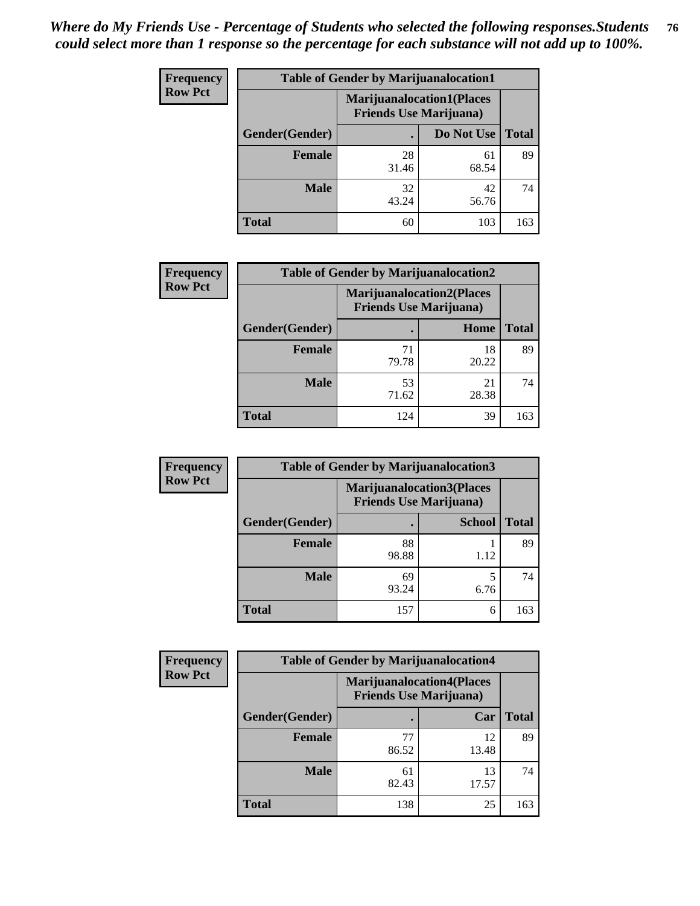*Where do My Friends Use - Percentage of Students who selected the following responses.Students could select more than 1 response so the percentage for each substance will not add up to 100%.*

**Frequency**
**Row Pct**

| Table of Gender by Marijuanalocation1 | | | |
|---|---|---|---|
| | Marijuanalocation1(Places Friends Use Marijuana) | | |
| Gender(Gender) | . | Do Not Use | Total |
| **Female** | 28<br>31.46 | 61<br>68.54 | 89 |
| **Male** | 32<br>43.24 | 42<br>56.76 | 74 |
| **Total** | 60 | 103 | 163 |

**Frequency**
**Row Pct**

| Table of Gender by Marijuanalocation2 | | | |
|---|---|---|---|
| | Marijuanalocation2(Places Friends Use Marijuana) | | |
| Gender(Gender) | . | Home | Total |
| **Female** | 71<br>79.78 | 18<br>20.22 | 89 |
| **Male** | 53<br>71.62 | 21<br>28.38 | 74 |
| **Total** | 124 | 39 | 163 |

**Frequency**
**Row Pct**

| Table of Gender by Marijuanalocation3 | | | |
|---|---|---|---|
| | Marijuanalocation3(Places Friends Use Marijuana) | | |
| Gender(Gender) | . | School | Total |
| **Female** | 88<br>98.88 | 1<br>1.12 | 89 |
| **Male** | 69<br>93.24 | 5<br>6.76 | 74 |
| **Total** | 157 | 6 | 163 |

**Frequency**
**Row Pct**

| Table of Gender by Marijuanalocation4 | | | |
|---|---|---|---|
| | Marijuanalocation4(Places Friends Use Marijuana) | | |
| Gender(Gender) | . | Car | Total |
| **Female** | 77<br>86.52 | 12<br>13.48 | 89 |
| **Male** | 61<br>82.43 | 13<br>17.57 | 74 |
| **Total** | 138 | 25 | 163 |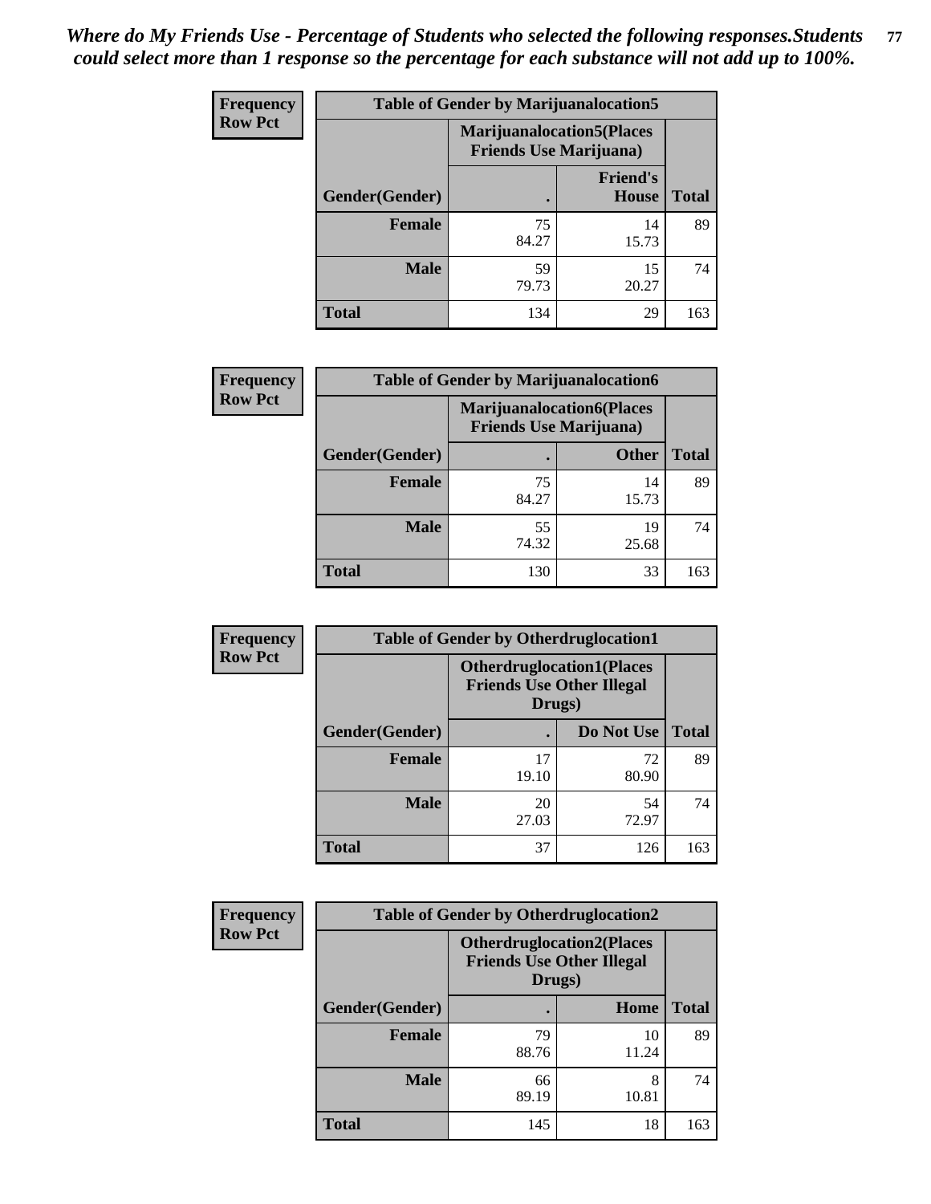*Where do My Friends Use - Percentage of Students who selected the following responses.Students could select more than 1 response so the percentage for each substance will not add up to 100%.*

**Frequency**
**Row Pct**

| Table of Gender by Marijuanalocation5 | | | |
|---|---|---|---|
| | Marijuanalocation5(Places Friends Use Marijuana) | | |
| Gender(Gender) | . | Friend's House | Total |
| **Female** | 75<br>84.27 | 14<br>15.73 | 89 |
| **Male** | 59<br>79.73 | 15<br>20.27 | 74 |
| **Total** | 134 | 29 | 163 |

**Frequency**
**Row Pct**

| Table of Gender by Marijuanalocation6 | | | |
|---|---|---|---|
| | Marijuanalocation6(Places Friends Use Marijuana) | | |
| Gender(Gender) | . | Other | Total |
| **Female** | 75<br>84.27 | 14<br>15.73 | 89 |
| **Male** | 55<br>74.32 | 19<br>25.68 | 74 |
| **Total** | 130 | 33 | 163 |

**Frequency**
**Row Pct**

| Table of Gender by Otherdruglocation1 | | | |
|---|---|---|---|
| | Otherdruglocation1(Places Friends Use Other Illegal Drugs) | | |
| Gender(Gender) | . | Do Not Use | Total |
| **Female** | 17<br>19.10 | 72<br>80.90 | 89 |
| **Male** | 20<br>27.03 | 54<br>72.97 | 74 |
| **Total** | 37 | 126 | 163 |

**Frequency**
**Row Pct**

| Table of Gender by Otherdruglocation2 | | | |
|---|---|---|---|
| | Otherdruglocation2(Places Friends Use Other Illegal Drugs) | | |
| Gender(Gender) | . | Home | Total |
| **Female** | 79<br>88.76 | 10<br>11.24 | 89 |
| **Male** | 66<br>89.19 | 8<br>10.81 | 74 |
| **Total** | 145 | 18 | 163 |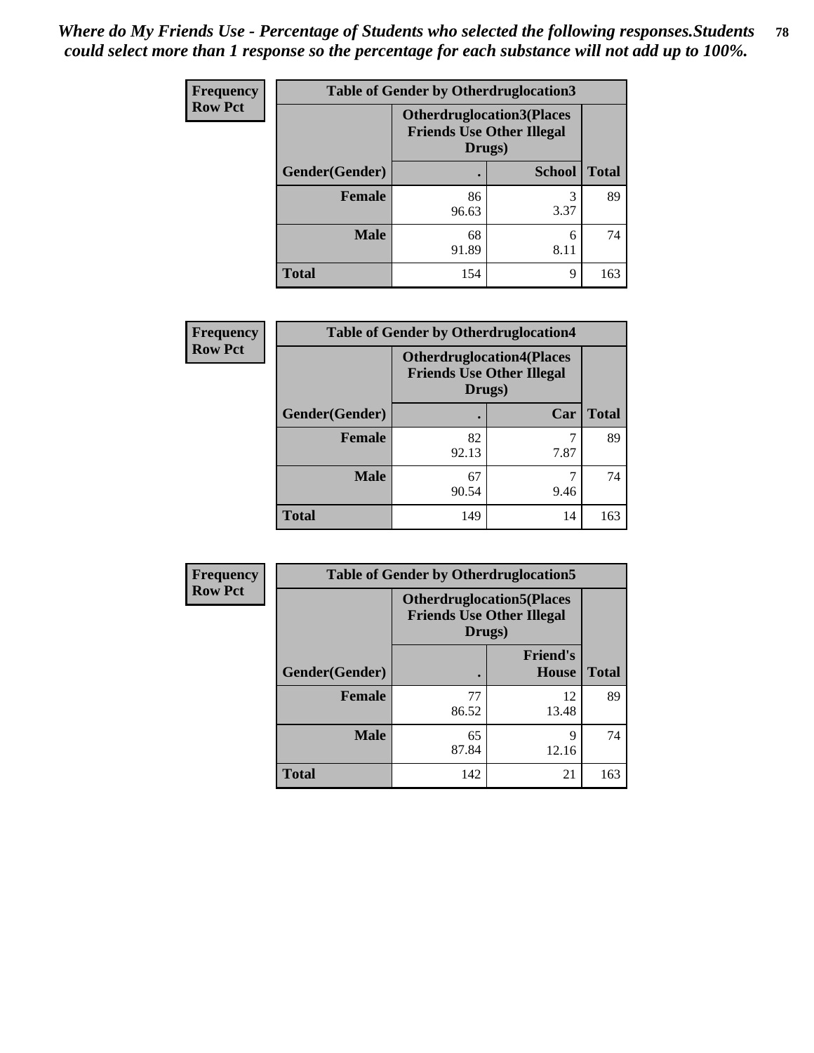*Where do My Friends Use - Percentage of Students who selected the following responses.Students could select more than 1 response so the percentage for each substance will not add up to 100%.*

**Frequency**
**Row Pct**

| Table of Gender by Otherdruglocation3 | | | |
|---|---|---|---|
| | Otherdruglocation3(Places Friends Use Other Illegal Drugs) | | |
| Gender(Gender) | . | School | Total |
| Female | 86<br>96.63 | 3<br>3.37 | 89 |
| Male | 68<br>91.89 | 6<br>8.11 | 74 |
| Total | 154 | 9 | 163 |

**Frequency**
**Row Pct**

| Table of Gender by Otherdruglocation4 | | | |
|---|---|---|---|
| | Otherdruglocation4(Places Friends Use Other Illegal Drugs) | | |
| Gender(Gender) | . | Car | Total |
| Female | 82<br>92.13 | 7<br>7.87 | 89 |
| Male | 67<br>90.54 | 7<br>9.46 | 74 |
| Total | 149 | 14 | 163 |

**Frequency**
**Row Pct**

| Table of Gender by Otherdruglocation5 | | | |
|---|---|---|---|
| | Otherdruglocation5(Places Friends Use Other Illegal Drugs) | | |
| Gender(Gender) | . | Friend's House | Total |
| Female | 77<br>86.52 | 12<br>13.48 | 89 |
| Male | 65<br>87.84 | 9<br>12.16 | 74 |
| Total | 142 | 21 | 163 |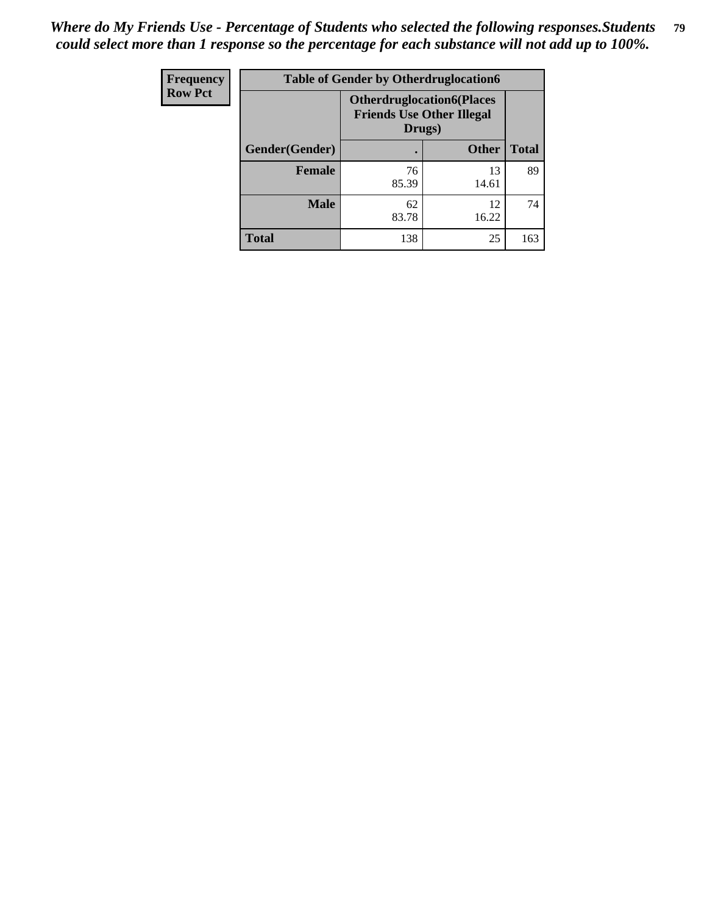*Where do My Friends Use - Percentage of Students who selected the following responses.Students could select more than 1 response so the percentage for each substance will not add up to 100%.*

| Frequency<br>Row Pct | Table of Gender by Otherdruglocation6 | | |
|---|---|---|---|
| | Otherdruglocation6(Places Friends Use Other Illegal Drugs) | | |
| Gender(Gender) | . | Other | Total |
| **Female** | 76<br>85.39 | 13<br>14.61 | 89 |
| **Male** | 62<br>83.78 | 12<br>16.22 | 74 |
| **Total** | 138 | 25 | 163 |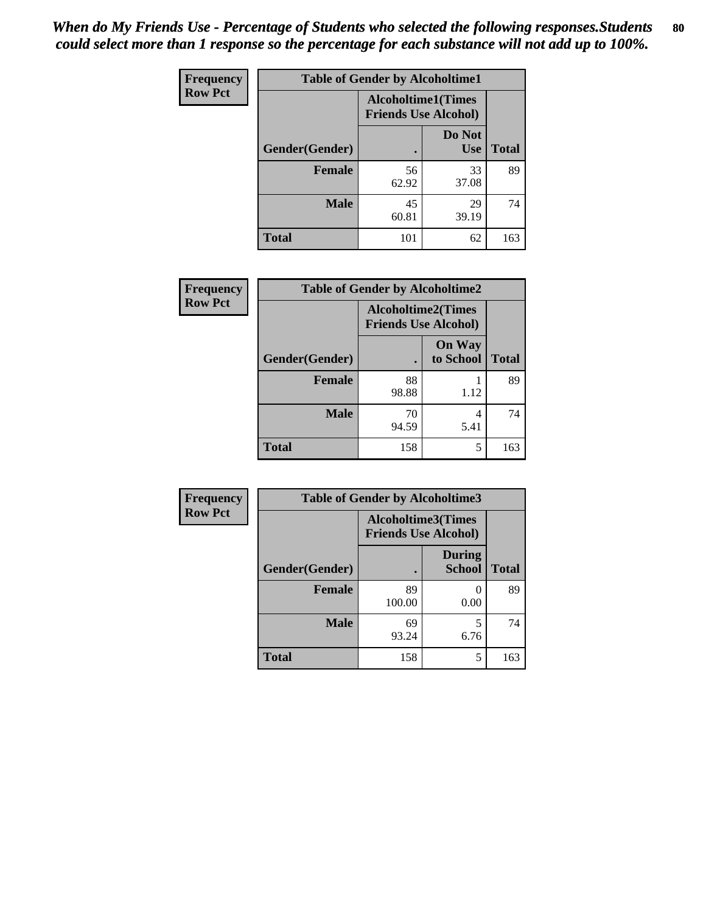*When do My Friends Use - Percentage of Students who selected the following responses.Students could select more than 1 response so the percentage for each substance will not add up to 100%.*

| Frequency Row Pct |
|---|

| Table of Gender by Alcoholtime1 | | | |
|---|---|---|---|
| | Alcoholtime1(Times Friends Use Alcohol) | | |
| Gender(Gender) | . | Do Not Use | Total |
| **Female** | 56<br>62.92 | 33<br>37.08 | 89 |
| **Male** | 45<br>60.81 | 29<br>39.19 | 74 |
| **Total** | 101 | 62 | 163 |

| Frequency Row Pct |
|---|

| Table of Gender by Alcoholtime2 | | | |
|---|---|---|---|
| | Alcoholtime2(Times Friends Use Alcohol) | | |
| Gender(Gender) | . | On Way to School | Total |
| **Female** | 88<br>98.88 | 1<br>1.12 | 89 |
| **Male** | 70<br>94.59 | 4<br>5.41 | 74 |
| **Total** | 158 | 5 | 163 |

| Frequency Row Pct |
|---|

| Table of Gender by Alcoholtime3 | | | |
|---|---|---|---|
| | Alcoholtime3(Times Friends Use Alcohol) | | |
| Gender(Gender) | . | During School | Total |
| **Female** | 89<br>100.00 | 0<br>0.00 | 89 |
| **Male** | 69<br>93.24 | 5<br>6.76 | 74 |
| **Total** | 158 | 5 | 163 |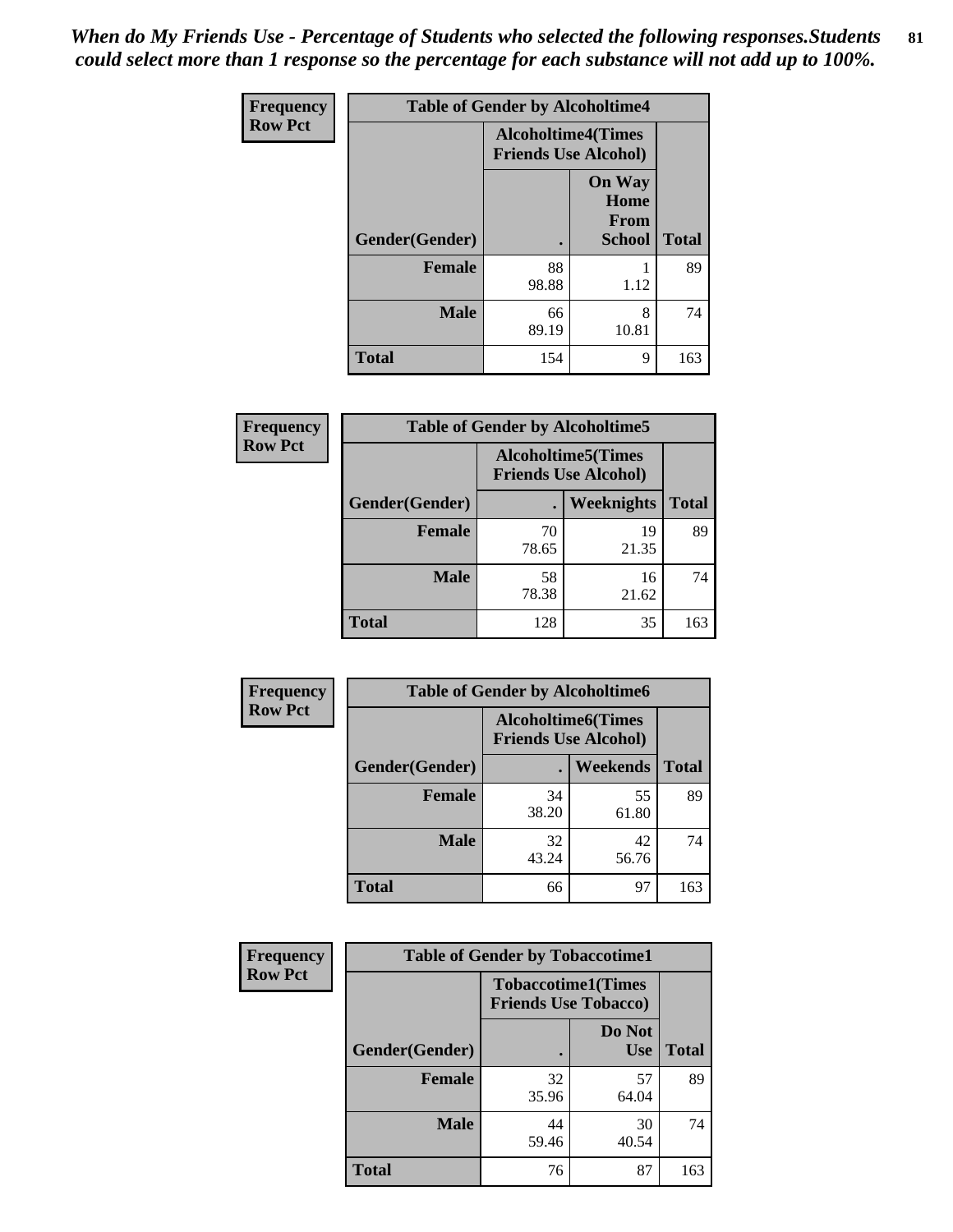*When do My Friends Use - Percentage of Students who selected the following responses.Students could select more than 1 response so the percentage for each substance will not add up to 100%.*

**Frequency**
**Row Pct**

| Table of Gender by Alcoholtime4 | | | |
|---|---|---|---|
| | Alcoholtime4(Times Friends Use Alcohol) | | |
| Gender(Gender) | . | On Way Home From School | Total |
| **Female** | 88<br>98.88 | 1<br>1.12 | 89 |
| **Male** | 66<br>89.19 | 8<br>10.81 | 74 |
| **Total** | 154 | 9 | 163 |

**Frequency**
**Row Pct**

| Table of Gender by Alcoholtime5 | | | |
|---|---|---|---|
| | Alcoholtime5(Times Friends Use Alcohol) | | |
| Gender(Gender) | . | Weeknights | Total |
| **Female** | 70<br>78.65 | 19<br>21.35 | 89 |
| **Male** | 58<br>78.38 | 16<br>21.62 | 74 |
| **Total** | 128 | 35 | 163 |

**Frequency**
**Row Pct**

| Table of Gender by Alcoholtime6 | | | |
|---|---|---|---|
| | Alcoholtime6(Times Friends Use Alcohol) | | |
| Gender(Gender) | . | Weekends | Total |
| **Female** | 34<br>38.20 | 55<br>61.80 | 89 |
| **Male** | 32<br>43.24 | 42<br>56.76 | 74 |
| **Total** | 66 | 97 | 163 |

**Frequency**
**Row Pct**

| Table of Gender by Tobaccotime1 | | | |
|---|---|---|---|
| | Tobaccotime1(Times Friends Use Tobacco) | | |
| Gender(Gender) | . | Do Not Use | Total |
| **Female** | 32<br>35.96 | 57<br>64.04 | 89 |
| **Male** | 44<br>59.46 | 30<br>40.54 | 74 |
| **Total** | 76 | 87 | 163 |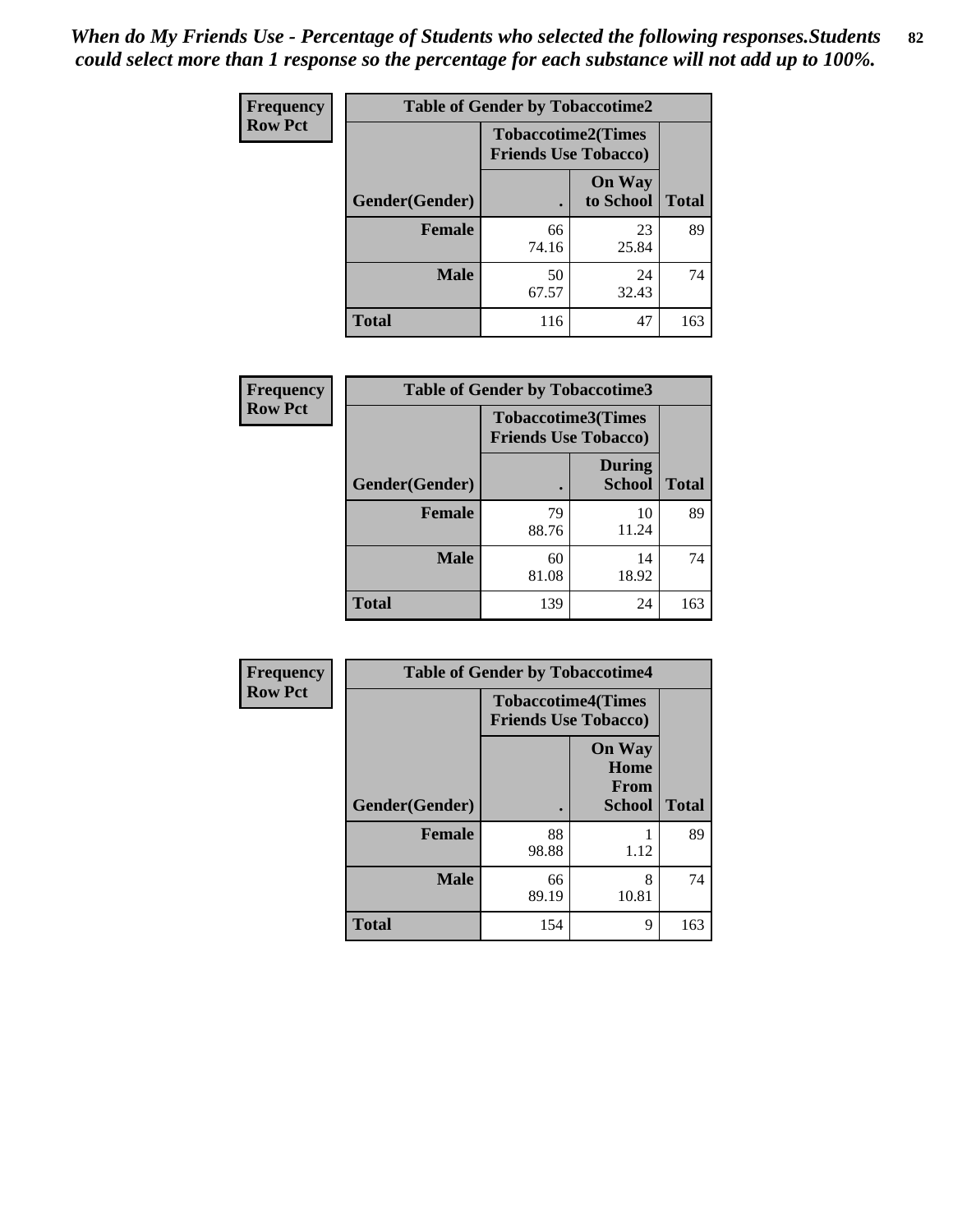*When do My Friends Use - Percentage of Students who selected the following responses.Students could select more than 1 response so the percentage for each substance will not add up to 100%.*

**Frequency**
**Row Pct**

| Table of Gender by Tobaccotime2 | | | |
|---|---|---|---|
| | Tobaccotime2(Times Friends Use Tobacco) | | |
| Gender(Gender) | . | On Way to School | Total |
| **Female** | 66<br>74.16 | 23<br>25.84 | 89 |
| **Male** | 50<br>67.57 | 24<br>32.43 | 74 |
| **Total** | 116 | 47 | 163 |

**Frequency**
**Row Pct**

| Table of Gender by Tobaccotime3 | | | |
|---|---|---|---|
| | Tobaccotime3(Times Friends Use Tobacco) | | |
| Gender(Gender) | . | During School | Total |
| **Female** | 79<br>88.76 | 10<br>11.24 | 89 |
| **Male** | 60<br>81.08 | 14<br>18.92 | 74 |
| **Total** | 139 | 24 | 163 |

**Frequency**
**Row Pct**

| Table of Gender by Tobaccotime4 | | | |
|---|---|---|---|
| | Tobaccotime4(Times Friends Use Tobacco) | | |
| Gender(Gender) | . | On Way Home From School | Total |
| **Female** | 88<br>98.88 | 1<br>1.12 | 89 |
| **Male** | 66<br>89.19 | 8<br>10.81 | 74 |
| **Total** | 154 | 9 | 163 |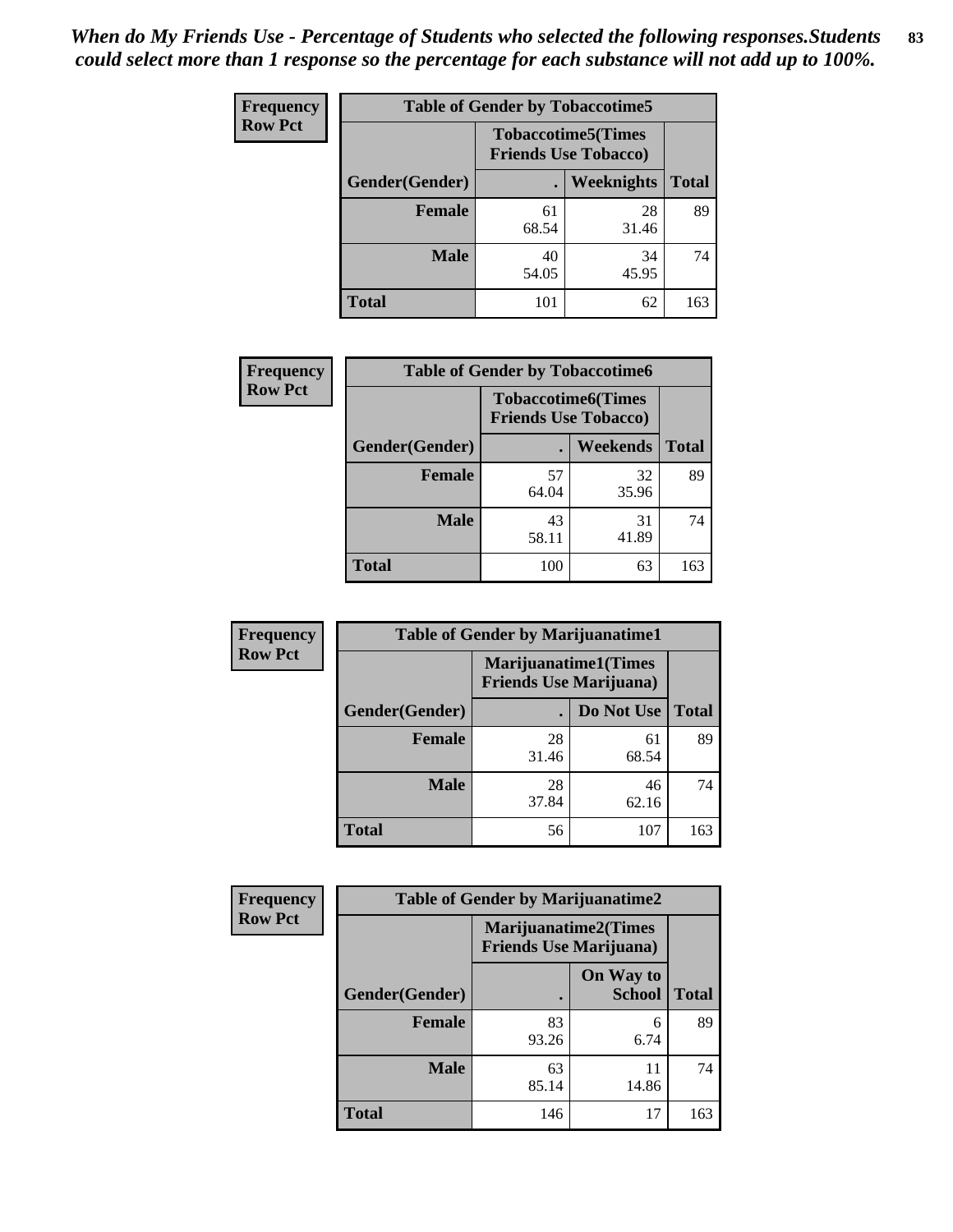*When do My Friends Use - Percentage of Students who selected the following responses.Students could select more than 1 response so the percentage for each substance will not add up to 100%.*

**Frequency**
**Row Pct**

| Table of Gender by Tobaccotime5 | | | |
|---|---|---|---|
| | Tobaccotime5(Times Friends Use Tobacco) | | |
| Gender(Gender) | . | Weeknights | Total |
| **Female** | 61<br>68.54 | 28<br>31.46 | 89 |
| **Male** | 40<br>54.05 | 34<br>45.95 | 74 |
| **Total** | 101 | 62 | 163 |

**Frequency**
**Row Pct**

| Table of Gender by Tobaccotime6 | | | |
|---|---|---|---|
| | Tobaccotime6(Times Friends Use Tobacco) | | |
| Gender(Gender) | . | Weekends | Total |
| **Female** | 57<br>64.04 | 32<br>35.96 | 89 |
| **Male** | 43<br>58.11 | 31<br>41.89 | 74 |
| **Total** | 100 | 63 | 163 |

**Frequency**
**Row Pct**

| Table of Gender by Marijuanatime1 | | | |
|---|---|---|---|
| | Marijuanatime1(Times Friends Use Marijuana) | | |
| Gender(Gender) | . | Do Not Use | Total |
| **Female** | 28<br>31.46 | 61<br>68.54 | 89 |
| **Male** | 28<br>37.84 | 46<br>62.16 | 74 |
| **Total** | 56 | 107 | 163 |

**Frequency**
**Row Pct**

| Table of Gender by Marijuanatime2 | | | |
|---|---|---|---|
| | Marijuanatime2(Times Friends Use Marijuana) | | |
| Gender(Gender) | . | On Way to School | Total |
| **Female** | 83<br>93.26 | 6<br>6.74 | 89 |
| **Male** | 63<br>85.14 | 11<br>14.86 | 74 |
| **Total** | 146 | 17 | 163 |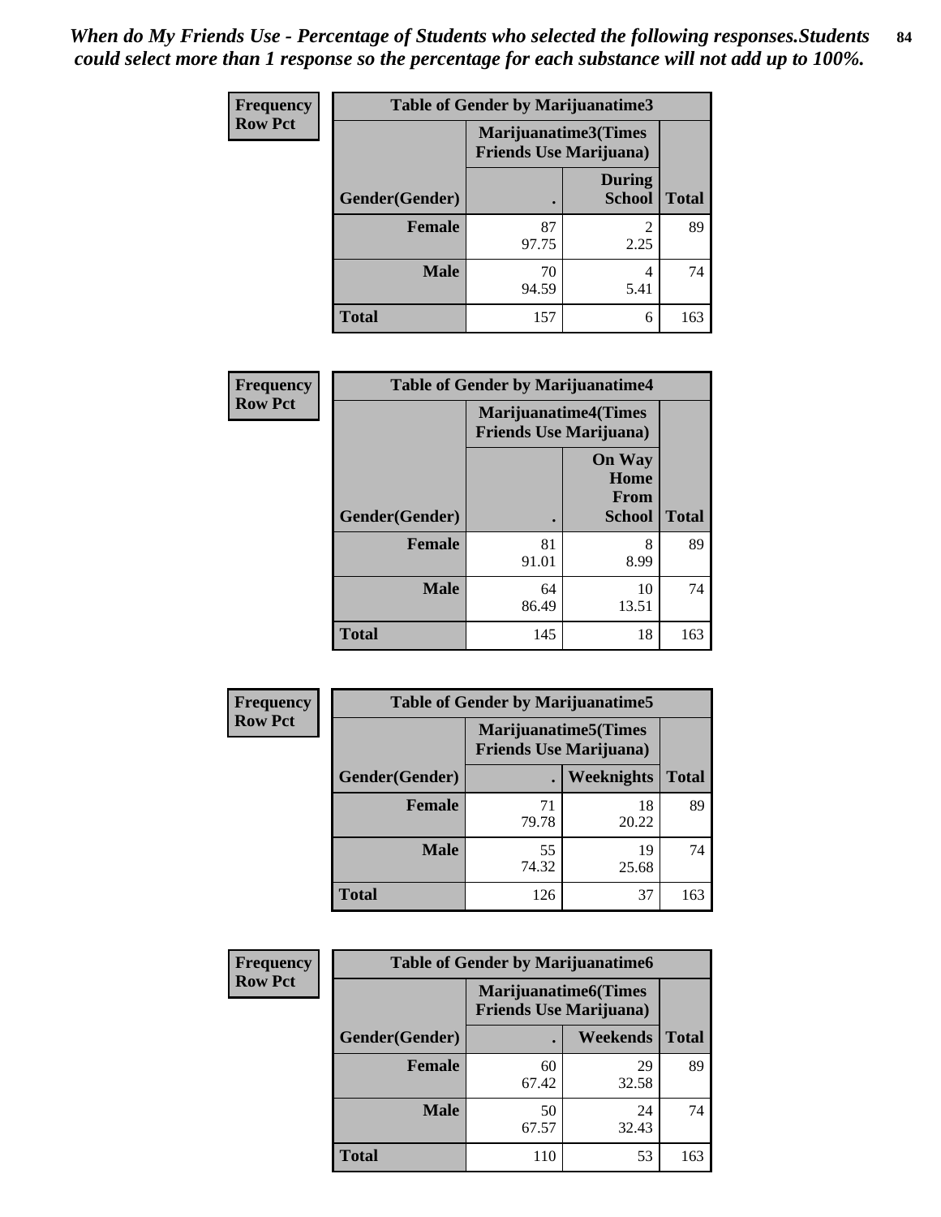*When do My Friends Use - Percentage of Students who selected the following responses.Students could select more than 1 response so the percentage for each substance will not add up to 100%.*

**Frequency**
**Row Pct**

| Table of Gender by Marijuanatime3 | | | |
|---|---|---|---|
| | Marijuanatime3(Times Friends Use Marijuana) | | |
| Gender(Gender) | . | During School | Total |
| Female | 87<br>97.75 | 2<br>2.25 | 89 |
| Male | 70<br>94.59 | 4<br>5.41 | 74 |
| Total | 157 | 6 | 163 |

**Frequency**
**Row Pct**

| Table of Gender by Marijuanatime4 | | | |
|---|---|---|---|
| | Marijuanatime4(Times Friends Use Marijuana) | | |
| Gender(Gender) | . | On Way Home From School | Total |
| Female | 81<br>91.01 | 8<br>8.99 | 89 |
| Male | 64<br>86.49 | 10<br>13.51 | 74 |
| Total | 145 | 18 | 163 |

**Frequency**
**Row Pct**

| Table of Gender by Marijuanatime5 | | | |
|---|---|---|---|
| | Marijuanatime5(Times Friends Use Marijuana) | | |
| Gender(Gender) | . | Weeknights | Total |
| Female | 71<br>79.78 | 18<br>20.22 | 89 |
| Male | 55<br>74.32 | 19<br>25.68 | 74 |
| Total | 126 | 37 | 163 |

**Frequency**
**Row Pct**

| Table of Gender by Marijuanatime6 | | | |
|---|---|---|---|
| | Marijuanatime6(Times Friends Use Marijuana) | | |
| Gender(Gender) | . | Weekends | Total |
| Female | 60<br>67.42 | 29<br>32.58 | 89 |
| Male | 50<br>67.57 | 24<br>32.43 | 74 |
| Total | 110 | 53 | 163 |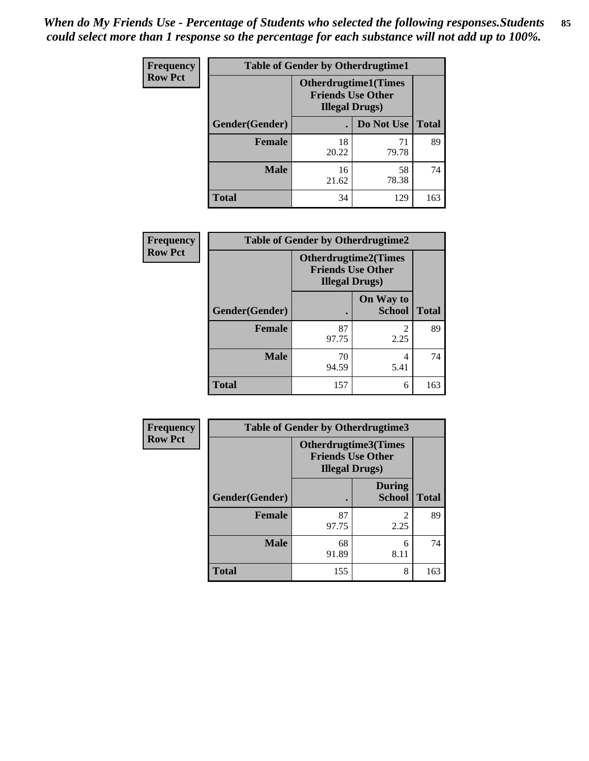*When do My Friends Use - Percentage of Students who selected the following responses.Students could select more than 1 response so the percentage for each substance will not add up to 100%.*

**Frequency**
**Row Pct**

| Table of Gender by Otherdrugtime1 | | | |
|---|---|---|---|
| | Otherdrugtime1(Times Friends Use Other Illegal Drugs) | | |
| Gender(Gender) | . | Do Not Use | Total |
| Female | 18<br>20.22 | 71<br>79.78 | 89 |
| Male | 16<br>21.62 | 58<br>78.38 | 74 |
| Total | 34 | 129 | 163 |

**Frequency**
**Row Pct**

| Table of Gender by Otherdrugtime2 | | | |
|---|---|---|---|
| | Otherdrugtime2(Times Friends Use Other Illegal Drugs) | | |
| Gender(Gender) | . | On Way to School | Total |
| Female | 87<br>97.75 | 2<br>2.25 | 89 |
| Male | 70<br>94.59 | 4<br>5.41 | 74 |
| Total | 157 | 6 | 163 |

**Frequency**
**Row Pct**

| Table of Gender by Otherdrugtime3 | | | |
|---|---|---|---|
| | Otherdrugtime3(Times Friends Use Other Illegal Drugs) | | |
| Gender(Gender) | . | During School | Total |
| Female | 87<br>97.75 | 2<br>2.25 | 89 |
| Male | 68<br>91.89 | 6<br>8.11 | 74 |
| Total | 155 | 8 | 163 |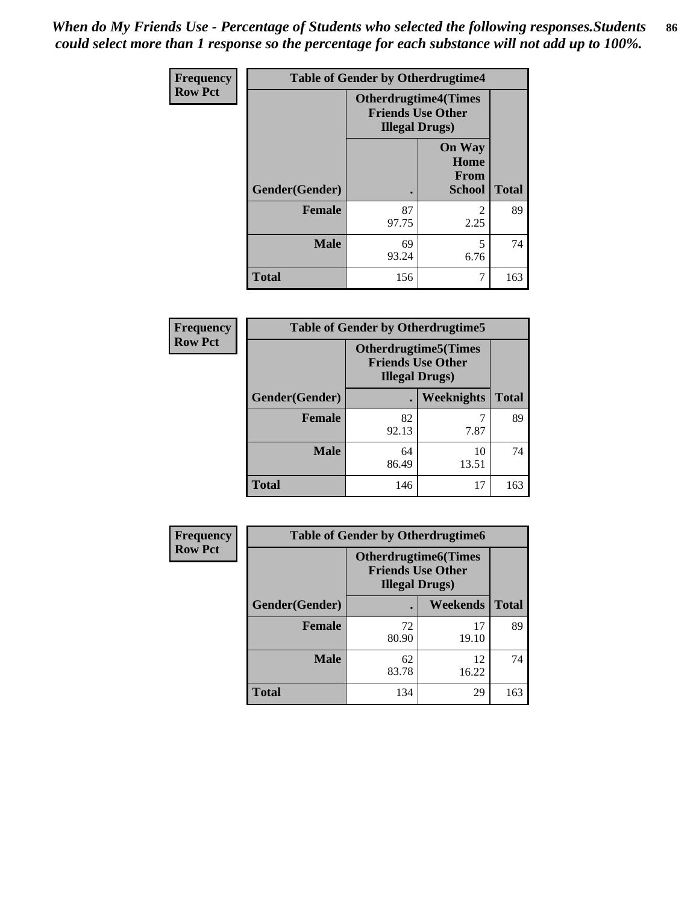*When do My Friends Use - Percentage of Students who selected the following responses.Students could select more than 1 response so the percentage for each substance will not add up to 100%.*

**Frequency**
**Row Pct**

| Table of Gender by Otherdrugtime4 | | | |
|---|---|---|---|
| | Otherdrugtime4(Times Friends Use Other Illegal Drugs) | | |
| Gender(Gender) | . | On Way Home From School | Total |
| **Female** | 87<br>97.75 | 2<br>2.25 | 89 |
| **Male** | 69<br>93.24 | 5<br>6.76 | 74 |
| **Total** | 156 | 7 | 163 |

**Frequency**
**Row Pct**

| Table of Gender by Otherdrugtime5 | | | |
|---|---|---|---|
| | Otherdrugtime5(Times Friends Use Other Illegal Drugs) | | |
| Gender(Gender) | . | Weeknights | Total |
| **Female** | 82<br>92.13 | 7<br>7.87 | 89 |
| **Male** | 64<br>86.49 | 10<br>13.51 | 74 |
| **Total** | 146 | 17 | 163 |

**Frequency**
**Row Pct**

| Table of Gender by Otherdrugtime6 | | | |
|---|---|---|---|
| | Otherdrugtime6(Times Friends Use Other Illegal Drugs) | | |
| Gender(Gender) | . | Weekends | Total |
| **Female** | 72<br>80.90 | 17<br>19.10 | 89 |
| **Male** | 62<br>83.78 | 12<br>16.22 | 74 |
| **Total** | 134 | 29 | 163 |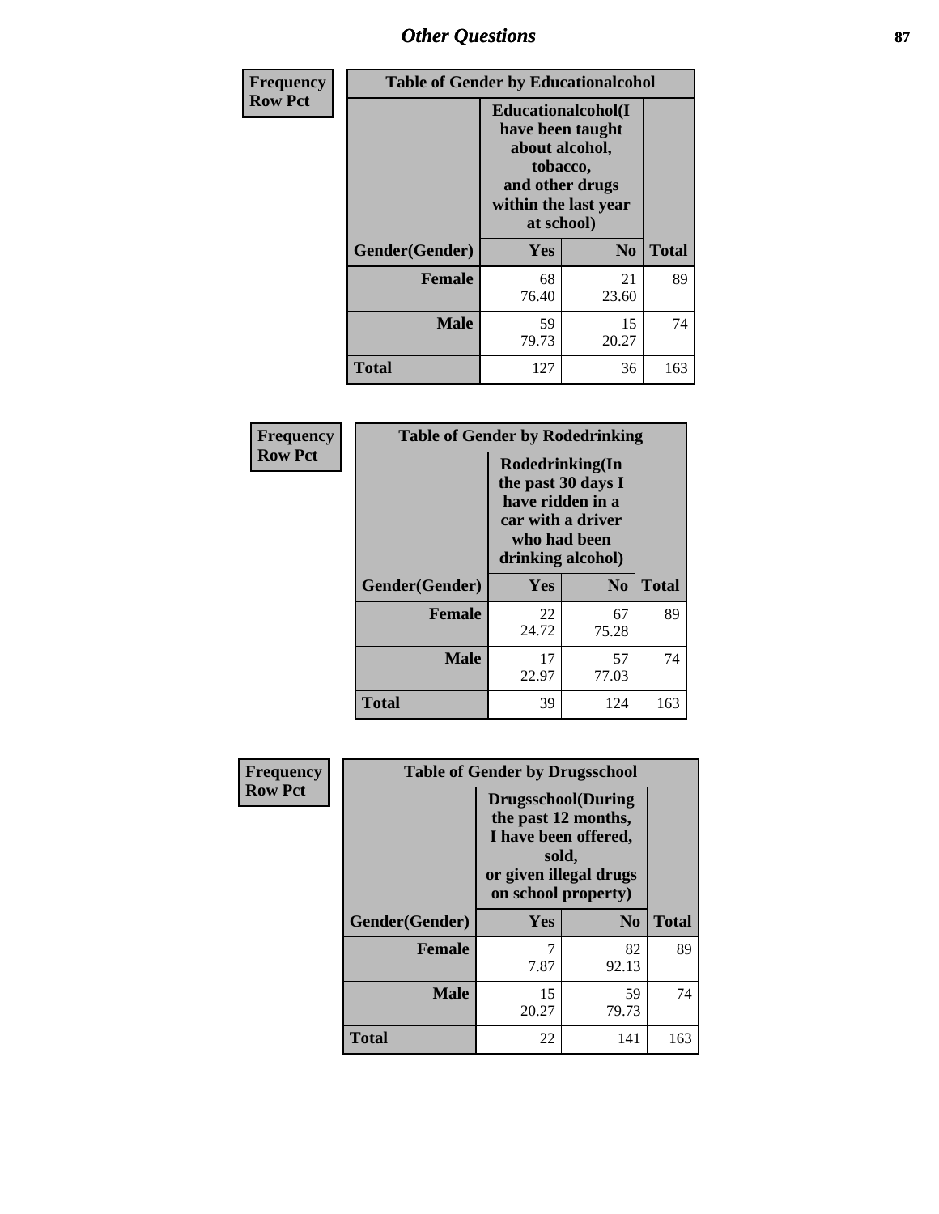## Other Questions

**Frequency**
**Row Pct**

| Table of Gender by Educationalcohol | | | |
|---|---|---|---|
| | Educationalcohol(I have been taught about alcohol, tobacco, and other drugs within the last year at school) | | |
| Gender(Gender) | Yes | No | Total |
| Female | 68<br>76.40 | 21<br>23.60 | 89 |
| Male | 59<br>79.73 | 15<br>20.27 | 74 |
| Total | 127 | 36 | 163 |

**Frequency**
**Row Pct**

| Table of Gender by Rodedrinking | | | |
|---|---|---|---|
| | Rodedrinking(In the past 30 days I have ridden in a car with a driver who had been drinking alcohol) | | |
| Gender(Gender) | Yes | No | Total |
| Female | 22<br>24.72 | 67<br>75.28 | 89 |
| Male | 17<br>22.97 | 57<br>77.03 | 74 |
| Total | 39 | 124 | 163 |

**Frequency**
**Row Pct**

| Table of Gender by Drugsschool | | | |
|---|---|---|---|
| | Drugsschool(During the past 12 months, I have been offered, sold, or given illegal drugs on school property) | | |
| Gender(Gender) | Yes | No | Total |
| Female | 7<br>7.87 | 82<br>92.13 | 89 |
| Male | 15<br>20.27 | 59<br>79.73 | 74 |
| Total | 22 | 141 | 163 |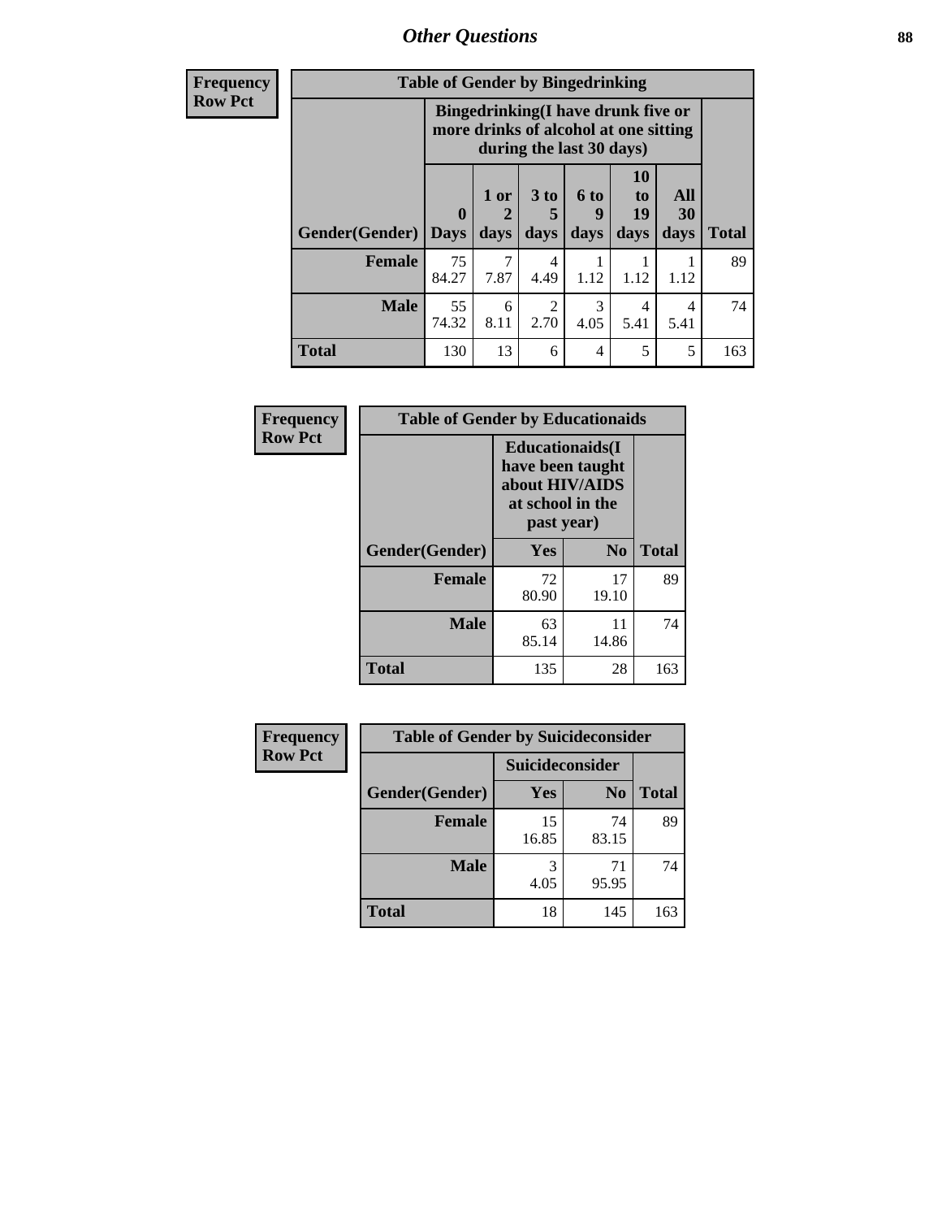## Other Questions

**Frequency**
**Row Pct**

**Table of Gender by Bingedrinking**

| Gender(Gender) | Bingedrinking(I have drunk five or more drinks of alcohol at one sitting during the last 30 days) | | | | | | Total |
|---|---|---|---|---|---|---|---|
| | 0 Days | 1 or 2 days | 3 to 5 days | 6 to 9 days | 10 to 19 days | All 30 days | |
| **Female** | 75<br>84.27 | 7<br>7.87 | 4<br>4.49 | 1<br>1.12 | 1<br>1.12 | 1<br>1.12 | 89 |
| **Male** | 55<br>74.32 | 6<br>8.11 | 2<br>2.70 | 3<br>4.05 | 4<br>5.41 | 4<br>5.41 | 74 |
| **Total** | 130 | 13 | 6 | 4 | 5 | 5 | 163 |

**Frequency**
**Row Pct**

**Table of Gender by Educationaids**

| Gender(Gender) | Educationaids(I have been taught about HIV/AIDS at school in the past year) | | Total |
|---|---|---|---|
| | Yes | No | |
| **Female** | 72<br>80.90 | 17<br>19.10 | 89 |
| **Male** | 63<br>85.14 | 11<br>14.86 | 74 |
| **Total** | 135 | 28 | 163 |

**Frequency**
**Row Pct**

**Table of Gender by Suicideconsider**

| Gender(Gender) | Suicideconsider | | Total |
|---|---|---|---|
| | Yes | No | |
| **Female** | 15<br>16.85 | 74<br>83.15 | 89 |
| **Male** | 3<br>4.05 | 71<br>95.95 | 74 |
| **Total** | 18 | 145 | 163 |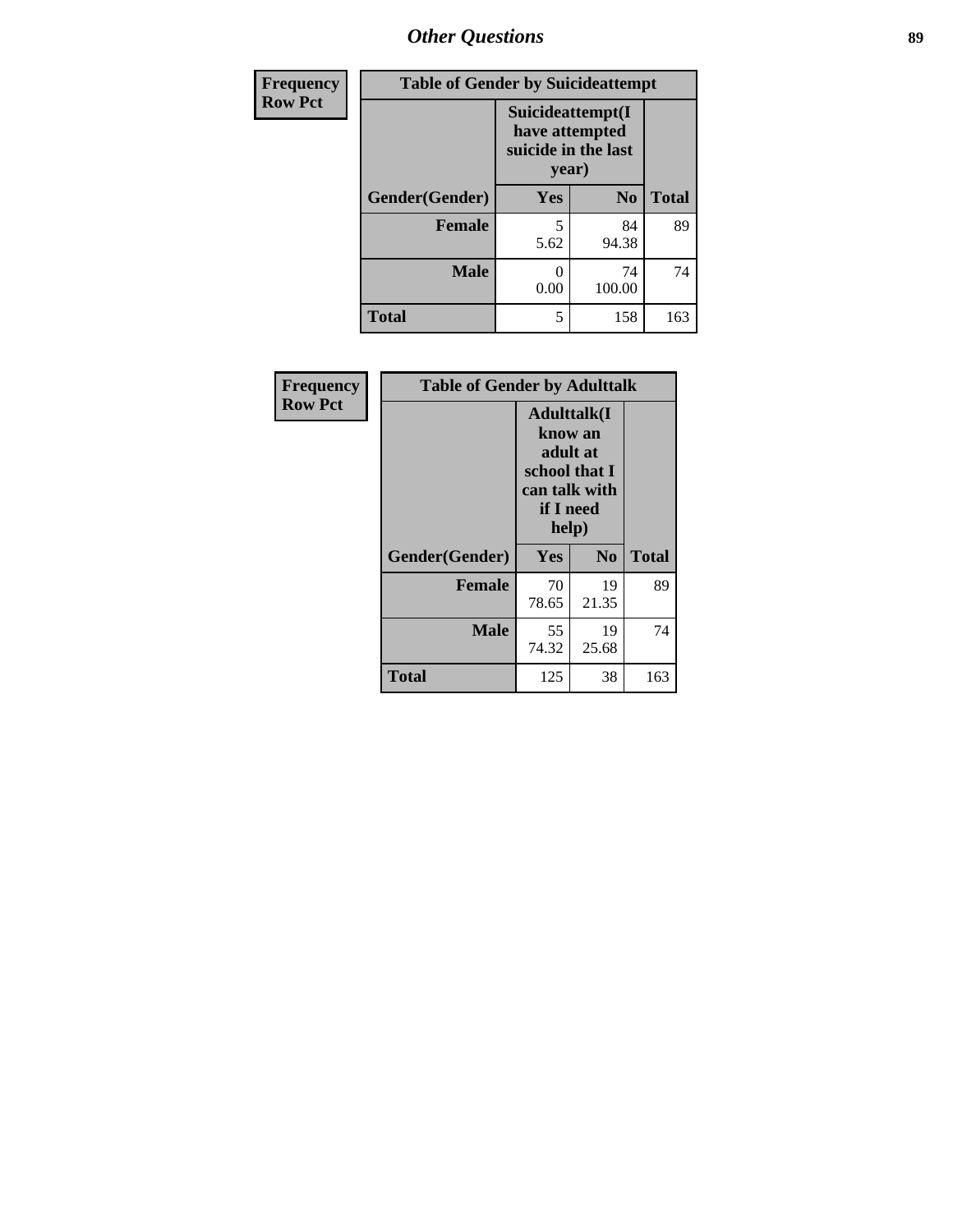## Other Questions

**Frequency**
**Row Pct**

| Table of Gender by Suicideattempt | | | |
|---|---|---|---|
| | Suicideattempt(I have attempted suicide in the last year) | | |
| Gender(Gender) | Yes | No | Total |
| **Female** | 5<br>5.62 | 84<br>94.38 | 89 |
| **Male** | 0<br>0.00 | 74<br>100.00 | 74 |
| **Total** | 5 | 158 | 163 |

**Frequency**
**Row Pct**

| Table of Gender by Adulttalk | | | |
|---|---|---|---|
| | Adulttalk(I know an adult at school that I can talk with if I need help) | | |
| Gender(Gender) | Yes | No | Total |
| **Female** | 70<br>78.65 | 19<br>21.35 | 89 |
| **Male** | 55<br>74.32 | 19<br>25.68 | 74 |
| **Total** | 125 | 38 | 163 |